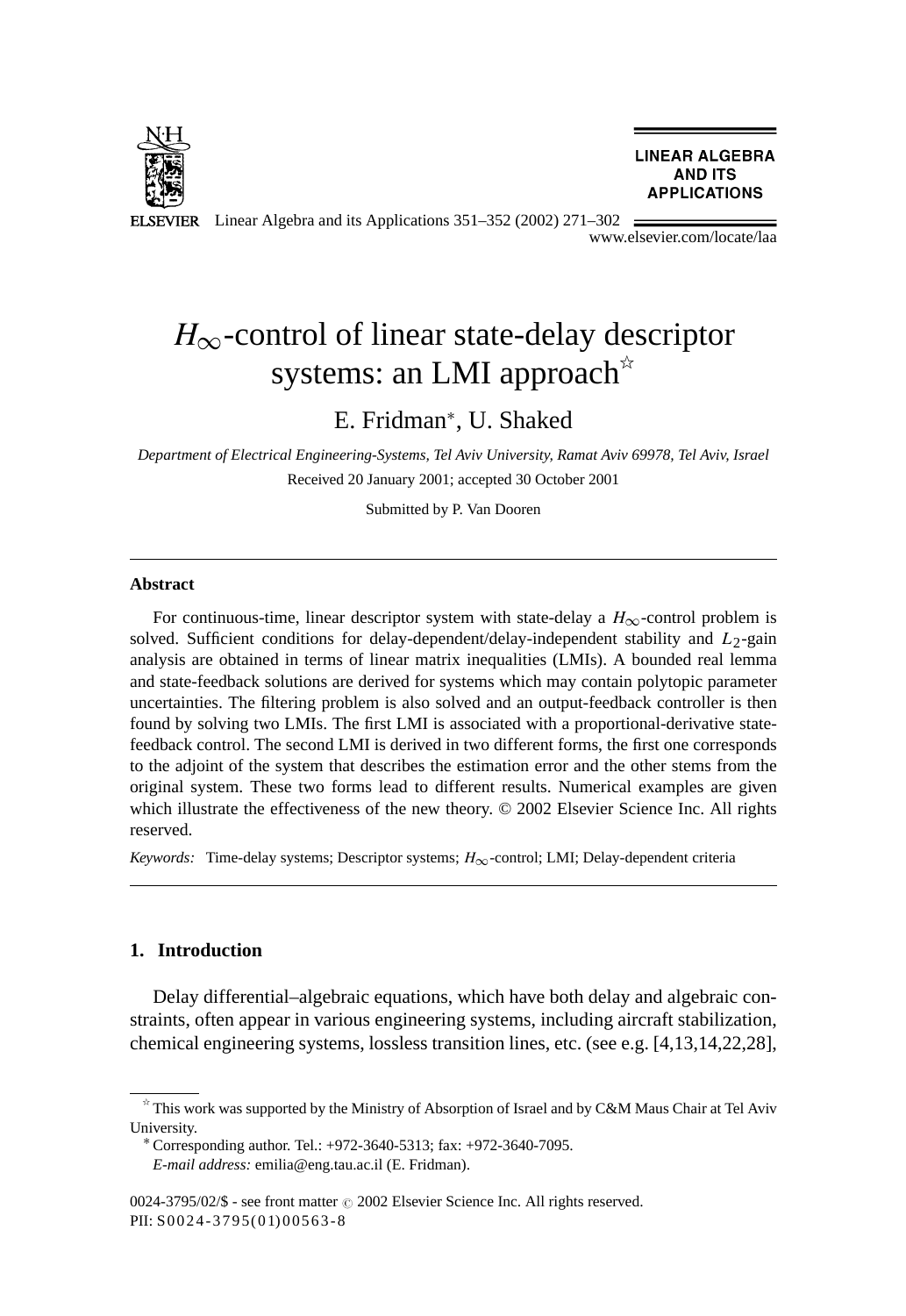# $H_\infty$-control of linear state-delay descriptor systems: an LMI approach ☆

E. Fridman *, U. Shaked

*Department of Electrical Engineering-Systems, Tel Aviv University, Ramat Aviv 69978, Tel Aviv, Israel*

Received 20 January 2001; accepted 30 October 2001

Submitted by P. Van Dooren

---

### Abstract

For continuous-time, linear descriptor system with state-delay a $H_\infty$-control problem is solved. Sufficient conditions for delay-dependent/delay-independent stability and $L_2$-gain analysis are obtained in terms of linear matrix inequalities (LMIs). A bounded real lemma and state-feedback solutions are derived for systems which may contain polytopic parameter uncertainties. The filtering problem is also solved and an output-feedback controller is then found by solving two LMIs. The first LMI is associated with a proportional-derivative state-feedback control. The second LMI is derived in two different forms, the first one corresponds to the adjoint of the system that describes the estimation error and the other stems from the original system. These two forms lead to different results. Numerical examples are given which illustrate the effectiveness of the new theory. © 2002 Elsevier Science Inc. All rights reserved.

*Keywords:* Time-delay systems; Descriptor systems; $H_\infty$-control; LMI; Delay-dependent criteria

---

## 1. Introduction

Delay differential–algebraic equations, which have both delay and algebraic constraints, often appear in various engineering systems, including aircraft stabilization, chemical engineering systems, lossless transition lines, etc. (see e.g. [4,13,14,22,28],

---

☆ This work was supported by the Ministry of Absorption of Israel and by C&M Maus Chair at Tel Aviv University.

* Corresponding author. Tel.: +972-3640-5313; fax: +972-3640-7095.
*E-mail address:* emilia@eng.tau.ac.il (E. Fridman).

0024-3795/02/$ - see front matter © 2002 Elsevier Science Inc. All rights reserved.
PII: S0024-3795(01)00563-8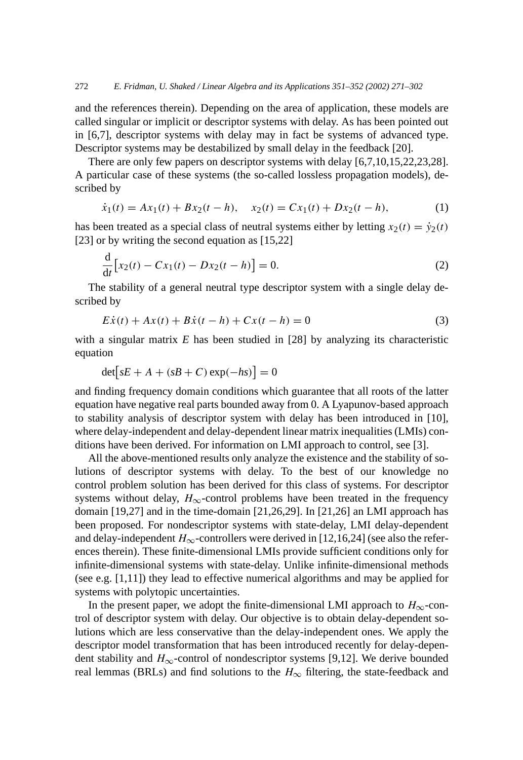and the references therein). Depending on the area of application, these models are called singular or implicit or descriptor systems with delay. As has been pointed out in [6,7], descriptor systems with delay may in fact be systems of advanced type. Descriptor systems may be destabilized by small delay in the feedback [20].

There are only few papers on descriptor systems with delay [6,7,10,15,22,23,28]. A particular case of these systems (the so-called lossless propagation models), described by

$$\dot{x}_1(t) = Ax_1(t) + Bx_2(t-h), \quad x_2(t) = Cx_1(t) + Dx_2(t-h), \tag{1}$$

has been treated as a special class of neutral systems either by letting $x_2(t) = \dot{y}_2(t)$ [23] or by writing the second equation as [15,22]

$$\frac{\mathrm{d}}{\mathrm{d}t}\big[x_2(t) - Cx_1(t) - Dx_2(t-h)\big] = 0. \tag{2}$$

The stability of a general neutral type descriptor system with a single delay described by

$$E\dot{x}(t) + Ax(t) + B\dot{x}(t-h) + Cx(t-h) = 0 \tag{3}$$

with a singular matrix $E$ has been studied in [28] by analyzing its characteristic equation

$$\det\big[sE + A + (sB + C)\exp(-hs)\big] = 0$$

and finding frequency domain conditions which guarantee that all roots of the latter equation have negative real parts bounded away from 0. A Lyapunov-based approach to stability analysis of descriptor system with delay has been introduced in [10], where delay-independent and delay-dependent linear matrix inequalities (LMIs) conditions have been derived. For information on LMI approach to control, see [3].

All the above-mentioned results only analyze the existence and the stability of solutions of descriptor systems with delay. To the best of our knowledge no control problem solution has been derived for this class of systems. For descriptor systems without delay, $H_\infty$-control problems have been treated in the frequency domain [19,27] and in the time-domain [21,26,29]. In [21,26] an LMI approach has been proposed. For nondescriptor systems with state-delay, LMI delay-dependent and delay-independent $H_\infty$-controllers were derived in [12,16,24] (see also the references therein). These finite-dimensional LMIs provide sufficient conditions only for infinite-dimensional systems with state-delay. Unlike infinite-dimensional methods (see e.g. [1,11]) they lead to effective numerical algorithms and may be applied for systems with polytopic uncertainties.

In the present paper, we adopt the finite-dimensional LMI approach to $H_\infty$-control of descriptor system with delay. Our objective is to obtain delay-dependent solutions which are less conservative than the delay-independent ones. We apply the descriptor model transformation that has been introduced recently for delay-dependent stability and $H_\infty$-control of nondescriptor systems [9,12]. We derive bounded real lemmas (BRLs) and find solutions to the $H_\infty$ filtering, the state-feedback and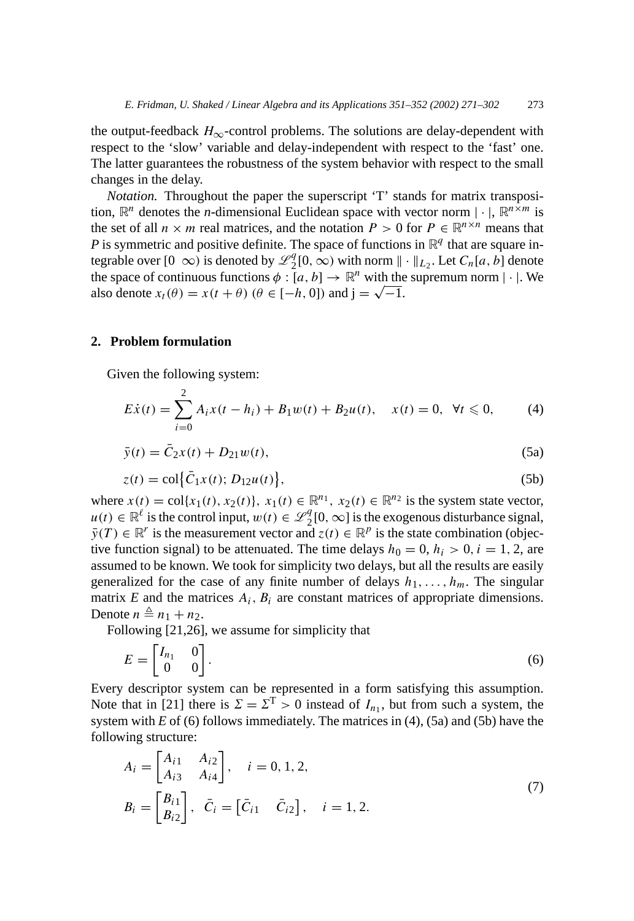the output-feedback $H_\infty$-control problems. The solutions are delay-dependent with respect to the 'slow' variable and delay-independent with respect to the 'fast' one. The latter guarantees the robustness of the system behavior with respect to the small changes in the delay.

*Notation.* Throughout the paper the superscript 'T' stands for matrix transposition, $\mathbb{R}^n$ denotes the *n*-dimensional Euclidean space with vector norm $|\cdot|$, $\mathbb{R}^{n\times m}$ is the set of all $n \times m$ real matrices, and the notation $P > 0$ for $P \in \mathbb{R}^{n\times n}$ means that $P$ is symmetric and positive definite. The space of functions in $\mathbb{R}^q$ that are square integrable over $[0\ \ \infty)$ is denoted by $\mathscr{L}_2^q[0, \infty)$ with norm $\|\cdot\|_{L_2}$. Let $C_n[a, b]$ denote the space of continuous functions $\phi : [a, b] \to \mathbb{R}^n$ with the supremum norm $|\cdot|$. We also denote $x_t(\theta) = x(t + \theta)$ $(\theta \in [-h, 0])$ and $\mathrm{j} = \sqrt{-1}$.

## 2. Problem formulation

Given the following system:

$$E\dot{x}(t) = \sum_{i=0}^{2} A_i x(t - h_i) + B_1 w(t) + B_2 u(t), \quad x(t) = 0, \ \ \forall t \leqslant 0, \tag{4}$$

$$\bar{y}(t) = \bar{C}_2 x(t) + D_{21} w(t), \tag{5a}$$

$$z(t) = \mathrm{col}\{\bar{C}_1 x(t);\, D_{12} u(t)\}, \tag{5b}$$

where $x(t) = \mathrm{col}\{x_1(t), x_2(t)\}$, $x_1(t) \in \mathbb{R}^{n_1}$, $x_2(t) \in \mathbb{R}^{n_2}$ is the system state vector, $u(t) \in \mathbb{R}^{\ell}$ is the control input, $w(t) \in \mathscr{L}_2^q[0, \infty]$ is the exogenous disturbance signal, $\bar{y}(T) \in \mathbb{R}^r$ is the measurement vector and $z(t) \in \mathbb{R}^p$ is the state combination (objective function signal) to be attenuated. The time delays $h_0 = 0$, $h_i > 0$, $i = 1, 2$, are assumed to be known. We took for simplicity two delays, but all the results are easily generalized for the case of any finite number of delays $h_1, \ldots, h_m$. The singular matrix $E$ and the matrices $A_i$, $B_i$ are constant matrices of appropriate dimensions. Denote $n \triangleq n_1 + n_2$.

Following [21,26], we assume for simplicity that

$$E = \begin{bmatrix} I_{n_1} & 0 \\ 0 & 0 \end{bmatrix}. \tag{6}$$

Every descriptor system can be represented in a form satisfying this assumption. Note that in [21] there is $\Sigma = \Sigma^{\mathrm{T}} > 0$ instead of $I_{n_1}$, but from such a system, the system with $E$ of (6) follows immediately. The matrices in (4), (5a) and (5b) have the following structure:

$$\begin{aligned} A_i &= \begin{bmatrix} A_{i1} & A_{i2} \\ A_{i3} & A_{i4} \end{bmatrix}, \quad i = 0, 1, 2, \\ B_i &= \begin{bmatrix} B_{i1} \\ B_{i2} \end{bmatrix}, \ \ \bar{C}_i = \begin{bmatrix} \bar{C}_{i1} & \bar{C}_{i2} \end{bmatrix}, \quad i = 1, 2. \end{aligned} \tag{7}$$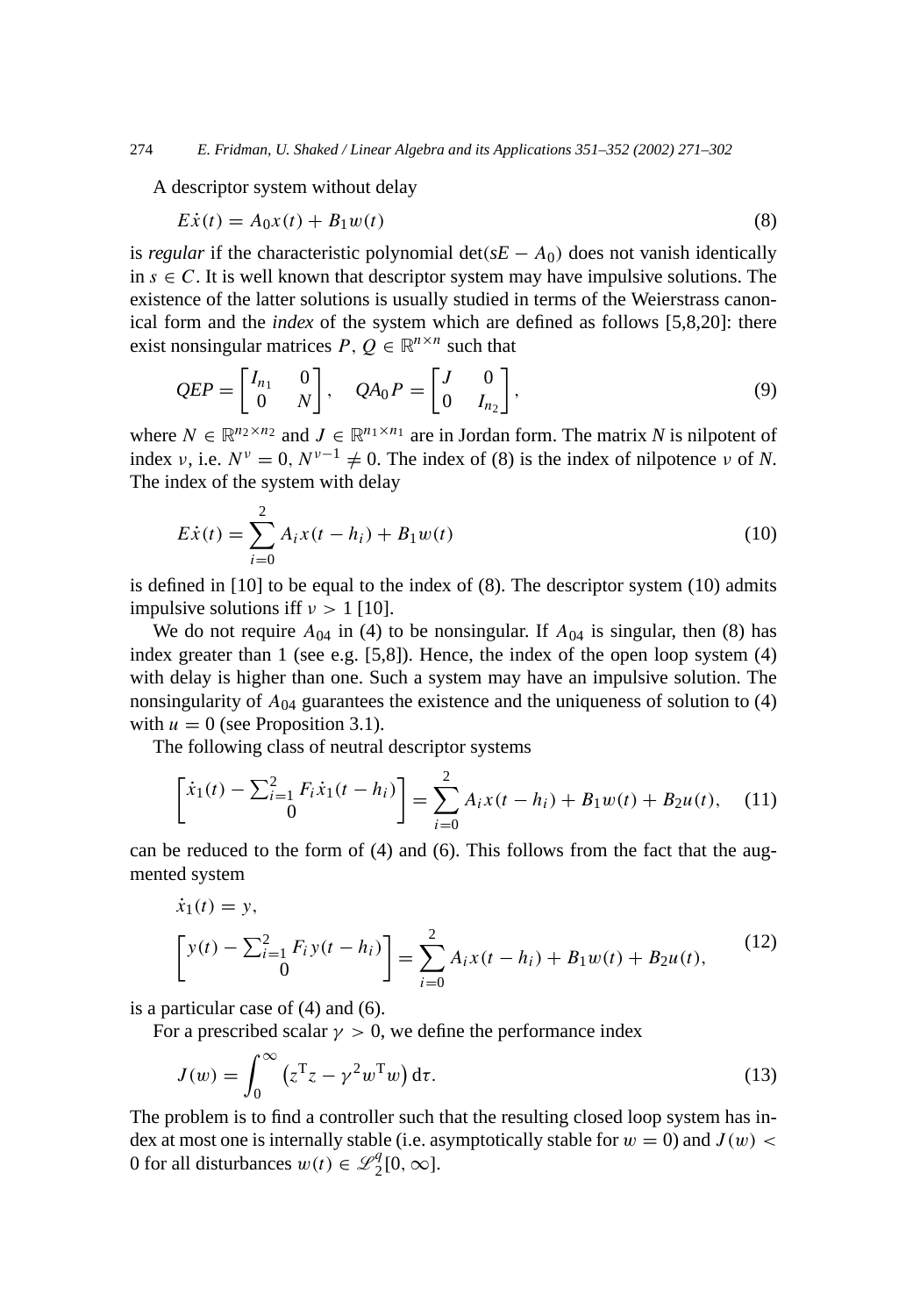A descriptor system without delay

$$E\dot{x}(t) = A_0 x(t) + B_1 w(t) \tag{8}$$

is *regular* if the characteristic polynomial $\det(sE - A_0)$ does not vanish identically in $s \in C$. It is well known that descriptor system may have impulsive solutions. The existence of the latter solutions is usually studied in terms of the Weierstrass canonical form and the *index* of the system which are defined as follows [5,8,20]: there exist nonsingular matrices $P, Q \in \mathbb{R}^{n\times n}$ such that

$$QEP = \begin{bmatrix} I_{n_1} & 0 \\ 0 & N \end{bmatrix}, \quad QA_0P = \begin{bmatrix} J & 0 \\ 0 & I_{n_2} \end{bmatrix}, \tag{9}$$

where $N \in \mathbb{R}^{n_2\times n_2}$ and $J \in \mathbb{R}^{n_1\times n_1}$ are in Jordan form. The matrix $N$ is nilpotent of index $\nu$, i.e. $N^{\nu} = 0$, $N^{\nu-1} \neq 0$. The index of (8) is the index of nilpotence $\nu$ of $N$. The index of the system with delay

$$E\dot{x}(t) = \sum_{i=0}^{2} A_i x(t - h_i) + B_1 w(t) \tag{10}$$

is defined in [10] to be equal to the index of (8). The descriptor system (10) admits impulsive solutions iff $\nu > 1$ [10].

We do not require $A_{04}$ in (4) to be nonsingular. If $A_{04}$ is singular, then (8) has index greater than 1 (see e.g. [5,8]). Hence, the index of the open loop system (4) with delay is higher than one. Such a system may have an impulsive solution. The nonsingularity of $A_{04}$ guarantees the existence and the uniqueness of solution to (4) with $u = 0$ (see Proposition 3.1).

The following class of neutral descriptor systems

$$\begin{bmatrix} \dot{x}_1(t) - \sum_{i=1}^{2} F_i \dot{x}_1(t - h_i) \\ 0 \end{bmatrix} = \sum_{i=0}^{2} A_i x(t - h_i) + B_1 w(t) + B_2 u(t), \tag{11}$$

can be reduced to the form of (4) and (6). This follows from the fact that the augmented system

$$\begin{aligned} &\dot{x}_1(t) = y, \\ &\begin{bmatrix} y(t) - \sum_{i=1}^{2} F_i y(t - h_i) \\ 0 \end{bmatrix} = \sum_{i=0}^{2} A_i x(t - h_i) + B_1 w(t) + B_2 u(t), \end{aligned} \tag{12}$$

is a particular case of (4) and (6).

For a prescribed scalar $\gamma > 0$, we define the performance index

$$J(w) = \int_0^{\infty} \left(z^{\mathrm{T}} z - \gamma^2 w^{\mathrm{T}} w\right) \mathrm{d}\tau. \tag{13}$$

The problem is to find a controller such that the resulting closed loop system has index at most one is internally stable (i.e. asymptotically stable for $w = 0$) and $J(w) < 0$ for all disturbances $w(t) \in \mathscr{L}_2^q[0, \infty]$.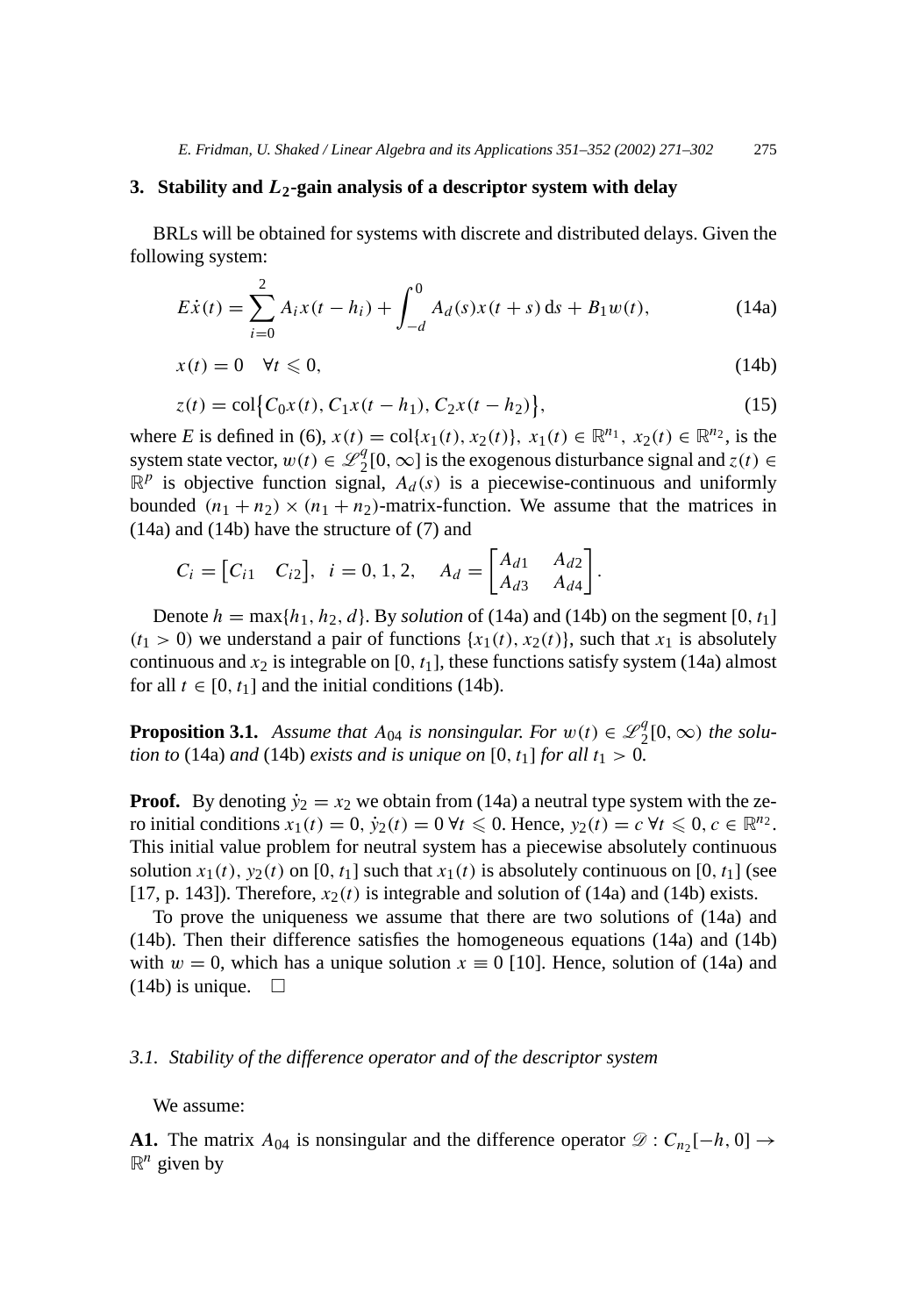## 3. Stability and $L_2$-gain analysis of a descriptor system with delay

BRLs will be obtained for systems with discrete and distributed delays. Given the following system:

$$E\dot{x}(t) = \sum_{i=0}^{2} A_i x(t - h_i) + \int_{-d}^{0} A_d(s)x(t + s)\,\mathrm{d}s + B_1 w(t), \tag{14a}$$

$$x(t) = 0 \quad \forall t \leqslant 0, \tag{14b}$$

$$z(t) = \mathrm{col}\{C_0 x(t), C_1 x(t - h_1), C_2 x(t - h_2)\}, \tag{15}$$

where $E$ is defined in (6), $x(t) = \mathrm{col}\{x_1(t), x_2(t)\}$, $x_1(t) \in \mathbb{R}^{n_1}$, $x_2(t) \in \mathbb{R}^{n_2}$, is the system state vector, $w(t) \in \mathscr{L}_2^q[0, \infty]$ is the exogenous disturbance signal and $z(t) \in \mathbb{R}^p$ is objective function signal, $A_d(s)$ is a piecewise-continuous and uniformly bounded $(n_1 + n_2) \times (n_1 + n_2)$-matrix-function. We assume that the matrices in (14a) and (14b) have the structure of (7) and

$$C_i = \begin{bmatrix} C_{i1} & C_{i2} \end{bmatrix}, \quad i = 0, 1, 2, \qquad A_d = \begin{bmatrix} A_{d1} & A_{d2} \\ A_{d3} & A_{d4} \end{bmatrix}.$$

Denote $h = \max\{h_1, h_2, d\}$. By *solution* of (14a) and (14b) on the segment $[0, t_1]$ $(t_1 > 0)$ we understand a pair of functions $\{x_1(t), x_2(t)\}$, such that $x_1$ is absolutely continuous and $x_2$ is integrable on $[0, t_1]$, these functions satisfy system (14a) almost for all $t \in [0, t_1]$ and the initial conditions (14b).

**Proposition 3.1.** *Assume that $A_{04}$ is nonsingular. For $w(t) \in \mathscr{L}_2^q[0, \infty)$ the solution to* (14a) *and* (14b) *exists and is unique on $[0, t_1]$ for all $t_1 > 0$.*

**Proof.** By denoting $\dot{y}_2 = x_2$ we obtain from (14a) a neutral type system with the zero initial conditions $x_1(t) = 0$, $\dot{y}_2(t) = 0\ \forall t \leqslant 0$. Hence, $y_2(t) = c\ \forall t \leqslant 0$, $c \in \mathbb{R}^{n_2}$. This initial value problem for neutral system has a piecewise absolutely continuous solution $x_1(t)$, $y_2(t)$ on $[0, t_1]$ such that $x_1(t)$ is absolutely continuous on $[0, t_1]$ (see [17, p. 143]). Therefore, $x_2(t)$ is integrable and solution of (14a) and (14b) exists.

To prove the uniqueness we assume that there are two solutions of (14a) and (14b). Then their difference satisfies the homogeneous equations (14a) and (14b) with $w = 0$, which has a unique solution $x \equiv 0$ [10]. Hence, solution of (14a) and (14b) is unique. $\square$

### 3.1. Stability of the difference operator and of the descriptor system

We assume:

**A1.** The matrix $A_{04}$ is nonsingular and the difference operator $\mathscr{D} : C_{n_2}[-h, 0] \to \mathbb{R}^n$ given by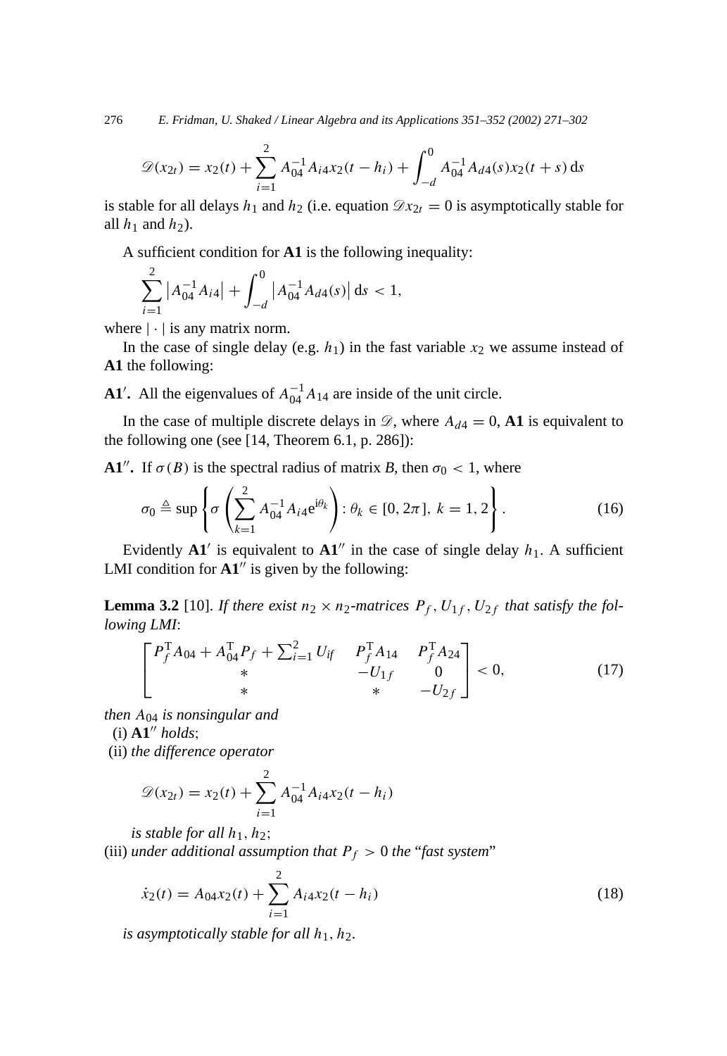$$\mathscr{D}(x_{2t}) = x_2(t) + \sum_{i=1}^{2} A_{04}^{-1} A_{i4} x_2(t - h_i) + \int_{-d}^{0} A_{04}^{-1} A_{d4}(s) x_2(t + s)\, \mathrm{d}s$$

is stable for all delays $h_1$ and $h_2$ (i.e. equation $\mathscr{D}x_{2t} = 0$ is asymptotically stable for all $h_1$ and $h_2$).

A sufficient condition for **A1** is the following inequality:

$$\sum_{i=1}^{2} \left| A_{04}^{-1} A_{i4} \right| + \int_{-d}^{0} \left| A_{04}^{-1} A_{d4}(s) \right| \mathrm{d}s < 1,$$

where $| \cdot |$ is any matrix norm.

In the case of single delay (e.g. $h_1$) in the fast variable $x_2$ we assume instead of **A1** the following:

**A1′.** All the eigenvalues of $A_{04}^{-1} A_{14}$ are inside of the unit circle.

In the case of multiple discrete delays in $\mathscr{D}$, where $A_{d4} = 0$, **A1** is equivalent to the following one (see [14, Theorem 6.1, p. 286]):

**A1″.** If $\sigma(B)$ is the spectral radius of matrix $B$, then $\sigma_0 < 1$, where

$$\sigma_0 \triangleq \sup \left\{ \sigma \left( \sum_{k=1}^{2} A_{04}^{-1} A_{i4} \mathrm{e}^{\mathrm{i}\theta_k} \right) : \theta_k \in [0, 2\pi],\ k = 1, 2 \right\}. \tag{16}$$

Evidently **A1′** is equivalent to **A1″** in the case of single delay $h_1$. A sufficient LMI condition for **A1″** is given by the following:

**Lemma 3.2** [10]. *If there exist $n_2 \times n_2$-matrices $P_f, U_{1f}, U_{2f}$ that satisfy the following LMI*:

$$\begin{bmatrix} P_f^{\mathrm{T}} A_{04} + A_{04}^{\mathrm{T}} P_f + \sum_{i=1}^{2} U_{if} & P_f^{\mathrm{T}} A_{14} & P_f^{\mathrm{T}} A_{24} \\ * & -U_{1f} & 0 \\ * & * & -U_{2f} \end{bmatrix} < 0, \tag{17}$$

*then $A_{04}$ is nonsingular and*

(i) **A1″** *holds*;

(ii) *the difference operator*

$$\mathscr{D}(x_{2t}) = x_2(t) + \sum_{i=1}^{2} A_{04}^{-1} A_{i4} x_2(t - h_i)$$

*is stable for all $h_1, h_2$;*

(iii) *under additional assumption that $P_f > 0$ the "fast system"*

$$\dot{x}_2(t) = A_{04} x_2(t) + \sum_{i=1}^{2} A_{i4} x_2(t - h_i) \tag{18}$$

*is asymptotically stable for all $h_1, h_2$.*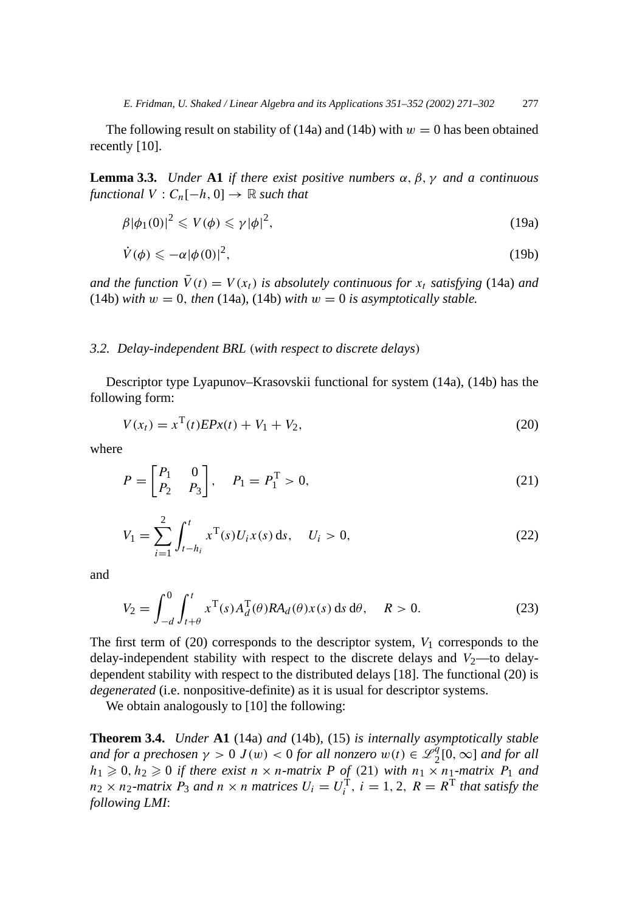The following result on stability of (14a) and (14b) with $w = 0$ has been obtained recently [10].

**Lemma 3.3.** *Under* **A1** *if there exist positive numbers $\alpha, \beta, \gamma$ and a continuous functional $V : C_n[-h, 0] \to \mathbb{R}$ such that*

$$\beta|\phi_1(0)|^2 \leqslant V(\phi) \leqslant \gamma|\phi|^2, \tag{19a}$$

$$\dot{V}(\phi) \leqslant -\alpha|\phi(0)|^2, \tag{19b}$$

*and the function $\bar{V}(t) = V(x_t)$ is absolutely continuous for $x_t$ satisfying* (14a) *and* (14b) *with $w = 0$, then* (14a), (14b) *with $w = 0$ is asymptotically stable.*

### 3.2. Delay-independent BRL (with respect to discrete delays)

Descriptor type Lyapunov–Krasovskii functional for system (14a), (14b) has the following form:

$$V(x_t) = x^{\mathrm{T}}(t)EPx(t) + V_1 + V_2, \tag{20}$$

where

$$P = \begin{bmatrix} P_1 & 0 \\ P_2 & P_3 \end{bmatrix}, \quad P_1 = P_1^{\mathrm{T}} > 0, \tag{21}$$

$$V_1 = \sum_{i=1}^{2} \int_{t-h_i}^{t} x^{\mathrm{T}}(s)U_i x(s)\,\mathrm{d}s, \quad U_i > 0, \tag{22}$$

and

$$V_2 = \int_{-d}^{0} \int_{t+\theta}^{t} x^{\mathrm{T}}(s)A_d^{\mathrm{T}}(\theta)RA_d(\theta)x(s)\,\mathrm{d}s\,\mathrm{d}\theta, \quad R > 0. \tag{23}$$

The first term of (20) corresponds to the descriptor system, $V_1$ corresponds to the delay-independent stability with respect to the discrete delays and $V_2$—to delay-dependent stability with respect to the distributed delays [18]. The functional (20) is *degenerated* (i.e. nonpositive-definite) as it is usual for descriptor systems.

We obtain analogously to [10] the following:

**Theorem 3.4.** *Under* **A1** (14a) *and* (14b), (15) *is internally asymptotically stable and for a prechosen $\gamma > 0$ $J(w) < 0$ for all nonzero $w(t) \in \mathscr{L}_2^q[0, \infty]$ and for all $h_1 \geqslant 0, h_2 \geqslant 0$ if there exist $n \times n$-matrix $P$ of* (21) *with $n_1 \times n_1$-matrix $P_1$ and $n_2 \times n_2$-matrix $P_3$ and $n \times n$ matrices $U_i = U_i^{\mathrm{T}}$, $i = 1, 2$, $R = R^{\mathrm{T}}$ that satisfy the following LMI*: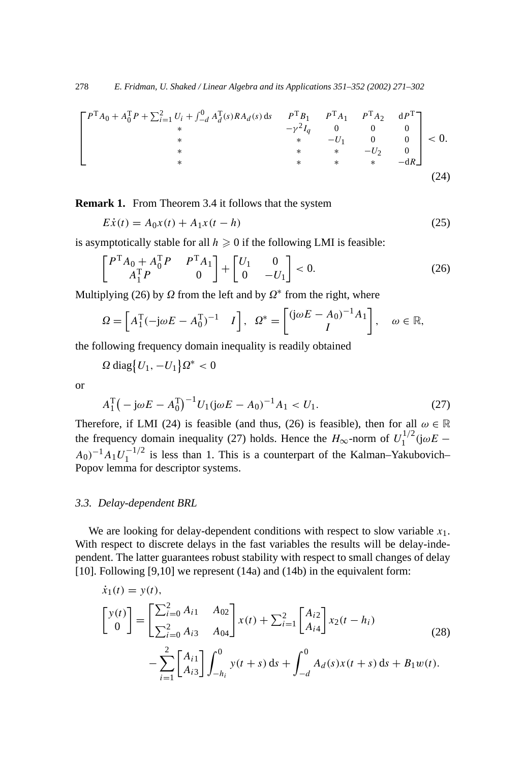$$
\begin{bmatrix}
P^{\mathrm{T}}A_0 + A_0^{\mathrm{T}}P + \sum_{i=1}^{2} U_i + \int_{-d}^{0} A_d^{\mathrm{T}}(s)RA_d(s)\,\mathrm{d}s & P^{\mathrm{T}}B_1 & P^{\mathrm{T}}A_1 & P^{\mathrm{T}}A_2 & \mathrm{d}P^{\mathrm{T}} \\
* & -\gamma^2 I_q & 0 & 0 & 0 \\
* & * & -U_1 & 0 & 0 \\
* & * & * & -U_2 & 0 \\
* & * & * & * & -\mathrm{d}R
\end{bmatrix} < 0. \tag{24}
$$

**Remark 1.** From Theorem 3.4 it follows that the system

$$
E\dot{x}(t) = A_0 x(t) + A_1 x(t-h) \tag{25}
$$

is asymptotically stable for all $h \geqslant 0$ if the following LMI is feasible:

$$
\begin{bmatrix} P^{\mathrm{T}}A_0 + A_0^{\mathrm{T}}P & P^{\mathrm{T}}A_1 \\ A_1^{\mathrm{T}}P & 0 \end{bmatrix} + \begin{bmatrix} U_1 & 0 \\ 0 & -U_1 \end{bmatrix} < 0. \tag{26}
$$

Multiplying (26) by $\Omega$ from the left and by $\Omega^*$ from the right, where

$$
\Omega = \begin{bmatrix} A_1^{\mathrm{T}}(-\mathrm{j}\omega E - A_0^{\mathrm{T}})^{-1} & I \end{bmatrix}, \quad \Omega^* = \begin{bmatrix} (\mathrm{j}\omega E - A_0)^{-1}A_1 \\ I \end{bmatrix}, \quad \omega \in \mathbb{R},
$$

the following frequency domain inequality is readily obtained

$$
\Omega \operatorname{diag}\{U_1, -U_1\}\Omega^* < 0
$$

or

$$
A_1^{\mathrm{T}}\left(-\mathrm{j}\omega E - A_0^{\mathrm{T}}\right)^{-1} U_1 (\mathrm{j}\omega E - A_0)^{-1} A_1 < U_1. \tag{27}
$$

Therefore, if LMI (24) is feasible (and thus, (26) is feasible), then for all $\omega \in \mathbb{R}$ the frequency domain inequality (27) holds. Hence the $H_\infty$-norm of $U_1^{1/2}(\mathrm{j}\omega E - A_0)^{-1}A_1U_1^{-1/2}$ is less than 1. This is a counterpart of the Kalman–Yakubovich–Popov lemma for descriptor systems.

### 3.3. Delay-dependent BRL

We are looking for delay-dependent conditions with respect to slow variable $x_1$. With respect to discrete delays in the fast variables the results will be delay-independent. The latter guarantees robust stability with respect to small changes of delay [10]. Following [9,10] we represent (14a) and (14b) in the equivalent form:

$$
\begin{aligned}
&\dot{x}_1(t) = y(t), \\
&\begin{bmatrix} y(t) \\ 0 \end{bmatrix} = \begin{bmatrix} \sum_{i=0}^{2} A_{i1} & A_{02} \\ \sum_{i=0}^{2} A_{i3} & A_{04} \end{bmatrix} x(t) + \sum_{i=1}^{2} \begin{bmatrix} A_{i2} \\ A_{i4} \end{bmatrix} x_2(t-h_i) \\
&\qquad - \sum_{i=1}^{2} \begin{bmatrix} A_{i1} \\ A_{i3} \end{bmatrix} \int_{-h_i}^{0} y(t+s)\,\mathrm{d}s + \int_{-d}^{0} A_d(s)x(t+s)\,\mathrm{d}s + B_1 w(t).
\end{aligned} \tag{28}
$$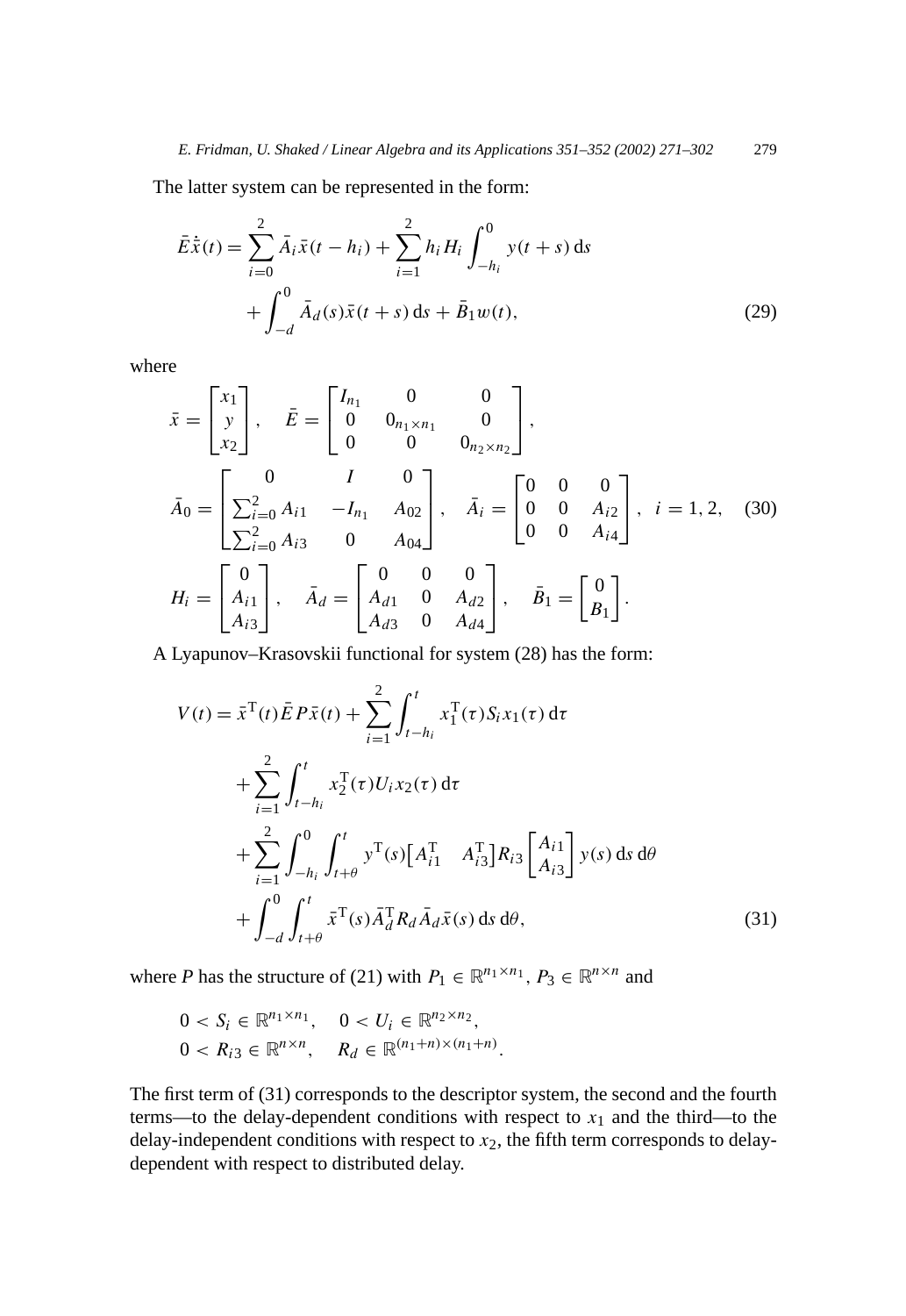The latter system can be represented in the form:

$$
\begin{aligned}
\bar{E}\dot{\bar{x}}(t) = {} & \sum_{i=0}^{2} \bar{A}_i \bar{x}(t-h_i) + \sum_{i=1}^{2} h_i H_i \int_{-h_i}^{0} y(t+s)\,\mathrm{d}s \\
& + \int_{-d}^{0} \bar{A}_d(s)\bar{x}(t+s)\,\mathrm{d}s + \bar{B}_1 w(t),
\end{aligned} \tag{29}
$$

where

$$
\bar{x} = \begin{bmatrix} x_1 \\ y \\ x_2 \end{bmatrix}, \quad \bar{E} = \begin{bmatrix} I_{n_1} & 0 & 0 \\ 0 & 0_{n_1 \times n_1} & 0 \\ 0 & 0 & 0_{n_2 \times n_2} \end{bmatrix},
$$

$$
\bar{A}_0 = \begin{bmatrix} 0 & I & 0 \\ \sum_{i=0}^{2} A_{i1} & -I_{n_1} & A_{02} \\ \sum_{i=0}^{2} A_{i3} & 0 & A_{04} \end{bmatrix}, \quad \bar{A}_i = \begin{bmatrix} 0 & 0 & 0 \\ 0 & 0 & A_{i2} \\ 0 & 0 & A_{i4} \end{bmatrix}, \quad i = 1, 2, \tag{30}
$$

$$
H_i = \begin{bmatrix} 0 \\ A_{i1} \\ A_{i3} \end{bmatrix}, \quad \bar{A}_d = \begin{bmatrix} 0 & 0 & 0 \\ A_{d1} & 0 & A_{d2} \\ A_{d3} & 0 & A_{d4} \end{bmatrix}, \quad \bar{B}_1 = \begin{bmatrix} 0 \\ B_1 \end{bmatrix}.
$$

A Lyapunov–Krasovskii functional for system (28) has the form:

$$
\begin{aligned}
V(t) = {} & \bar{x}^{\mathrm{T}}(t)\bar{E}P\bar{x}(t) + \sum_{i=1}^{2} \int_{t-h_i}^{t} x_1^{\mathrm{T}}(\tau) S_i x_1(\tau)\,\mathrm{d}\tau \\
& + \sum_{i=1}^{2} \int_{t-h_i}^{t} x_2^{\mathrm{T}}(\tau) U_i x_2(\tau)\,\mathrm{d}\tau \\
& + \sum_{i=1}^{2} \int_{-h_i}^{0} \int_{t+\theta}^{t} y^{\mathrm{T}}(s) \begin{bmatrix} A_{i1}^{\mathrm{T}} & A_{i3}^{\mathrm{T}} \end{bmatrix} R_{i3} \begin{bmatrix} A_{i1} \\ A_{i3} \end{bmatrix} y(s)\,\mathrm{d}s\,\mathrm{d}\theta \\
& + \int_{-d}^{0} \int_{t+\theta}^{t} \bar{x}^{\mathrm{T}}(s)\bar{A}_d^{\mathrm{T}} R_d \bar{A}_d \bar{x}(s)\,\mathrm{d}s\,\mathrm{d}\theta,
\end{aligned} \tag{31}
$$

where $P$ has the structure of (21) with $P_1 \in \mathbb{R}^{n_1 \times n_1}$, $P_3 \in \mathbb{R}^{n \times n}$ and

$$
\begin{aligned}
& 0 < S_i \in \mathbb{R}^{n_1 \times n_1}, \quad 0 < U_i \in \mathbb{R}^{n_2 \times n_2}, \\
& 0 < R_{i3} \in \mathbb{R}^{n \times n}, \quad R_d \in \mathbb{R}^{(n_1+n) \times (n_1+n)}.
\end{aligned}
$$

The first term of (31) corresponds to the descriptor system, the second and the fourth terms—to the delay-dependent conditions with respect to $x_1$ and the third—to the delay-independent conditions with respect to $x_2$, the fifth term corresponds to delay-dependent with respect to distributed delay.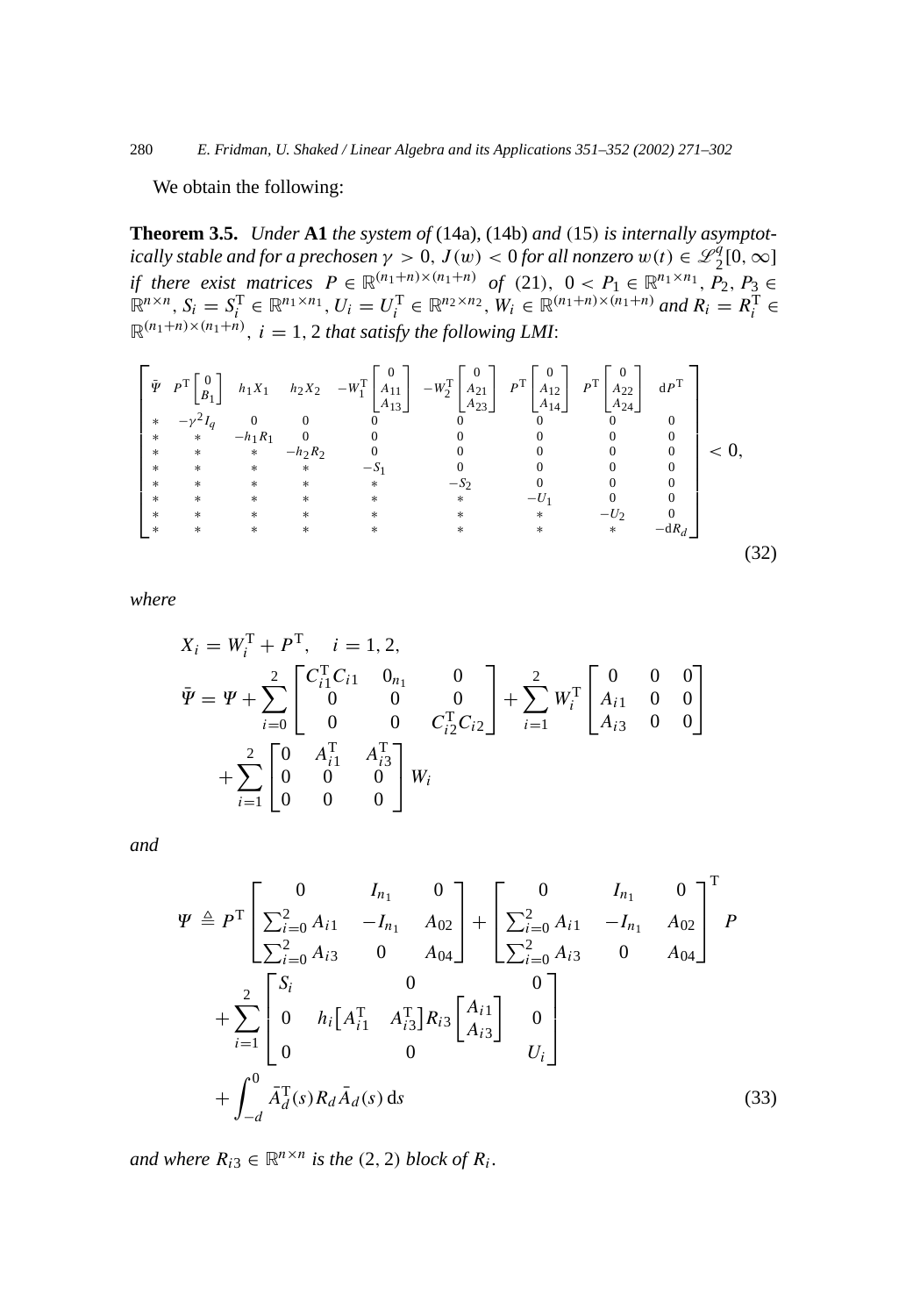We obtain the following:

**Theorem 3.5.** *Under* **A1** *the system of* (14a), (14b) *and* (15) *is internally asymptotically stable and for a prechosen* $\gamma > 0$, $J(w) < 0$ *for all nonzero* $w(t) \in \mathscr{L}_2^q[0, \infty]$ *if there exist matrices* $P \in \mathbb{R}^{(n_1+n)\times(n_1+n)}$ *of* (21), $0 < P_1 \in \mathbb{R}^{n_1 \times n_1}$, $P_2, P_3 \in \mathbb{R}^{n\times n}$, $S_i = S_i^{\mathrm{T}} \in \mathbb{R}^{n_1\times n_1}$, $U_i = U_i^{\mathrm{T}} \in \mathbb{R}^{n_2\times n_2}$, $W_i \in \mathbb{R}^{(n_1+n)\times(n_1+n)}$ *and* $R_i = R_i^{\mathrm{T}} \in \mathbb{R}^{(n_1+n)\times(n_1+n)}$, $i = 1, 2$ *that satisfy the following LMI*:

$$
\begin{bmatrix}
\bar{\Psi} & P^{\mathrm{T}}\begin{bmatrix} 0 \\ B_1 \end{bmatrix} & h_1 X_1 & h_2 X_2 & -W_1^{\mathrm{T}}\begin{bmatrix} 0 \\ A_{11} \\ A_{13} \end{bmatrix} & -W_2^{\mathrm{T}}\begin{bmatrix} 0 \\ A_{21} \\ A_{23} \end{bmatrix} & P^{\mathrm{T}}\begin{bmatrix} 0 \\ A_{12} \\ A_{14} \end{bmatrix} & P^{\mathrm{T}}\begin{bmatrix} 0 \\ A_{22} \\ A_{24} \end{bmatrix} & \mathrm{d}P^{\mathrm{T}} \\
* & -\gamma^2 I_q & 0 & 0 & 0 & 0 & 0 & 0 & 0 \\
* & * & -h_1 R_1 & 0 & 0 & 0 & 0 & 0 & 0 \\
* & * & * & -h_2 R_2 & 0 & 0 & 0 & 0 & 0 \\
* & * & * & * & -S_1 & 0 & 0 & 0 & 0 \\
* & * & * & * & * & -S_2 & 0 & 0 & 0 \\
* & * & * & * & * & * & -U_1 & 0 & 0 \\
* & * & * & * & * & * & * & -U_2 & 0 \\
* & * & * & * & * & * & * & * & -\mathrm{d}R_d
\end{bmatrix} < 0, \tag{32}
$$

*where*

$$
X_i = W_i^{\mathrm{T}} + P^{\mathrm{T}}, \quad i = 1, 2,
$$

$$
\bar{\Psi} = \Psi + \sum_{i=0}^{2}\begin{bmatrix} C_{i1}^{\mathrm{T}} C_{i1} & 0_{n_1} & 0 \\ 0 & 0 & 0 \\ 0 & 0 & C_{i2}^{\mathrm{T}} C_{i2} \end{bmatrix} + \sum_{i=1}^{2} W_i^{\mathrm{T}}\begin{bmatrix} 0 & 0 & 0 \\ A_{i1} & 0 & 0 \\ A_{i3} & 0 & 0 \end{bmatrix} + \sum_{i=1}^{2}\begin{bmatrix} 0 & A_{i1}^{\mathrm{T}} & A_{i3}^{\mathrm{T}} \\ 0 & 0 & 0 \\ 0 & 0 & 0 \end{bmatrix} W_i
$$

*and*

$$
\begin{aligned}
\Psi \triangleq{}& P^{\mathrm{T}}\begin{bmatrix} 0 & I_{n_1} & 0 \\ \sum_{i=0}^{2} A_{i1} & -I_{n_1} & A_{02} \\ \sum_{i=0}^{2} A_{i3} & 0 & A_{04} \end{bmatrix} + \begin{bmatrix} 0 & I_{n_1} & 0 \\ \sum_{i=0}^{2} A_{i1} & -I_{n_1} & A_{02} \\ \sum_{i=0}^{2} A_{i3} & 0 & A_{04} \end{bmatrix}^{\mathrm{T}} P \\
&+ \sum_{i=1}^{2}\begin{bmatrix} S_i & 0 & 0 \\ 0 & h_i\begin{bmatrix} A_{i1}^{\mathrm{T}} & A_{i3}^{\mathrm{T}} \end{bmatrix} R_{i3}\begin{bmatrix} A_{i1} \\ A_{i3} \end{bmatrix} & 0 \\ 0 & 0 & U_i \end{bmatrix} \\
&+ \int_{-d}^{0} \bar{A}_d^{\mathrm{T}}(s) R_d \bar{A}_d(s)\,\mathrm{d}s
\end{aligned} \tag{33}
$$

*and where* $R_{i3} \in \mathbb{R}^{n\times n}$ *is the* $(2, 2)$ *block of* $R_i$.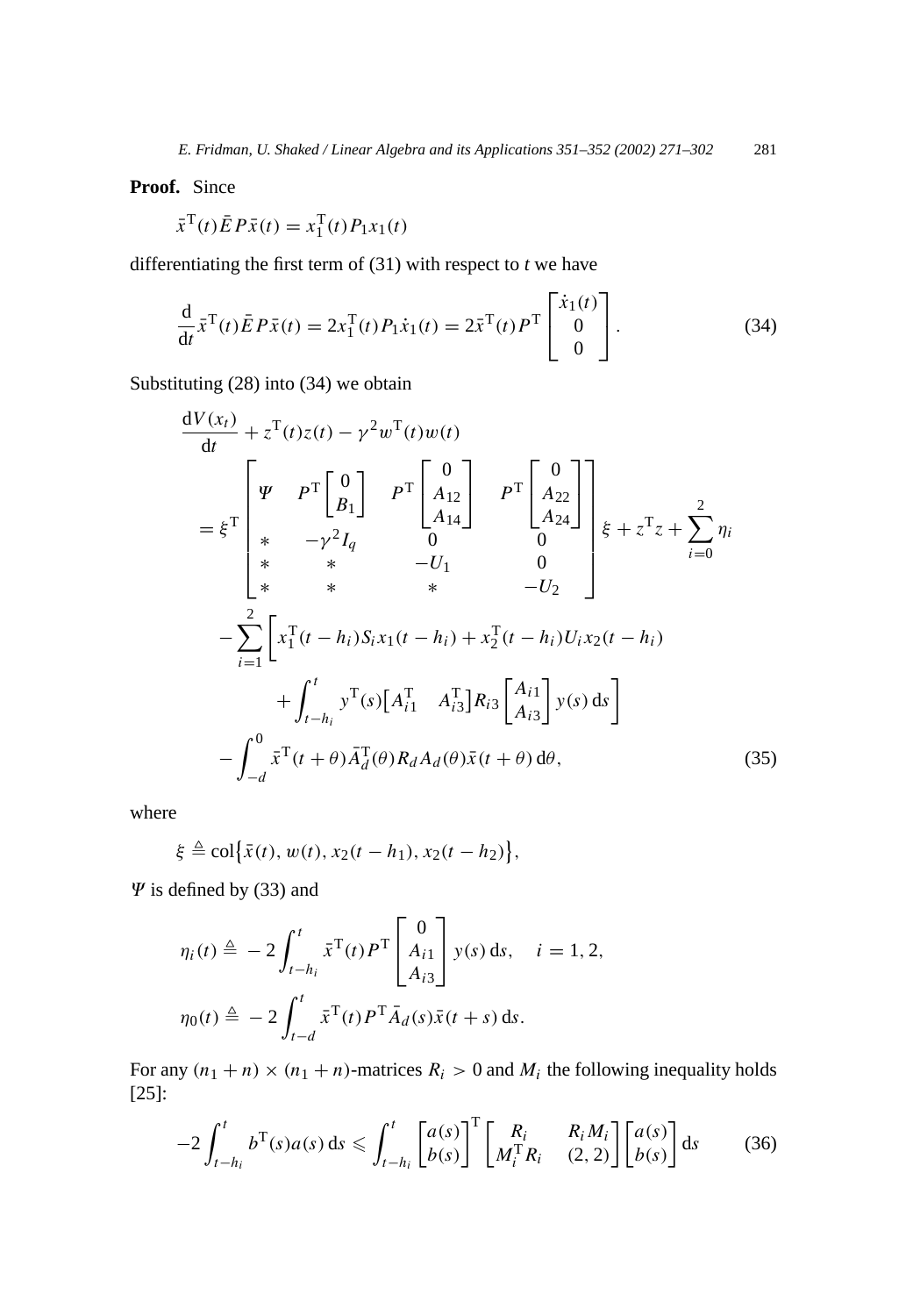**Proof.** Since

$$\bar{x}^{\mathrm{T}}(t)\bar{E}P\bar{x}(t) = x_1^{\mathrm{T}}(t)P_1x_1(t)$$

differentiating the first term of (31) with respect to $t$ we have

$$\frac{\mathrm{d}}{\mathrm{d}t}\bar{x}^{\mathrm{T}}(t)\bar{E}P\bar{x}(t) = 2x_1^{\mathrm{T}}(t)P_1\dot{x}_1(t) = 2\bar{x}^{\mathrm{T}}(t)P^{\mathrm{T}}\begin{bmatrix}\dot{x}_1(t)\\0\\0\end{bmatrix}. \tag{34}$$

Substituting (28) into (34) we obtain

$$\begin{aligned}
&\frac{\mathrm{d}V(x_t)}{\mathrm{d}t} + z^{\mathrm{T}}(t)z(t) - \gamma^2 w^{\mathrm{T}}(t)w(t)\\
&= \xi^{\mathrm{T}}\begin{bmatrix}\Psi & P^{\mathrm{T}}\begin{bmatrix}0\\B_1\end{bmatrix} & P^{\mathrm{T}}\begin{bmatrix}0\\A_{12}\\A_{14}\end{bmatrix} & P^{\mathrm{T}}\begin{bmatrix}0\\A_{22}\\A_{24}\end{bmatrix}\\ * & -\gamma^2 I_q & 0 & 0\\ * & * & -U_1 & 0\\ * & * & * & -U_2\end{bmatrix}\xi + z^{\mathrm{T}}z + \sum_{i=0}^{2}\eta_i\\
&\quad - \sum_{i=1}^{2}\Bigg[x_1^{\mathrm{T}}(t-h_i)S_i x_1(t-h_i) + x_2^{\mathrm{T}}(t-h_i)U_i x_2(t-h_i)\\
&\qquad + \int_{t-h_i}^{t} y^{\mathrm{T}}(s)\begin{bmatrix}A_{i1}^{\mathrm{T}} & A_{i3}^{\mathrm{T}}\end{bmatrix}R_{i3}\begin{bmatrix}A_{i1}\\A_{i3}\end{bmatrix}y(s)\,\mathrm{d}s\Bigg]\\
&\quad - \int_{-d}^{0}\bar{x}^{\mathrm{T}}(t+\theta)\bar{A}_d^{\mathrm{T}}(\theta)R_d A_d(\theta)\bar{x}(t+\theta)\,\mathrm{d}\theta,
\end{aligned} \tag{35}$$

where

$$\xi \triangleq \mathrm{col}\{\bar{x}(t), w(t), x_2(t-h_1), x_2(t-h_2)\},$$

$\Psi$ is defined by (33) and

$$\begin{aligned}
\eta_i(t) &\triangleq -2\int_{t-h_i}^{t}\bar{x}^{\mathrm{T}}(t)P^{\mathrm{T}}\begin{bmatrix}0\\A_{i1}\\A_{i3}\end{bmatrix}y(s)\,\mathrm{d}s, \quad i = 1, 2,\\
\eta_0(t) &\triangleq -2\int_{t-d}^{t}\bar{x}^{\mathrm{T}}(t)P^{\mathrm{T}}\bar{A}_d(s)\bar{x}(t+s)\,\mathrm{d}s.
\end{aligned}$$

For any $(n_1+n)\times(n_1+n)$-matrices $R_i > 0$ and $M_i$ the following inequality holds [25]:

$$-2\int_{t-h_i}^{t} b^{\mathrm{T}}(s)a(s)\,\mathrm{d}s \leqslant \int_{t-h_i}^{t}\begin{bmatrix}a(s)\\b(s)\end{bmatrix}^{\mathrm{T}}\begin{bmatrix}R_i & R_iM_i\\M_i^{\mathrm{T}}R_i & (2,2)\end{bmatrix}\begin{bmatrix}a(s)\\b(s)\end{bmatrix}\mathrm{d}s \tag{36}$$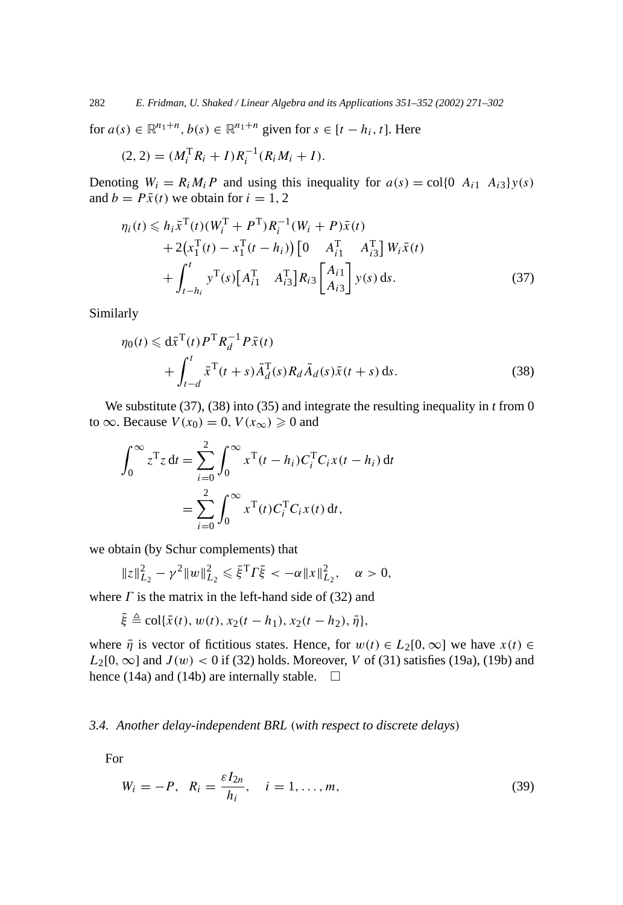for $a(s) \in \mathbb{R}^{n_1+n}$, $b(s) \in \mathbb{R}^{n_1+n}$ given for $s \in [t-h_i, t]$. Here

$$(2,2) = (M_i^{\mathrm{T}} R_i + I) R_i^{-1} (R_i M_i + I).$$

Denoting $W_i = R_i M_i P$ and using this inequality for $a(s) = \mathrm{col}\{0 \;\; A_{i1} \;\; A_{i3}\} y(s)$ and $b = P\bar{x}(t)$ we obtain for $i = 1, 2$

$$\begin{aligned}
\eta_i(t) \leqslant\; & h_i \bar{x}^{\mathrm{T}}(t)(W_i^{\mathrm{T}} + P^{\mathrm{T}}) R_i^{-1} (W_i + P)\bar{x}(t) \\
& + 2\big(x_1^{\mathrm{T}}(t) - x_1^{\mathrm{T}}(t-h_i)\big)\begin{bmatrix} 0 & A_{i1}^{\mathrm{T}} & A_{i3}^{\mathrm{T}} \end{bmatrix} W_i \bar{x}(t) \\
& + \int_{t-h_i}^{t} y^{\mathrm{T}}(s)\begin{bmatrix} A_{i1}^{\mathrm{T}} & A_{i3}^{\mathrm{T}} \end{bmatrix} R_{i3} \begin{bmatrix} A_{i1} \\ A_{i3} \end{bmatrix} y(s)\,\mathrm{d}s.
\end{aligned} \tag{37}$$

Similarly

$$\begin{aligned}
\eta_0(t) \leqslant\; & \mathrm{d}\bar{x}^{\mathrm{T}}(t) P^{\mathrm{T}} R_d^{-1} P \bar{x}(t) \\
& + \int_{t-d}^{t} \bar{x}^{\mathrm{T}}(t+s) \bar{A}_d^{\mathrm{T}}(s) R_d \bar{A}_d(s) \bar{x}(t+s)\,\mathrm{d}s.
\end{aligned} \tag{38}$$

We substitute (37), (38) into (35) and integrate the resulting inequality in $t$ from 0 to $\infty$. Because $V(x_0) = 0$, $V(x_\infty) \geqslant 0$ and

$$\begin{aligned}
\int_0^\infty z^{\mathrm{T}} z\,\mathrm{d}t &= \sum_{i=0}^{2} \int_0^\infty x^{\mathrm{T}}(t-h_i) C_i^{\mathrm{T}} C_i x(t-h_i)\,\mathrm{d}t \\
&= \sum_{i=0}^{2} \int_0^\infty x^{\mathrm{T}}(t) C_i^{\mathrm{T}} C_i x(t)\,\mathrm{d}t,
\end{aligned}$$

we obtain (by Schur complements) that

$$\|z\|_{L_2}^2 - \gamma^2 \|w\|_{L_2}^2 \leqslant \bar{\xi}^{\mathrm{T}} \Gamma \bar{\xi} < -\alpha \|x\|_{L_2}^2, \quad \alpha > 0,$$

where $\Gamma$ is the matrix in the left-hand side of (32) and

$$\bar{\xi} \triangleq \mathrm{col}\{\bar{x}(t), w(t), x_2(t-h_1), x_2(t-h_2), \bar{\eta}\},$$

where $\bar{\eta}$ is vector of fictitious states. Hence, for $w(t) \in L_2[0, \infty]$ we have $x(t) \in L_2[0, \infty]$ and $J(w) < 0$ if (32) holds. Moreover, $V$ of (31) satisfies (19a), (19b) and hence (14a) and (14b) are internally stable. $\square$

### *3.4. Another delay-independent BRL* (*with respect to discrete delays*)

For

$$W_i = -P, \;\; R_i = \frac{\varepsilon I_{2n}}{h_i}, \quad i = 1, \ldots, m, \tag{39}$$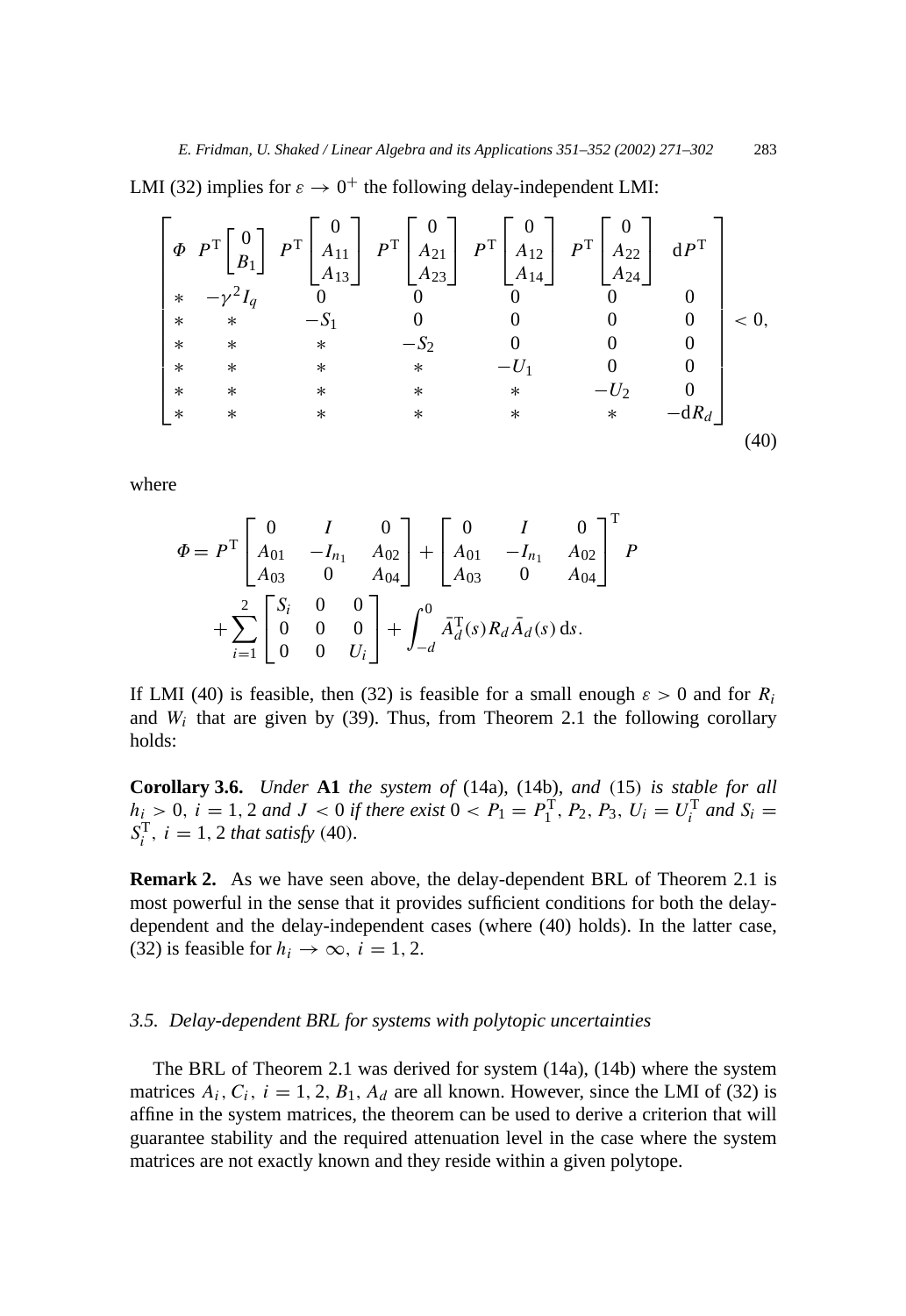LMI (32) implies for $\varepsilon \to 0^+$ the following delay-independent LMI:

$$
\begin{bmatrix}
\Phi & P^{\mathrm{T}}\begin{bmatrix} 0 \\ B_1 \end{bmatrix} & P^{\mathrm{T}}\begin{bmatrix} 0 \\ A_{11} \\ A_{13} \end{bmatrix} & P^{\mathrm{T}}\begin{bmatrix} 0 \\ A_{21} \\ A_{23} \end{bmatrix} & P^{\mathrm{T}}\begin{bmatrix} 0 \\ A_{12} \\ A_{14} \end{bmatrix} & P^{\mathrm{T}}\begin{bmatrix} 0 \\ A_{22} \\ A_{24} \end{bmatrix} & \mathrm{d}P^{\mathrm{T}} \\
* & -\gamma^2 I_q & 0 & 0 & 0 & 0 & 0 \\
* & * & -S_1 & 0 & 0 & 0 & 0 \\
* & * & * & -S_2 & 0 & 0 & 0 \\
* & * & * & * & -U_1 & 0 & 0 \\
* & * & * & * & * & -U_2 & 0 \\
* & * & * & * & * & * & -\mathrm{d}R_d
\end{bmatrix} < 0, \tag{40}
$$

where

$$
\begin{aligned}
\Phi = {} & P^{\mathrm{T}}\begin{bmatrix} 0 & I & 0 \\ A_{01} & -I_{n_1} & A_{02} \\ A_{03} & 0 & A_{04} \end{bmatrix} + \begin{bmatrix} 0 & I & 0 \\ A_{01} & -I_{n_1} & A_{02} \\ A_{03} & 0 & A_{04} \end{bmatrix}^{\mathrm{T}} P \\
& + \sum_{i=1}^{2} \begin{bmatrix} S_i & 0 & 0 \\ 0 & 0 & 0 \\ 0 & 0 & U_i \end{bmatrix} + \int_{-d}^{0} \bar{A}_d^{\mathrm{T}}(s) R_d \bar{A}_d(s)\,\mathrm{d}s.
\end{aligned}
$$

If LMI (40) is feasible, then (32) is feasible for a small enough $\varepsilon > 0$ and for $R_i$ and $W_i$ that are given by (39). Thus, from Theorem 2.1 the following corollary holds:

**Corollary 3.6.** *Under* **A1** *the system of* (14a), (14b), *and* (15) *is stable for all* $h_i > 0,\ i = 1, 2$ *and* $J < 0$ *if there exist* $0 < P_1 = P_1^{\mathrm{T}}, P_2, P_3, U_i = U_i^{\mathrm{T}}$ *and* $S_i = S_i^{\mathrm{T}},\ i = 1, 2$ *that satisfy* (40).

**Remark 2.** As we have seen above, the delay-dependent BRL of Theorem 2.1 is most powerful in the sense that it provides sufficient conditions for both the delay-dependent and the delay-independent cases (where (40) holds). In the latter case, (32) is feasible for $h_i \to \infty,\ i = 1, 2$.

### 3.5. Delay-dependent BRL for systems with polytopic uncertainties

The BRL of Theorem 2.1 was derived for system (14a), (14b) where the system matrices $A_i, C_i,\ i = 1, 2, B_1, A_d$ are all known. However, since the LMI of (32) is affine in the system matrices, the theorem can be used to derive a criterion that will guarantee stability and the required attenuation level in the case where the system matrices are not exactly known and they reside within a given polytope.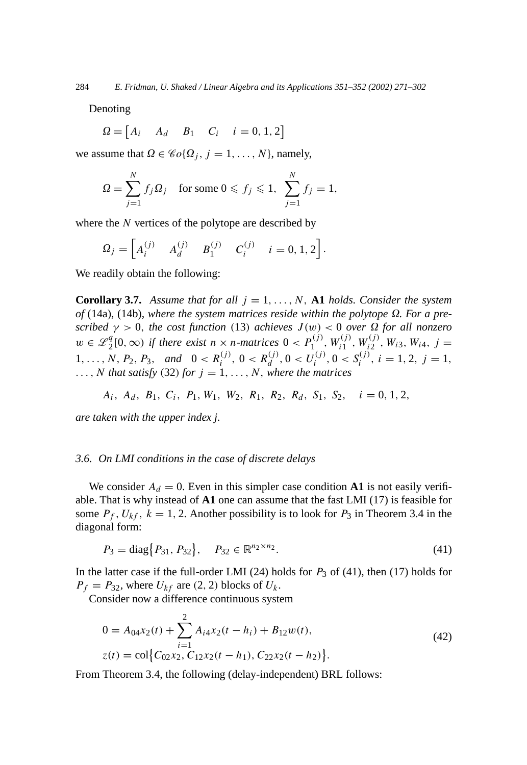Denoting

$$\Omega = \begin{bmatrix} A_i & A_d & B_1 & C_i & i = 0, 1, 2 \end{bmatrix}$$

we assume that $\Omega \in \mathscr{C}o\{\Omega_j,\ j = 1, \ldots, N\}$, namely,

$$\Omega = \sum_{j=1}^{N} f_j \Omega_j \quad \text{for some } 0 \leqslant f_j \leqslant 1, \ \sum_{j=1}^{N} f_j = 1,$$

where the $N$ vertices of the polytope are described by

$$\Omega_j = \begin{bmatrix} A_i^{(j)} & A_d^{(j)} & B_1^{(j)} & C_i^{(j)} & i = 0, 1, 2 \end{bmatrix}.$$

We readily obtain the following:

**Corollary 3.7.** *Assume that for all* $j = 1, \ldots, N$, **A1** *holds. Consider the system of* (14a), (14b), *where the system matrices reside within the polytope* $\Omega$. *For a prescribed* $\gamma > 0$, *the cost function* (13) *achieves* $J(w) < 0$ *over* $\Omega$ *for all nonzero* $w \in \mathscr{L}_2^q[0, \infty)$ *if there exist* $n \times n$*-matrices* $0 < P_1^{(j)}, W_{i1}^{(j)}, W_{i2}^{(j)}, W_{i3}, W_{i4},\ j = 1, \ldots, N, P_2, P_3,$ *and* $0 < R_i^{(j)}, 0 < R_d^{(j)}, 0 < U_i^{(j)}, 0 < S_i^{(j)},\ i = 1, 2,\ j = 1, \ldots, N$ *that satisfy* (32) *for* $j = 1, \ldots, N$, *where the matrices*

$$A_i,\ A_d,\ B_1,\ C_i,\ P_1, W_1,\ W_2,\ R_1,\ R_2,\ R_d,\ S_1,\ S_2, \quad i = 0, 1, 2,$$

*are taken with the upper index j.*

### 3.6. On LMI conditions in the case of discrete delays

We consider $A_d = 0$. Even in this simpler case condition **A1** is not easily verifiable. That is why instead of **A1** one can assume that the fast LMI (17) is feasible for some $P_f, U_{kf},\ k = 1, 2$. Another possibility is to look for $P_3$ in Theorem 3.4 in the diagonal form:

$$P_3 = \operatorname{diag}\{P_{31}, P_{32}\}, \quad P_{32} \in \mathbb{R}^{n_2 \times n_2}. \tag{41}$$

In the latter case if the full-order LMI (24) holds for $P_3$ of (41), then (17) holds for $P_f = P_{32}$, where $U_{kf}$ are $(2, 2)$ blocks of $U_k$.

Consider now a difference continuous system

$$\begin{aligned} 0 &= A_{04} x_2(t) + \sum_{i=1}^{2} A_{i4} x_2(t - h_i) + B_{12} w(t), \\ z(t) &= \operatorname{col}\{C_{02} x_2, C_{12} x_2(t - h_1), C_{22} x_2(t - h_2)\}. \end{aligned} \tag{42}$$

From Theorem 3.4, the following (delay-independent) BRL follows: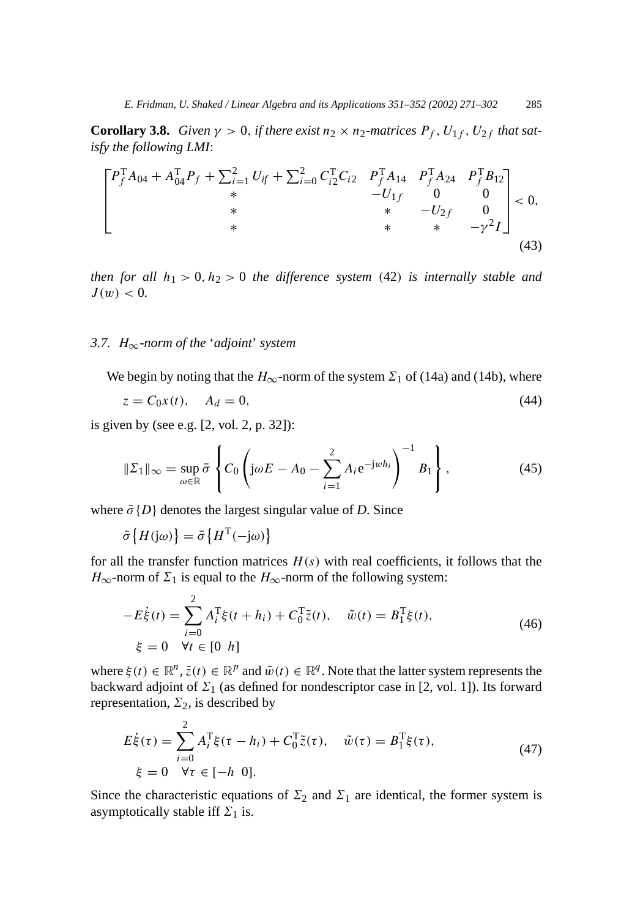**Corollary 3.8.** *Given $\gamma > 0$, if there exist $n_2 \times n_2$-matrices $P_f$, $U_{1f}$, $U_{2f}$ that satisfy the following LMI*:

$$
\begin{bmatrix}
P_f^{\mathrm{T}} A_{04} + A_{04}^{\mathrm{T}} P_f + \sum_{i=1}^{2} U_{if} + \sum_{i=0}^{2} C_{i2}^{\mathrm{T}} C_{i2} & P_f^{\mathrm{T}} A_{14} & P_f^{\mathrm{T}} A_{24} & P_f^{\mathrm{T}} B_{12} \\
* & -U_{1f} & 0 & 0 \\
* & * & -U_{2f} & 0 \\
* & * & * & -\gamma^2 I
\end{bmatrix} < 0, \tag{43}
$$

*then for all $h_1 > 0, h_2 > 0$ the difference system* (42) *is internally stable and $J(w) < 0$.*

### 3.7. $H_\infty$-*norm of the* '*adjoint*' *system*

We begin by noting that the $H_\infty$-norm of the system $\Sigma_1$ of (14a) and (14b), where

$$
z = C_0 x(t), \quad A_d = 0, \tag{44}
$$

is given by (see e.g. [2, vol. 2, p. 32]):

$$
\|\Sigma_1\|_\infty = \sup_{\omega \in \mathbb{R}} \bar{\sigma} \left\{ C_0 \left( \mathrm{j}\omega E - A_0 - \sum_{i=1}^{2} A_i \mathrm{e}^{-\mathrm{j}wh_i} \right)^{-1} B_1 \right\}, \tag{45}
$$

where $\bar{\sigma}\{D\}$ denotes the largest singular value of $D$. Since

$$
\bar{\sigma}\left\{H(\mathrm{j}\omega)\right\} = \bar{\sigma}\left\{H^{\mathrm{T}}(-\mathrm{j}\omega)\right\}
$$

for all the transfer function matrices $H(s)$ with real coefficients, it follows that the $H_\infty$-norm of $\Sigma_1$ is equal to the $H_\infty$-norm of the following system:

$$
\begin{aligned}
-E\dot{\xi}(t) &= \sum_{i=0}^{2} A_i^{\mathrm{T}} \xi(t + h_i) + C_0^{\mathrm{T}} \tilde{z}(t), \quad \tilde{w}(t) = B_1^{\mathrm{T}} \xi(t), \\
\xi &= 0 \quad \forall t \in [0 \;\; h]
\end{aligned} \tag{46}
$$

where $\xi(t) \in \mathbb{R}^n$, $\tilde{z}(t) \in \mathbb{R}^p$ and $\tilde{w}(t) \in \mathbb{R}^q$. Note that the latter system represents the backward adjoint of $\Sigma_1$ (as defined for nondescriptor case in [2, vol. 1]). Its forward representation, $\Sigma_2$, is described by

$$
\begin{aligned}
E\dot{\xi}(\tau) &= \sum_{i=0}^{2} A_i^{\mathrm{T}} \xi(\tau - h_i) + C_0^{\mathrm{T}} \tilde{z}(\tau), \quad \tilde{w}(\tau) = B_1^{\mathrm{T}} \xi(\tau), \\
\xi &= 0 \quad \forall \tau \in [-h \;\; 0].
\end{aligned} \tag{47}
$$

Since the characteristic equations of $\Sigma_2$ and $\Sigma_1$ are identical, the former system is asymptotically stable iff $\Sigma_1$ is.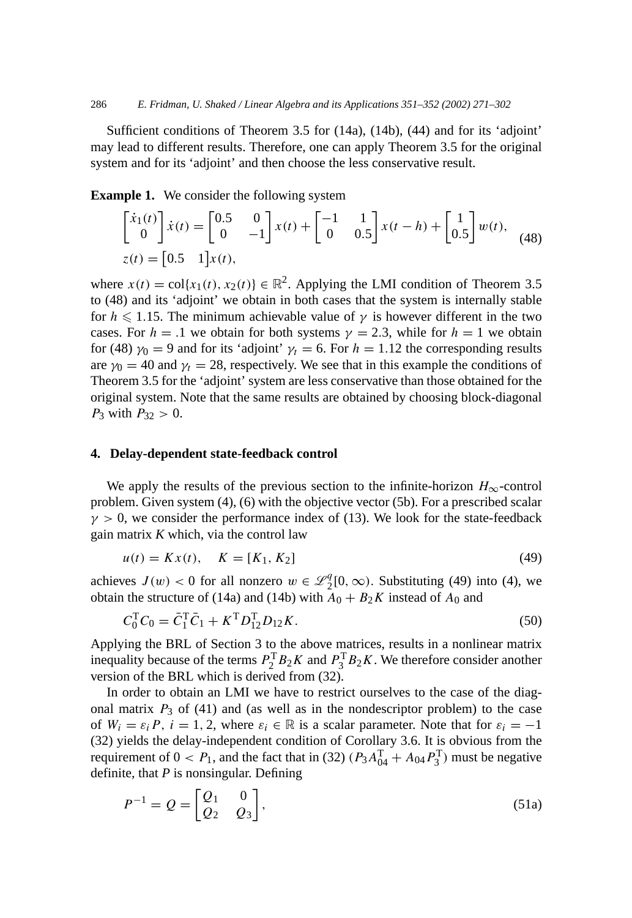Sufficient conditions of Theorem 3.5 for (14a), (14b), (44) and for its 'adjoint' may lead to different results. Therefore, one can apply Theorem 3.5 for the original system and for its 'adjoint' and then choose the less conservative result.

**Example 1.** We consider the following system

$$
\begin{aligned}
&\begin{bmatrix} \dot{x}_1(t) \\ 0 \end{bmatrix} \dot{x}(t) = \begin{bmatrix} 0.5 & 0 \\ 0 & -1 \end{bmatrix} x(t) + \begin{bmatrix} -1 & 1 \\ 0 & 0.5 \end{bmatrix} x(t-h) + \begin{bmatrix} 1 \\ 0.5 \end{bmatrix} w(t), \\
&z(t) = \begin{bmatrix} 0.5 & 1 \end{bmatrix} x(t),
\end{aligned}
\tag{48}
$$

where $x(t) = \text{col}\{x_1(t), x_2(t)\} \in \mathbb{R}^2$. Applying the LMI condition of Theorem 3.5 to (48) and its 'adjoint' we obtain in both cases that the system is internally stable for $h \leqslant 1.15$. The minimum achievable value of $\gamma$ is however different in the two cases. For $h = .1$ we obtain for both systems $\gamma = 2.3$, while for $h = 1$ we obtain for (48) $\gamma_0 = 9$ and for its 'adjoint' $\gamma_t = 6$. For $h = 1.12$ the corresponding results are $\gamma_0 = 40$ and $\gamma_t = 28$, respectively. We see that in this example the conditions of Theorem 3.5 for the 'adjoint' system are less conservative than those obtained for the original system. Note that the same results are obtained by choosing block-diagonal $P_3$ with $P_{32} > 0$.

## 4. Delay-dependent state-feedback control

We apply the results of the previous section to the infinite-horizon $H_\infty$-control problem. Given system (4), (6) with the objective vector (5b). For a prescribed scalar $\gamma > 0$, we consider the performance index of (13). We look for the state-feedback gain matrix $K$ which, via the control law

$$
u(t) = Kx(t), \quad K = [K_1, K_2] \tag{49}
$$

achieves $J(w) < 0$ for all nonzero $w \in \mathscr{L}_2^q[0, \infty)$. Substituting (49) into (4), we obtain the structure of (14a) and (14b) with $A_0 + B_2K$ instead of $A_0$ and

$$
C_0^{\mathrm{T}} C_0 = \bar{C}_1^{\mathrm{T}} \bar{C}_1 + K^{\mathrm{T}} D_{12}^{\mathrm{T}} D_{12} K. \tag{50}
$$

Applying the BRL of Section 3 to the above matrices, results in a nonlinear matrix inequality because of the terms $P_2^{\mathrm{T}} B_2 K$ and $P_3^{\mathrm{T}} B_2 K$. We therefore consider another version of the BRL which is derived from (32).

In order to obtain an LMI we have to restrict ourselves to the case of the diagonal matrix $P_3$ of (41) and (as well as in the nondescriptor problem) to the case of $W_i = \varepsilon_i P$, $i = 1, 2$, where $\varepsilon_i \in \mathbb{R}$ is a scalar parameter. Note that for $\varepsilon_i = -1$ (32) yields the delay-independent condition of Corollary 3.6. It is obvious from the requirement of $0 < P_1$, and the fact that in (32) $(P_3 A_{04}^{\mathrm{T}} + A_{04} P_3^{\mathrm{T}})$ must be negative definite, that $P$ is nonsingular. Defining

$$
P^{-1} = Q = \begin{bmatrix} Q_1 & 0 \\ Q_2 & Q_3 \end{bmatrix}, \tag{51a}
$$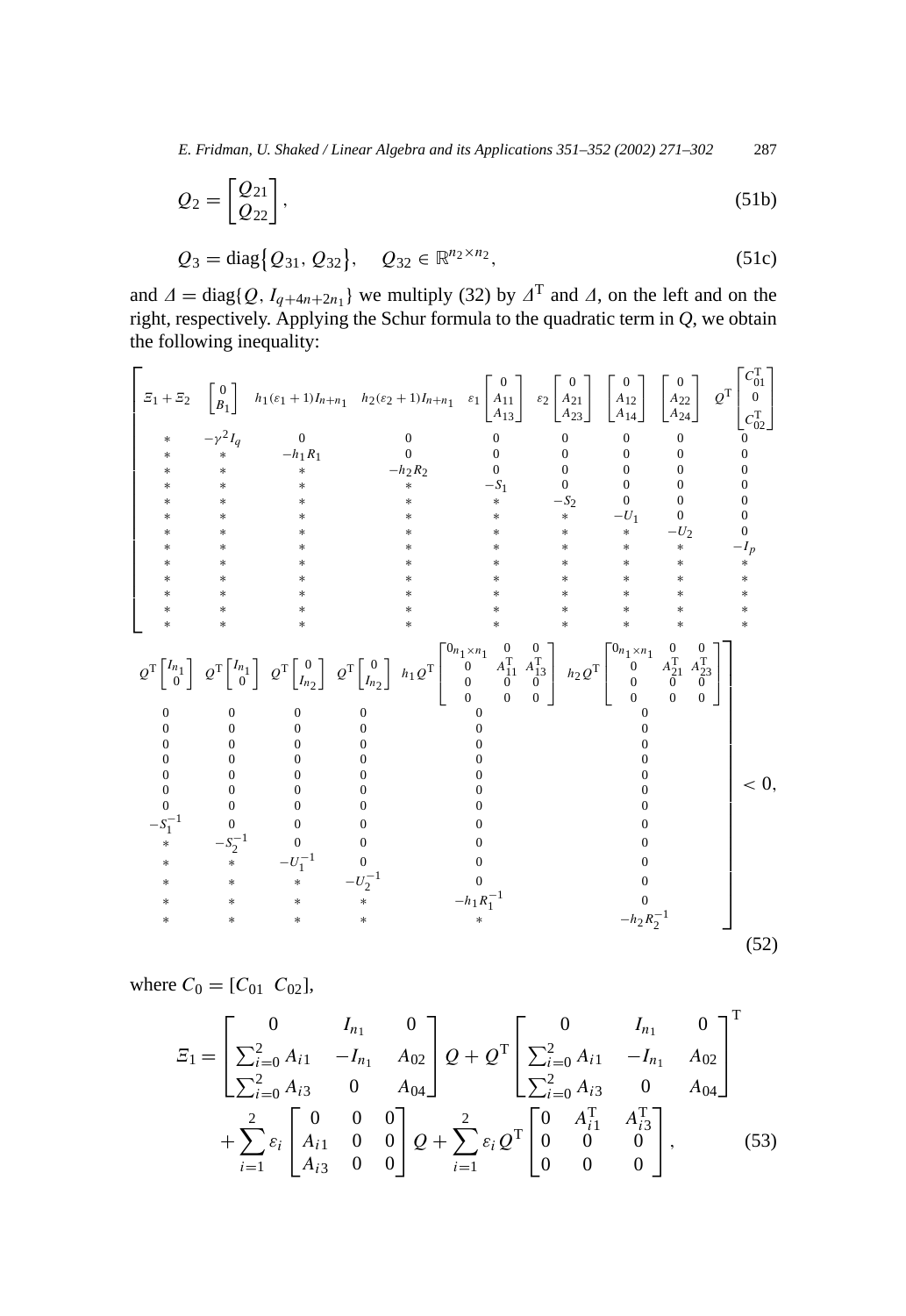$$Q_2 = \begin{bmatrix} Q_{21} \\ Q_{22} \end{bmatrix}, \tag{51b}$$

$$Q_3 = \operatorname{diag}\{Q_{31}, Q_{32}\}, \quad Q_{32} \in \mathbb{R}^{n_2 \times n_2}, \tag{51c}$$

and $\Delta = \operatorname{diag}\{Q, I_{q+4n+2n_1}\}$ we multiply (32) by $\Delta^{\mathrm{T}}$ and $\Delta$, on the left and on the right, respectively. Applying the Schur formula to the quadratic term in $Q$, we obtain the following inequality:

$$\left[\begin{array}{ccccccccccccccc}
\Xi_1+\Xi_2 & \begin{bmatrix} 0 \\ B_1 \end{bmatrix} & h_1(\varepsilon_1+1)I_{n+n_1} & h_2(\varepsilon_2+1)I_{n+n_1} & \varepsilon_1\begin{bmatrix} 0 \\ A_{11} \\ A_{13} \end{bmatrix} & \varepsilon_2\begin{bmatrix} 0 \\ A_{21} \\ A_{23} \end{bmatrix} & \begin{bmatrix} 0 \\ A_{12} \\ A_{14} \end{bmatrix} & \begin{bmatrix} 0 \\ A_{22} \\ A_{24} \end{bmatrix} & Q^{\mathrm{T}}\begin{bmatrix} C_{01}^{\mathrm{T}} \\ 0 \\ C_{02}^{\mathrm{T}} \end{bmatrix} & Q^{\mathrm{T}}\begin{bmatrix} I_{n_1} \\ 0 \end{bmatrix} & Q^{\mathrm{T}}\begin{bmatrix} I_{n_1} \\ 0 \end{bmatrix} & Q^{\mathrm{T}}\begin{bmatrix} 0 \\ I_{n_2} \end{bmatrix} & Q^{\mathrm{T}}\begin{bmatrix} 0 \\ I_{n_2} \end{bmatrix} & h_1 Q^{\mathrm{T}}\begin{bmatrix} 0_{n_1\times n_1} & 0 & 0 \\ 0 & A_{11}^{\mathrm{T}} & A_{13}^{\mathrm{T}} \\ 0 & 0 & 0 \\ 0 & 0 & 0 \end{bmatrix} & h_2 Q^{\mathrm{T}}\begin{bmatrix} 0_{n_1\times n_1} & 0 & 0 \\ 0 & A_{21}^{\mathrm{T}} & A_{23}^{\mathrm{T}} \\ 0 & 0 & 0 \\ 0 & 0 & 0 \end{bmatrix} \\
* & -\gamma^2 I_q & 0 & 0 & 0 & 0 & 0 & 0 & 0 & 0 & 0 & 0 & 0 & 0 & 0 \\
* & * & -h_1R_1 & 0 & 0 & 0 & 0 & 0 & 0 & 0 & 0 & 0 & 0 & 0 & 0 \\
* & * & * & -h_2R_2 & 0 & 0 & 0 & 0 & 0 & 0 & 0 & 0 & 0 & 0 & 0 \\
* & * & * & * & -S_1 & 0 & 0 & 0 & 0 & 0 & 0 & 0 & 0 & 0 & 0 \\
* & * & * & * & * & -S_2 & 0 & 0 & 0 & 0 & 0 & 0 & 0 & 0 & 0 \\
* & * & * & * & * & * & -U_1 & 0 & 0 & 0 & 0 & 0 & 0 & 0 & 0 \\
* & * & * & * & * & * & * & -U_2 & 0 & 0 & 0 & 0 & 0 & 0 & 0 \\
* & * & * & * & * & * & * & * & -I_p & -S_1^{-1} & 0 & 0 & 0 & 0 & 0 \\
* & * & * & * & * & * & * & * & * & * & -S_2^{-1} & 0 & 0 & 0 & 0 \\
* & * & * & * & * & * & * & * & * & * & * & -U_1^{-1} & 0 & 0 & 0 \\
* & * & * & * & * & * & * & * & * & * & * & * & -U_2^{-1} & 0 & 0 \\
* & * & * & * & * & * & * & * & * & * & * & * & * & -h_1R_1^{-1} & 0 \\
* & * & * & * & * & * & * & * & * & * & * & * & * & * & -h_2R_2^{-1}
\end{array}\right] < 0, \tag{52}$$

where $C_0 = [C_{01} \;\; C_{02}]$,

$$\Xi_1 = \begin{bmatrix} 0 & I_{n_1} & 0 \\ \sum_{i=0}^{2} A_{i1} & -I_{n_1} & A_{02} \\ \sum_{i=0}^{2} A_{i3} & 0 & A_{04} \end{bmatrix} Q + Q^{\mathrm{T}} \begin{bmatrix} 0 & I_{n_1} & 0 \\ \sum_{i=0}^{2} A_{i1} & -I_{n_1} & A_{02} \\ \sum_{i=0}^{2} A_{i3} & 0 & A_{04} \end{bmatrix}^{\mathrm{T}} + \sum_{i=1}^{2} \varepsilon_i \begin{bmatrix} 0 & 0 & 0 \\ A_{i1} & 0 & 0 \\ A_{i3} & 0 & 0 \end{bmatrix} Q + \sum_{i=1}^{2} \varepsilon_i Q^{\mathrm{T}} \begin{bmatrix} 0 & A_{i1}^{\mathrm{T}} & A_{i3}^{\mathrm{T}} \\ 0 & 0 & 0 \\ 0 & 0 & 0 \end{bmatrix}, \tag{53}$$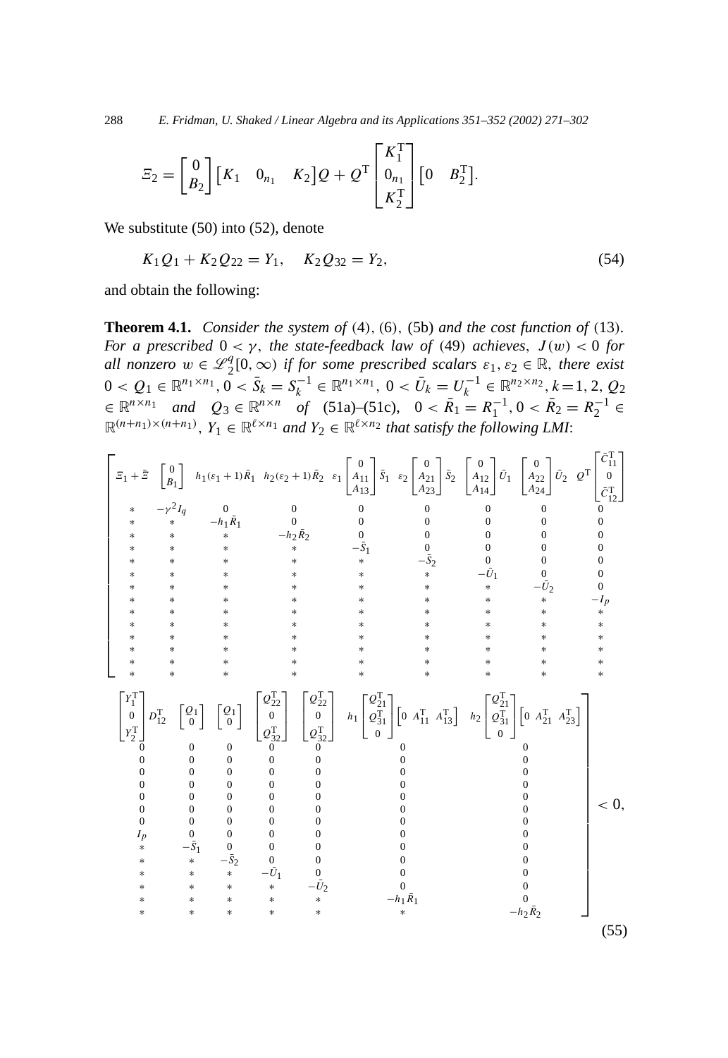$$
\Xi_2 = \begin{bmatrix} 0 \\ B_2 \end{bmatrix} \begin{bmatrix} K_1 & 0_{n_1} & K_2 \end{bmatrix} Q + Q^{\mathrm{T}} \begin{bmatrix} K_1^{\mathrm{T}} \\ 0_{n_1} \\ K_2^{\mathrm{T}} \end{bmatrix} \begin{bmatrix} 0 & B_2^{\mathrm{T}} \end{bmatrix}.
$$

We substitute (50) into (52), denote

$$
K_1 Q_1 + K_2 Q_{22} = Y_1, \quad K_2 Q_{32} = Y_2, \tag{54}
$$

and obtain the following:

**Theorem 4.1.** *Consider the system of* (4), (6), (5b) *and the cost function of* (13). *For a prescribed* $0 < \gamma$, *the state-feedback law of* (49) *achieves*, $J(w) < 0$ *for all nonzero* $w \in \mathscr{L}_2^q[0, \infty)$ *if for some prescribed scalars* $\varepsilon_1, \varepsilon_2 \in \mathbb{R}$, *there exist* $0 < Q_1 \in \mathbb{R}^{n_1 \times n_1}$, $0 < \bar{S}_k = S_k^{-1} \in \mathbb{R}^{n_1 \times n_1}$, $0 < \bar{U}_k = U_k^{-1} \in \mathbb{R}^{n_2 \times n_2}$, $k = 1, 2$, $Q_2 \in \mathbb{R}^{n \times n_1}$ *and* $Q_3 \in \mathbb{R}^{n \times n}$ *of* (51a)–(51c), $0 < \bar{R}_1 = R_1^{-1}, 0 < \bar{R}_2 = R_2^{-1} \in \mathbb{R}^{(n+n_1)\times(n+n_1)}$, $Y_1 \in \mathbb{R}^{\ell \times n_1}$ *and* $Y_2 \in \mathbb{R}^{\ell \times n_2}$ *that satisfy the following LMI*:

$$
\left[\begin{array}{cccccccccccccccc}
\Xi_1 + \bar{\Xi} & \begin{bmatrix} 0 \\ B_1 \end{bmatrix} & h_1(\varepsilon_1+1)\bar{R}_1 & h_2(\varepsilon_2+1)\bar{R}_2 & \varepsilon_1 \begin{bmatrix} 0 \\ A_{11} \\ A_{13} \end{bmatrix} \bar{S}_1 & \varepsilon_2 \begin{bmatrix} 0 \\ A_{21} \\ A_{23} \end{bmatrix} \bar{S}_2 & \begin{bmatrix} 0 \\ A_{12} \\ A_{14} \end{bmatrix} \bar{U}_1 & \begin{bmatrix} 0 \\ A_{22} \\ A_{24} \end{bmatrix} \bar{U}_2 & Q^{\mathrm{T}} \begin{bmatrix} \bar{C}_{11}^{\mathrm{T}} \\ 0 \\ \bar{C}_{12}^{\mathrm{T}} \end{bmatrix} & \begin{bmatrix} Y_1^{\mathrm{T}} \\ 0 \\ Y_2^{\mathrm{T}} \end{bmatrix} D_{12}^{\mathrm{T}} & \begin{bmatrix} Q_1 \\ 0 \end{bmatrix} & \begin{bmatrix} Q_1 \\ 0 \end{bmatrix} & \begin{bmatrix} Q_{22}^{\mathrm{T}} \\ 0 \\ Q_{32}^{\mathrm{T}} \end{bmatrix} & \begin{bmatrix} Q_{22}^{\mathrm{T}} \\ 0 \\ Q_{32}^{\mathrm{T}} \end{bmatrix} & h_1 \begin{bmatrix} Q_{21}^{\mathrm{T}} \\ Q_{31}^{\mathrm{T}} \\ 0 \end{bmatrix} \begin{bmatrix} 0 & A_{11}^{\mathrm{T}} & A_{13}^{\mathrm{T}} \end{bmatrix} & h_2 \begin{bmatrix} Q_{21}^{\mathrm{T}} \\ Q_{31}^{\mathrm{T}} \\ 0 \end{bmatrix} \begin{bmatrix} 0 & A_{21}^{\mathrm{T}} & A_{23}^{\mathrm{T}} \end{bmatrix} \\
* & -\gamma^2 I_q & 0 & 0 & 0 & 0 & 0 & 0 & 0 & 0 & 0 & 0 & 0 & 0 & 0 & 0 \\
* & * & -h_1\bar{R}_1 & 0 & 0 & 0 & 0 & 0 & 0 & 0 & 0 & 0 & 0 & 0 & 0 & 0 \\
* & * & * & -h_2\bar{R}_2 & 0 & 0 & 0 & 0 & 0 & 0 & 0 & 0 & 0 & 0 & 0 & 0 \\
* & * & * & * & -\bar{S}_1 & 0 & 0 & 0 & 0 & 0 & 0 & 0 & 0 & 0 & 0 & 0 \\
* & * & * & * & * & -\bar{S}_2 & 0 & 0 & 0 & 0 & 0 & 0 & 0 & 0 & 0 & 0 \\
* & * & * & * & * & * & -\bar{U}_1 & 0 & 0 & 0 & 0 & 0 & 0 & 0 & 0 & 0 \\
* & * & * & * & * & * & * & -\bar{U}_2 & 0 & 0 & 0 & 0 & 0 & 0 & 0 & 0 \\
* & * & * & * & * & * & * & * & -I_p & I_p & 0 & 0 & 0 & 0 & 0 & 0 \\
* & * & * & * & * & * & * & * & * & * & -\bar{S}_1 & 0 & 0 & 0 & 0 & 0 \\
* & * & * & * & * & * & * & * & * & * & * & -\bar{S}_2 & 0 & 0 & 0 & 0 \\
* & * & * & * & * & * & * & * & * & * & * & * & -\bar{U}_1 & 0 & 0 & 0 \\
* & * & * & * & * & * & * & * & * & * & * & * & * & -\bar{U}_2 & 0 & 0 \\
* & * & * & * & * & * & * & * & * & * & * & * & * & * & -h_1\bar{R}_1 & 0 \\
* & * & * & * & * & * & * & * & * & * & * & * & * & * & * & -h_2\bar{R}_2
\end{array}\right] < 0, \tag{55}
$$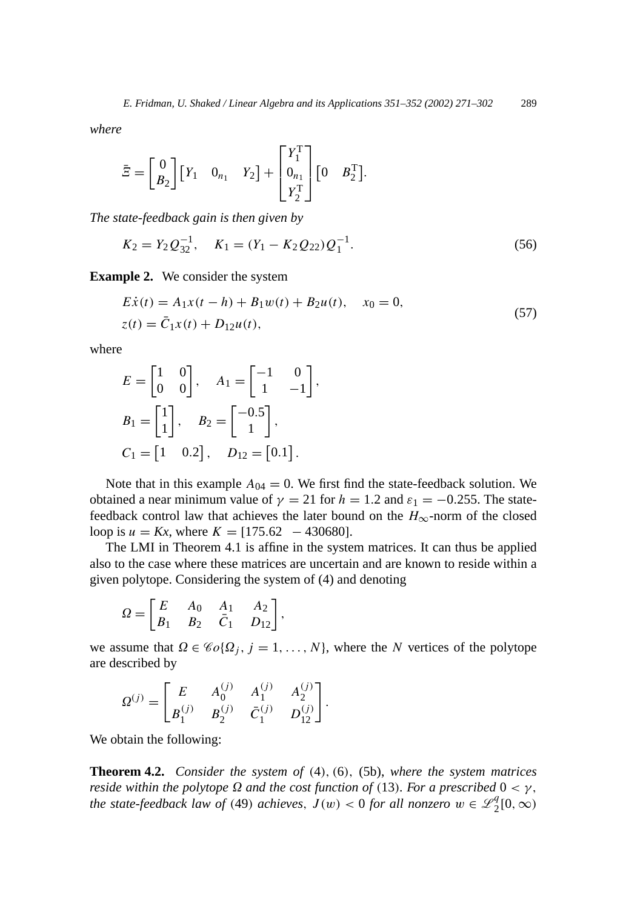*where*

$$\bar{\Xi} = \begin{bmatrix} 0 \\ B_2 \end{bmatrix} \begin{bmatrix} Y_1 & 0_{n_1} & Y_2 \end{bmatrix} + \begin{bmatrix} Y_1^{\mathrm{T}} \\ 0_{n_1} \\ Y_2^{\mathrm{T}} \end{bmatrix} \begin{bmatrix} 0 & B_2^{\mathrm{T}} \end{bmatrix}.$$

*The state-feedback gain is then given by*

$$K_2 = Y_2 Q_{32}^{-1}, \quad K_1 = (Y_1 - K_2 Q_{22}) Q_1^{-1}. \tag{56}$$

**Example 2.** We consider the system

$$\begin{aligned} E\dot{x}(t) &= A_1 x(t-h) + B_1 w(t) + B_2 u(t), \quad x_0 = 0, \\ z(t) &= \bar{C}_1 x(t) + D_{12} u(t), \end{aligned} \tag{57}$$

where

$$E = \begin{bmatrix} 1 & 0 \\ 0 & 0 \end{bmatrix}, \quad A_1 = \begin{bmatrix} -1 & 0 \\ 1 & -1 \end{bmatrix},$$

$$B_1 = \begin{bmatrix} 1 \\ 1 \end{bmatrix}, \quad B_2 = \begin{bmatrix} -0.5 \\ 1 \end{bmatrix},$$

$$C_1 = \begin{bmatrix} 1 & 0.2 \end{bmatrix}, \quad D_{12} = \begin{bmatrix} 0.1 \end{bmatrix}.$$

Note that in this example $A_{04} = 0$. We first find the state-feedback solution. We obtained a near minimum value of $\gamma = 21$ for $h = 1.2$ and $\varepsilon_1 = -0.255$. The state-feedback control law that achieves the later bound on the $H_\infty$-norm of the closed loop is $u = Kx$, where $K = [175.62 \quad -430680]$.

The LMI in Theorem 4.1 is affine in the system matrices. It can thus be applied also to the case where these matrices are uncertain and are known to reside within a given polytope. Considering the system of (4) and denoting

$$\Omega = \begin{bmatrix} E & A_0 & A_1 & A_2 \\ B_1 & B_2 & \bar{C}_1 & D_{12} \end{bmatrix},$$

we assume that $\Omega \in \mathscr{C}o\{\Omega_j, j = 1, \ldots, N\}$, where the $N$ vertices of the polytope are described by

$$\Omega^{(j)} = \begin{bmatrix} E & A_0^{(j)} & A_1^{(j)} & A_2^{(j)} \\ B_1^{(j)} & B_2^{(j)} & \bar{C}_1^{(j)} & D_{12}^{(j)} \end{bmatrix}.$$

We obtain the following:

**Theorem 4.2.** *Consider the system of* (4), (6), (5b), *where the system matrices reside within the polytope* $\Omega$ *and the cost function of* (13). *For a prescribed* $0 < \gamma$, *the state-feedback law of* (49) *achieves*, $J(w) < 0$ *for all nonzero* $w \in \mathscr{L}_2^q[0, \infty)$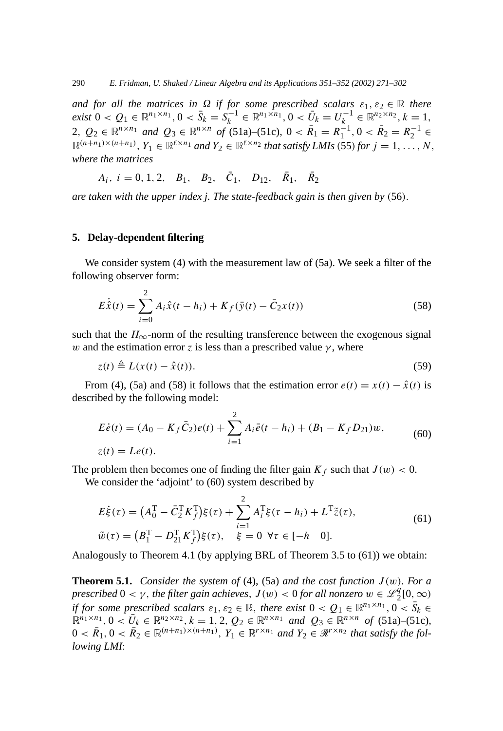*and for all the matrices in $\Omega$ if for some prescribed scalars $\varepsilon_1, \varepsilon_2 \in \mathbb{R}$ there exist $0 < Q_1 \in \mathbb{R}^{n_1 \times n_1}$, $0 < \bar{S}_k = S_k^{-1} \in \mathbb{R}^{n_1 \times n_1}$, $0 < \bar{U}_k = U_k^{-1} \in \mathbb{R}^{n_2 \times n_2}$, $k = 1, 2$, $Q_2 \in \mathbb{R}^{n \times n_1}$ and $Q_3 \in \mathbb{R}^{n \times n}$ of* (51a)–(51c), *$0 < \bar{R}_1 = R_1^{-1}$, $0 < \bar{R}_2 = R_2^{-1} \in \mathbb{R}^{(n+n_1)\times(n+n_1)}$, $Y_1 \in \mathbb{R}^{\ell \times n_1}$ and $Y_2 \in \mathbb{R}^{\ell \times n_2}$ that satisfy LMIs* (55) *for $j = 1, \ldots, N$, where the matrices*

$$A_i,\ i = 0, 1, 2, \quad B_1, \quad B_2, \quad \bar{C}_1, \quad D_{12}, \quad \bar{R}_1, \quad \bar{R}_2$$

*are taken with the upper index j. The state-feedback gain is then given by* (56).

## 5. Delay-dependent filtering

We consider system (4) with the measurement law of (5a). We seek a filter of the following observer form:

$$E\dot{\hat{x}}(t) = \sum_{i=0}^{2} A_i \hat{x}(t - h_i) + K_f(\bar{y}(t) - \bar{C}_2 x(t)) \tag{58}$$

such that the $H_\infty$-norm of the resulting transference between the exogenous signal $w$ and the estimation error $z$ is less than a prescribed value $\gamma$, where

$$z(t) \triangleq L(x(t) - \hat{x}(t)). \tag{59}$$

From (4), (5a) and (58) it follows that the estimation error $e(t) = x(t) - \hat{x}(t)$ is described by the following model:

$$\begin{aligned} E\dot{e}(t) &= (A_0 - K_f \bar{C}_2)e(t) + \sum_{i=1}^{2} A_i \bar{e}(t - h_i) + (B_1 - K_f D_{21})w, \\ z(t) &= Le(t). \end{aligned} \tag{60}$$

The problem then becomes one of finding the filter gain $K_f$ such that $J(w) < 0$.

We consider the 'adjoint' to (60) system described by

$$\begin{aligned} E\dot{\xi}(\tau) &= \left(A_0^{\mathrm{T}} - \bar{C}_2^{\mathrm{T}} K_f^{\mathrm{T}}\right)\xi(\tau) + \sum_{i=1}^{2} A_i^{\mathrm{T}} \xi(\tau - h_i) + L^{\mathrm{T}} \tilde{z}(\tau), \\ \tilde{w}(\tau) &= \left(B_1^{\mathrm{T}} - D_{21}^{\mathrm{T}} K_f^{\mathrm{T}}\right)\xi(\tau), \quad \xi = 0 \ \ \forall \tau \in [-h \quad 0]. \end{aligned} \tag{61}$$

Analogously to Theorem 4.1 (by applying BRL of Theorem 3.5 to (61)) we obtain:

**Theorem 5.1.** *Consider the system of* (4), (5a) *and the cost function $J(w)$. For a prescribed $0 < \gamma$, the filter gain achieves, $J(w) < 0$ for all nonzero $w \in \mathscr{L}_2^q[0, \infty)$ if for some prescribed scalars $\varepsilon_1, \varepsilon_2 \in \mathbb{R}$, there exist $0 < Q_1 \in \mathbb{R}^{n_1 \times n_1}$, $0 < \bar{S}_k \in \mathbb{R}^{n_1 \times n_1}$, $0 < \bar{U}_k \in \mathbb{R}^{n_2 \times n_2}$, $k = 1, 2$, $Q_2 \in \mathbb{R}^{n \times n_1}$ and $Q_3 \in \mathbb{R}^{n \times n}$ of* (51a)–(51c), *$0 < \bar{R}_1$, $0 < \bar{R}_2 \in \mathbb{R}^{(n+n_1)\times(n+n_1)}$, $Y_1 \in \mathbb{R}^{r \times n_1}$ and $Y_2 \in \mathscr{R}^{r \times n_2}$ that satisfy the following LMI*: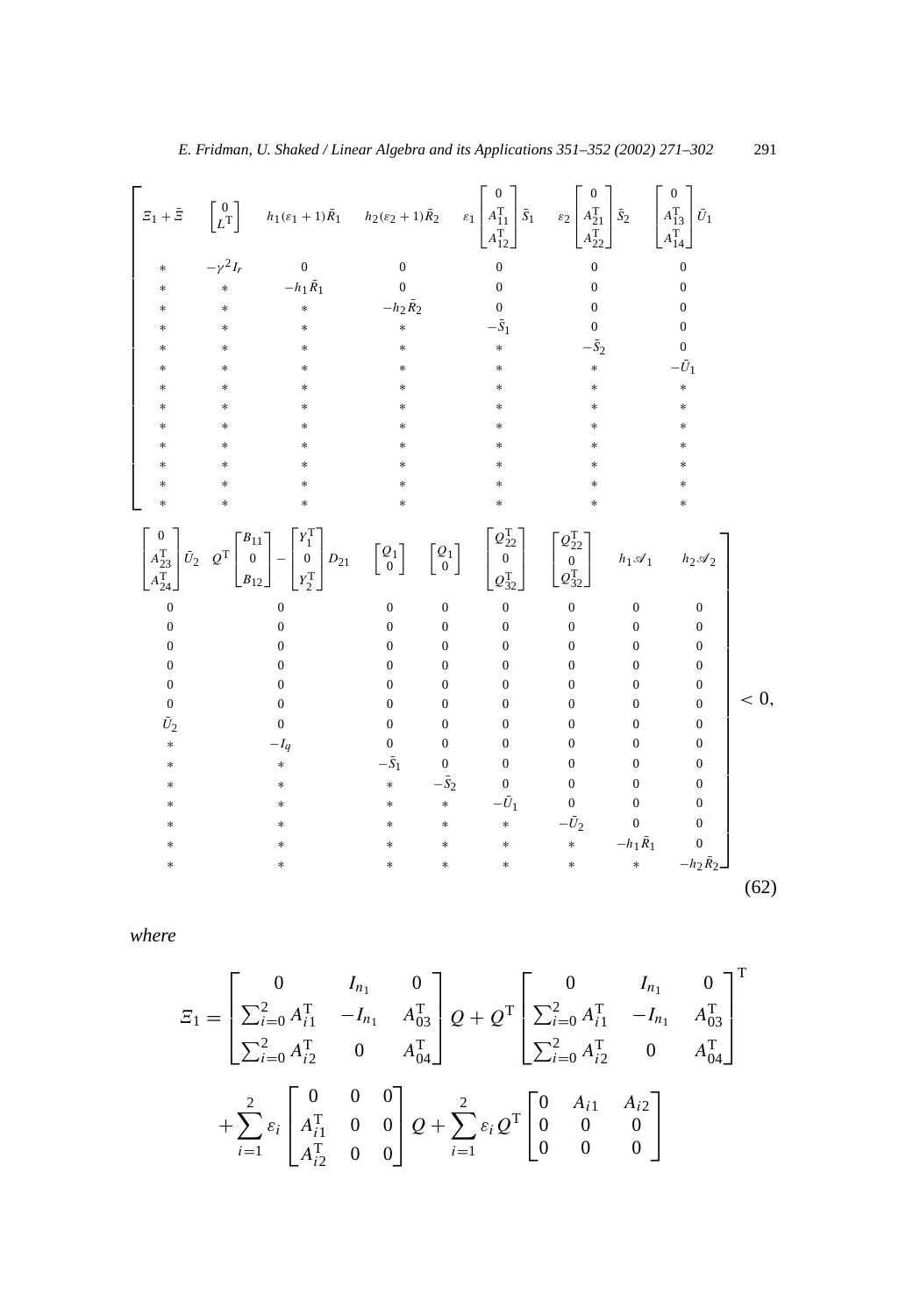$$
\begin{bmatrix}
\Xi_1+\bar{\Xi} & \begin{bmatrix}0\\L^{\mathrm{T}}\end{bmatrix} & h_1(\varepsilon_1+1)\bar{R}_1 & h_2(\varepsilon_2+1)\bar{R}_2 & \varepsilon_1\begin{bmatrix}0\\A_{11}^{\mathrm{T}}\\A_{12}^{\mathrm{T}}\end{bmatrix}\bar{S}_1 & \varepsilon_2\begin{bmatrix}0\\A_{21}^{\mathrm{T}}\\A_{22}^{\mathrm{T}}\end{bmatrix}\bar{S}_2 & \begin{bmatrix}0\\A_{13}^{\mathrm{T}}\\A_{14}^{\mathrm{T}}\end{bmatrix}\bar{U}_1 & \begin{bmatrix}0\\A_{23}^{\mathrm{T}}\\A_{24}^{\mathrm{T}}\end{bmatrix}\bar{U}_2 & Q^{\mathrm{T}}\begin{bmatrix}B_{11}\\0\\B_{12}\end{bmatrix}-\begin{bmatrix}Y_1^{\mathrm{T}}\\0\\Y_2^{\mathrm{T}}\end{bmatrix}D_{21} & \begin{bmatrix}Q_1\\0\end{bmatrix} & \begin{bmatrix}Q_1\\0\end{bmatrix} & \begin{bmatrix}Q_{22}^{\mathrm{T}}\\0\\Q_{32}^{\mathrm{T}}\end{bmatrix} & \begin{bmatrix}Q_{22}^{\mathrm{T}}\\0\\Q_{32}^{\mathrm{T}}\end{bmatrix} & h_1\mathscr{A}_1 & h_2\mathscr{A}_2 \\
* & -\gamma^2 I_r & 0 & 0 & 0 & 0 & 0 & 0 & 0 & 0 & 0 & 0 & 0 & 0 & 0 \\
* & * & -h_1\bar{R}_1 & 0 & 0 & 0 & 0 & 0 & 0 & 0 & 0 & 0 & 0 & 0 & 0 \\
* & * & * & -h_2\bar{R}_2 & 0 & 0 & 0 & 0 & 0 & 0 & 0 & 0 & 0 & 0 & 0 \\
* & * & * & * & -\bar{S}_1 & 0 & 0 & 0 & 0 & 0 & 0 & 0 & 0 & 0 & 0 \\
* & * & * & * & * & -\bar{S}_2 & 0 & 0 & 0 & 0 & 0 & 0 & 0 & 0 & 0 \\
* & * & * & * & * & * & -\bar{U}_1 & 0 & 0 & 0 & 0 & 0 & 0 & 0 & 0 \\
* & * & * & * & * & * & * & \bar{U}_2 & 0 & 0 & 0 & 0 & 0 & 0 & 0 \\
* & * & * & * & * & * & * & * & -I_q & 0 & 0 & 0 & 0 & 0 & 0 \\
* & * & * & * & * & * & * & * & * & -\bar{S}_1 & 0 & 0 & 0 & 0 & 0 \\
* & * & * & * & * & * & * & * & * & * & -\bar{S}_2 & 0 & 0 & 0 & 0 \\
* & * & * & * & * & * & * & * & * & * & * & -\bar{U}_1 & 0 & 0 & 0 \\
* & * & * & * & * & * & * & * & * & * & * & * & -\bar{U}_2 & 0 & 0 \\
* & * & * & * & * & * & * & * & * & * & * & * & * & -h_1\bar{R}_1 & 0 \\
* & * & * & * & * & * & * & * & * & * & * & * & * & * & -h_2\bar{R}_2
\end{bmatrix} < 0, \tag{62}
$$

*where*

$$
\Xi_1 = \begin{bmatrix} 0 & I_{n_1} & 0 \\ \sum_{i=0}^{2} A_{i1}^{\mathrm{T}} & -I_{n_1} & A_{03}^{\mathrm{T}} \\ \sum_{i=0}^{2} A_{i2}^{\mathrm{T}} & 0 & A_{04}^{\mathrm{T}} \end{bmatrix} Q + Q^{\mathrm{T}} \begin{bmatrix} 0 & I_{n_1} & 0 \\ \sum_{i=0}^{2} A_{i1}^{\mathrm{T}} & -I_{n_1} & A_{03}^{\mathrm{T}} \\ \sum_{i=0}^{2} A_{i2}^{\mathrm{T}} & 0 & A_{04}^{\mathrm{T}} \end{bmatrix}^{\mathrm{T}}
$$

$$
+ \sum_{i=1}^{2} \varepsilon_i \begin{bmatrix} 0 & 0 & 0 \\ A_{i1}^{\mathrm{T}} & 0 & 0 \\ A_{i2}^{\mathrm{T}} & 0 & 0 \end{bmatrix} Q + \sum_{i=1}^{2} \varepsilon_i Q^{\mathrm{T}} \begin{bmatrix} 0 & A_{i1} & A_{i2} \\ 0 & 0 & 0 \\ 0 & 0 & 0 \end{bmatrix}
$$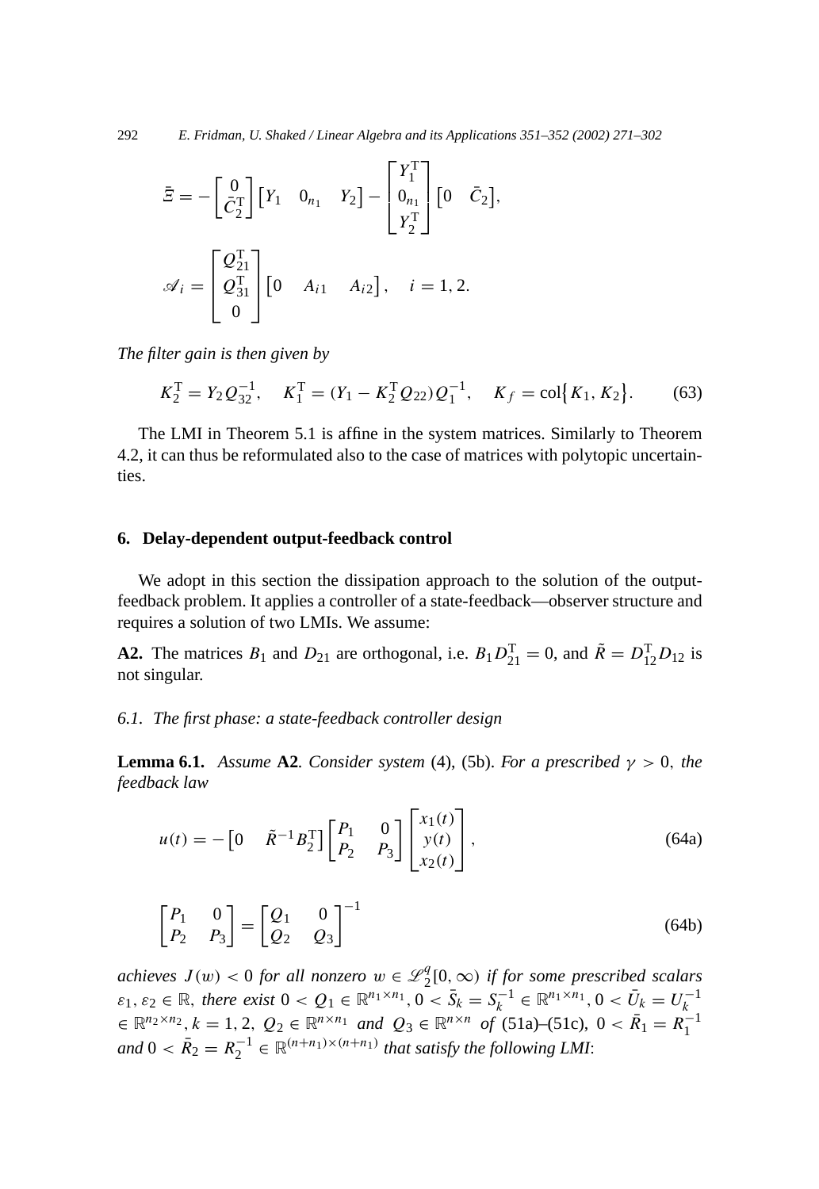$$
\bar{\Xi} = -\begin{bmatrix} 0 \\ \bar{C}_2^{\mathrm{T}} \end{bmatrix} \begin{bmatrix} Y_1 & 0_{n_1} & Y_2 \end{bmatrix} - \begin{bmatrix} Y_1^{\mathrm{T}} \\ 0_{n_1} \\ Y_2^{\mathrm{T}} \end{bmatrix} \begin{bmatrix} 0 & \bar{C}_2 \end{bmatrix},
$$

$$
\mathscr{A}_i = \begin{bmatrix} Q_{21}^{\mathrm{T}} \\ Q_{31}^{\mathrm{T}} \\ 0 \end{bmatrix} \begin{bmatrix} 0 & A_{i1} & A_{i2} \end{bmatrix}, \quad i = 1, 2.
$$

*The filter gain is then given by*

$$
K_2^{\mathrm{T}} = Y_2 Q_{32}^{-1}, \quad K_1^{\mathrm{T}} = (Y_1 - K_2^{\mathrm{T}} Q_{22}) Q_1^{-1}, \quad K_f = \mathrm{col}\{K_1, K_2\}. \tag{63}
$$

The LMI in Theorem 5.1 is affine in the system matrices. Similarly to Theorem 4.2, it can thus be reformulated also to the case of matrices with polytopic uncertainties.

## 6. Delay-dependent output-feedback control

We adopt in this section the dissipation approach to the solution of the output-feedback problem. It applies a controller of a state-feedback—observer structure and requires a solution of two LMIs. We assume:

**A2.** The matrices $B_1$ and $D_{21}$ are orthogonal, i.e. $B_1 D_{21}^{\mathrm{T}} = 0$, and $\tilde{R} = D_{12}^{\mathrm{T}} D_{12}$ is not singular.

### 6.1. The first phase: a state-feedback controller design

**Lemma 6.1.** *Assume* **A2**. *Consider system* (4), (5b). *For a prescribed $\gamma > 0$, the feedback law*

$$
u(t) = -\begin{bmatrix} 0 & \tilde{R}^{-1} B_2^{\mathrm{T}} \end{bmatrix} \begin{bmatrix} P_1 & 0 \\ P_2 & P_3 \end{bmatrix} \begin{bmatrix} x_1(t) \\ y(t) \\ x_2(t) \end{bmatrix}, \tag{64a}
$$

$$
\begin{bmatrix} P_1 & 0 \\ P_2 & P_3 \end{bmatrix} = \begin{bmatrix} Q_1 & 0 \\ Q_2 & Q_3 \end{bmatrix}^{-1} \tag{64b}
$$

*achieves $J(w) < 0$ for all nonzero $w \in \mathscr{L}_2^q[0, \infty)$ if for some prescribed scalars $\varepsilon_1, \varepsilon_2 \in \mathbb{R}$, there exist $0 < Q_1 \in \mathbb{R}^{n_1 \times n_1}$, $0 < \bar{S}_k = S_k^{-1} \in \mathbb{R}^{n_1 \times n_1}$, $0 < \bar{U}_k = U_k^{-1} \in \mathbb{R}^{n_2 \times n_2}$, $k = 1, 2$, $Q_2 \in \mathbb{R}^{n \times n_1}$ and $Q_3 \in \mathbb{R}^{n \times n}$ of* (51a)–(51c), $0 < \bar{R}_1 = R_1^{-1}$ *and* $0 < \bar{R}_2 = R_2^{-1} \in \mathbb{R}^{(n+n_1) \times (n+n_1)}$ *that satisfy the following LMI*: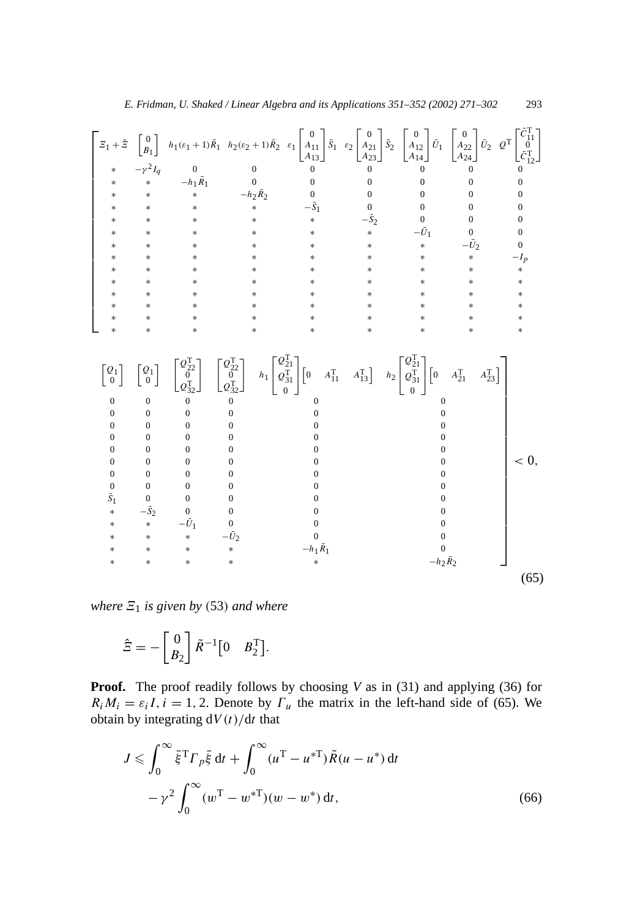$$
\left[\begin{array}{cccccccccccccc}
\Xi_1+\hat{\Xi} & \begin{bmatrix}0\\B_1\end{bmatrix} & h_1(\varepsilon_1+1)\bar{R}_1 & h_2(\varepsilon_2+1)\bar{R}_2 & \varepsilon_1\begin{bmatrix}0\\A_{11}\\A_{13}\end{bmatrix}\bar{S}_1 & \varepsilon_2\begin{bmatrix}0\\A_{21}\\A_{23}\end{bmatrix}\bar{S}_2 & \begin{bmatrix}0\\A_{12}\\A_{14}\end{bmatrix}\bar{U}_1 & \begin{bmatrix}0\\A_{22}\\A_{24}\end{bmatrix}\bar{U}_2 & Q^{\mathrm{T}}\begin{bmatrix}\bar{C}_{11}^{\mathrm{T}}\\0\\\bar{C}_{12}^{\mathrm{T}}\end{bmatrix} & \begin{bmatrix}Q_1\\0\end{bmatrix} & \begin{bmatrix}Q_1\\0\end{bmatrix} & \begin{bmatrix}Q_{22}^{\mathrm{T}}\\0\\Q_{32}^{\mathrm{T}}\end{bmatrix} & \begin{bmatrix}Q_{22}^{\mathrm{T}}\\0\\Q_{32}^{\mathrm{T}}\end{bmatrix} & h_1\begin{bmatrix}Q_{21}^{\mathrm{T}}\\Q_{31}^{\mathrm{T}}\\0\end{bmatrix}\begin{bmatrix}0 & A_{11}^{\mathrm{T}} & A_{13}^{\mathrm{T}}\end{bmatrix} & h_2\begin{bmatrix}Q_{21}^{\mathrm{T}}\\Q_{31}^{\mathrm{T}}\\0\end{bmatrix}\begin{bmatrix}0 & A_{21}^{\mathrm{T}} & A_{23}^{\mathrm{T}}\end{bmatrix} \\
* & -\gamma^2 I_q & 0 & 0 & 0 & 0 & 0 & 0 & 0 & 0 & 0 & 0 & 0 & 0 & 0 \\
* & * & -h_1\bar{R}_1 & 0 & 0 & 0 & 0 & 0 & 0 & 0 & 0 & 0 & 0 & 0 & 0 \\
* & * & * & -h_2\bar{R}_2 & 0 & 0 & 0 & 0 & 0 & 0 & 0 & 0 & 0 & 0 & 0 \\
* & * & * & * & -\bar{S}_1 & 0 & 0 & 0 & 0 & 0 & 0 & 0 & 0 & 0 & 0 \\
* & * & * & * & * & -\bar{S}_2 & 0 & 0 & 0 & 0 & 0 & 0 & 0 & 0 & 0 \\
* & * & * & * & * & * & -\bar{U}_1 & 0 & 0 & 0 & 0 & 0 & 0 & 0 & 0 \\
* & * & * & * & * & * & * & -\bar{U}_2 & 0 & 0 & 0 & 0 & 0 & 0 & 0 \\
* & * & * & * & * & * & * & * & -I_p & 0 & 0 & 0 & 0 & 0 & 0 \\
* & * & * & * & * & * & * & * & * & \bar{S}_1 & 0 & 0 & 0 & 0 & 0 \\
* & * & * & * & * & * & * & * & * & * & -\bar{S}_2 & 0 & 0 & 0 & 0 \\
* & * & * & * & * & * & * & * & * & * & * & -\bar{U}_1 & 0 & 0 & 0 \\
* & * & * & * & * & * & * & * & * & * & * & * & -\bar{U}_2 & 0 & 0 \\
* & * & * & * & * & * & * & * & * & * & * & * & * & -h_1\bar{R}_1 & 0 \\
* & * & * & * & * & * & * & * & * & * & * & * & * & * & -h_2\bar{R}_2
\end{array}\right] < 0, \tag{65}
$$

*where* $\Xi_1$ *is given by* (53) *and where*

$$
\hat{\Xi} = -\begin{bmatrix}0\\B_2\end{bmatrix}\tilde{R}^{-1}\begin{bmatrix}0 & B_2^{\mathrm{T}}\end{bmatrix}.
$$

**Proof.** The proof readily follows by choosing $V$ as in (31) and applying (36) for $R_i M_i = \varepsilon_i I$, $i = 1, 2$. Denote by $\Gamma_u$ the matrix in the left-hand side of (65). We obtain by integrating $\mathrm{d}V(t)/\mathrm{d}t$ that

$$
\begin{aligned}
J \leqslant & \int_0^{\infty} \bar{\xi}^{\mathrm{T}} \Gamma_p \bar{\xi}\,\mathrm{d}t + \int_0^{\infty} (u^{\mathrm{T}} - u^{*\mathrm{T}})\tilde{R}(u - u^*)\,\mathrm{d}t \\
& - \gamma^2 \int_0^{\infty} (w^{\mathrm{T}} - w^{*\mathrm{T}})(w - w^*)\,\mathrm{d}t,
\end{aligned} \tag{66}
$$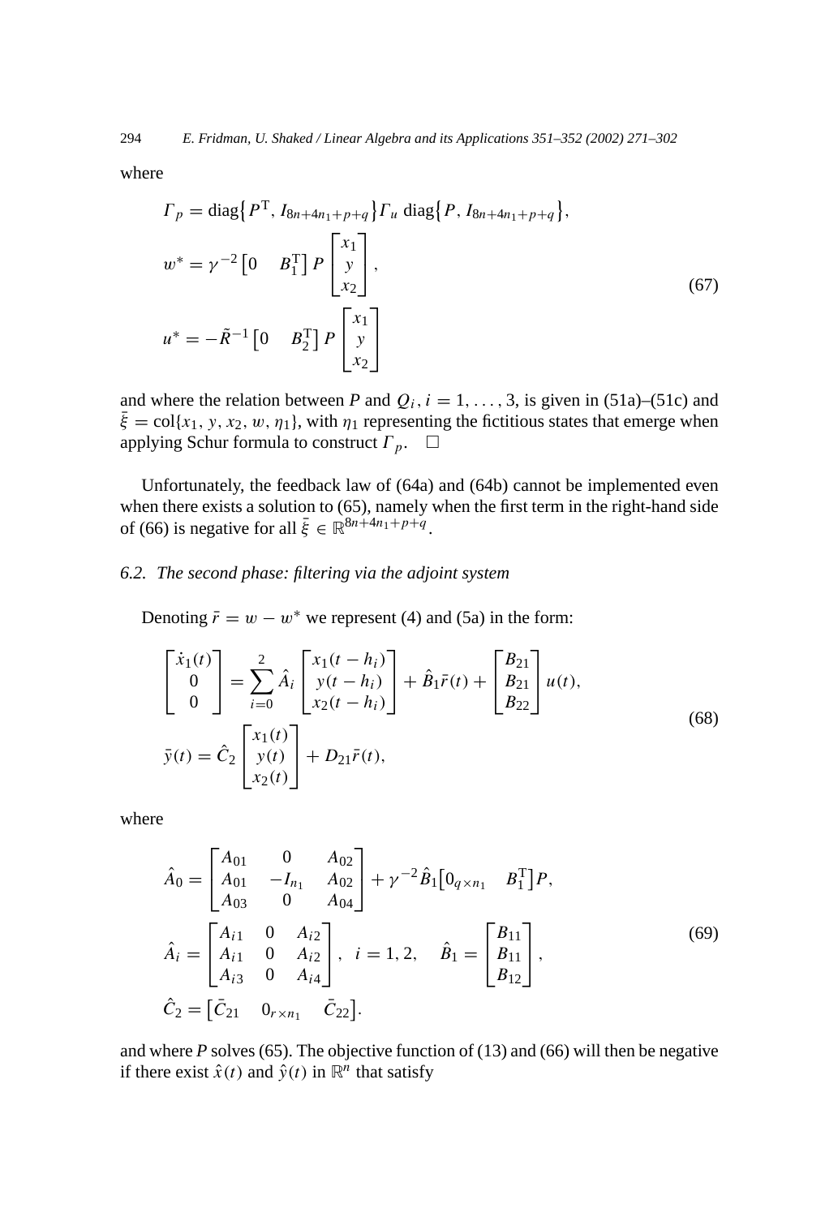where

$$
\begin{aligned}
\Gamma_p &= \operatorname{diag}\{P^{\mathrm{T}}, I_{8n+4n_1+p+q}\}\Gamma_u \operatorname{diag}\{P, I_{8n+4n_1+p+q}\}, \\
w^* &= \gamma^{-2}\begin{bmatrix} 0 & B_1^{\mathrm{T}} \end{bmatrix} P \begin{bmatrix} x_1 \\ y \\ x_2 \end{bmatrix}, \\
u^* &= -\tilde{R}^{-1}\begin{bmatrix} 0 & B_2^{\mathrm{T}} \end{bmatrix} P \begin{bmatrix} x_1 \\ y \\ x_2 \end{bmatrix}
\end{aligned}
\tag{67}
$$

and where the relation between $P$ and $Q_i$, $i = 1, \ldots, 3$, is given in (51a)–(51c) and $\bar{\xi} = \operatorname{col}\{x_1, y, x_2, w, \eta_1\}$, with $\eta_1$ representing the fictitious states that emerge when applying Schur formula to construct $\Gamma_p$. $\square$

Unfortunately, the feedback law of (64a) and (64b) cannot be implemented even when there exists a solution to (65), namely when the first term in the right-hand side of (66) is negative for all $\bar{\xi} \in \mathbb{R}^{8n+4n_1+p+q}$.

### 6.2. The second phase: filtering via the adjoint system

Denoting $\bar{r} = w - w^*$ we represent (4) and (5a) in the form:

$$
\begin{aligned}
\begin{bmatrix} \dot{x}_1(t) \\ 0 \\ 0 \end{bmatrix} &= \sum_{i=0}^{2} \hat{A}_i \begin{bmatrix} x_1(t-h_i) \\ y(t-h_i) \\ x_2(t-h_i) \end{bmatrix} + \hat{B}_1 \bar{r}(t) + \begin{bmatrix} B_{21} \\ B_{21} \\ B_{22} \end{bmatrix} u(t), \\
\bar{y}(t) &= \hat{C}_2 \begin{bmatrix} x_1(t) \\ y(t) \\ x_2(t) \end{bmatrix} + D_{21}\bar{r}(t),
\end{aligned}
\tag{68}
$$

where

$$
\begin{aligned}
\hat{A}_0 &= \begin{bmatrix} A_{01} & 0 & A_{02} \\ A_{01} & -I_{n_1} & A_{02} \\ A_{03} & 0 & A_{04} \end{bmatrix} + \gamma^{-2}\hat{B}_1\begin{bmatrix} 0_{q\times n_1} & B_1^{\mathrm{T}} \end{bmatrix} P, \\
\hat{A}_i &= \begin{bmatrix} A_{i1} & 0 & A_{i2} \\ A_{i1} & 0 & A_{i2} \\ A_{i3} & 0 & A_{i4} \end{bmatrix}, \quad i = 1, 2, \quad \hat{B}_1 = \begin{bmatrix} B_{11} \\ B_{11} \\ B_{12} \end{bmatrix}, \\
\hat{C}_2 &= \begin{bmatrix} \bar{C}_{21} & 0_{r\times n_1} & \bar{C}_{22} \end{bmatrix}.
\end{aligned}
\tag{69}
$$

and where $P$ solves (65). The objective function of (13) and (66) will then be negative if there exist $\hat{x}(t)$ and $\hat{y}(t)$ in $\mathbb{R}^n$ that satisfy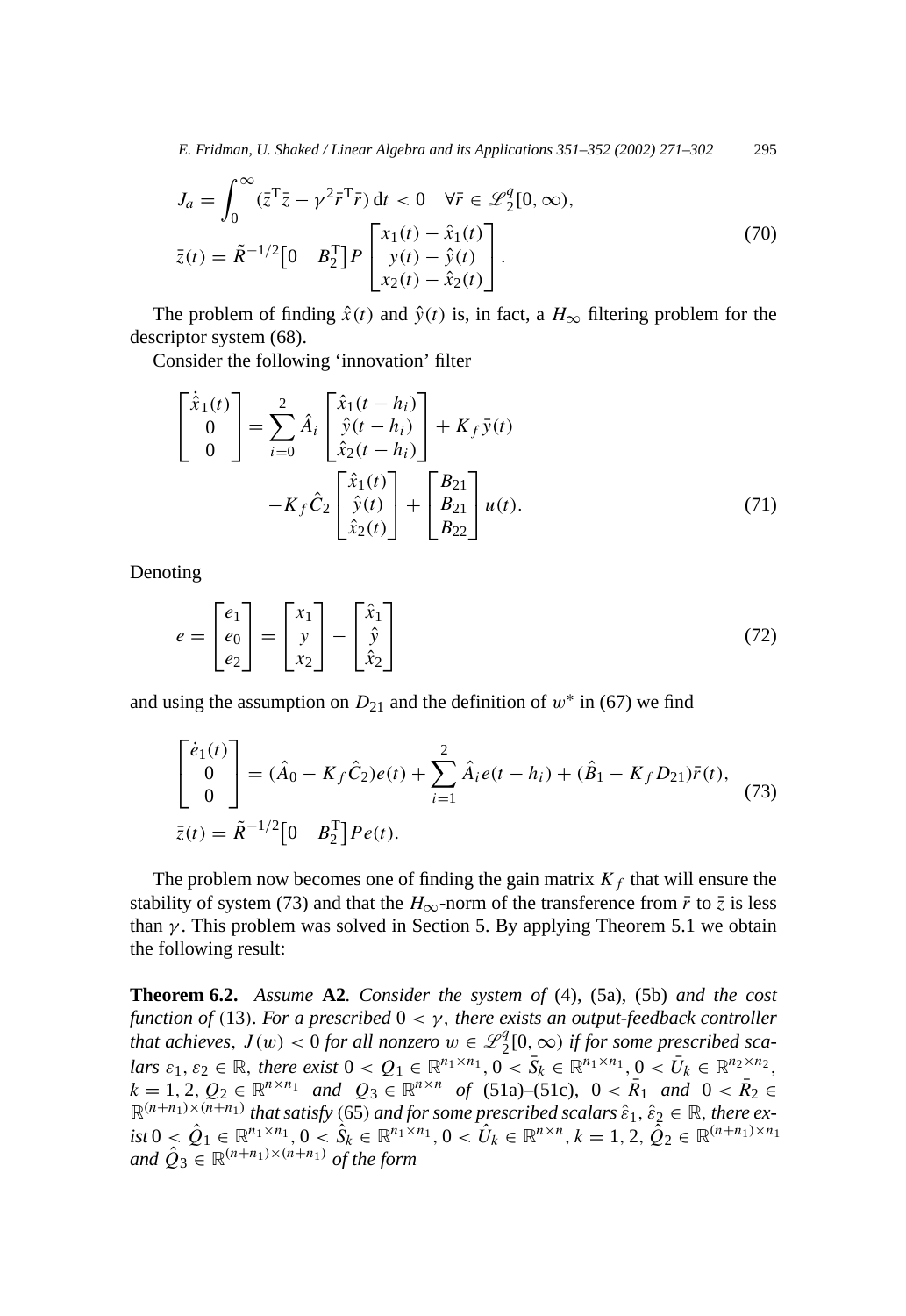$$J_a = \int_0^\infty (\bar{z}^{\mathrm{T}}\bar{z} - \gamma^2 \bar{r}^{\mathrm{T}}\bar{r})\,\mathrm{d}t < 0 \quad \forall \bar{r} \in \mathscr{L}_2^q[0,\infty),$$
$$\bar{z}(t) = \tilde{R}^{-1/2}\begin{bmatrix} 0 & B_2^{\mathrm{T}} \end{bmatrix} P \begin{bmatrix} x_1(t) - \hat{x}_1(t) \\ y(t) - \hat{y}(t) \\ x_2(t) - \hat{x}_2(t) \end{bmatrix}. \tag{70}$$

The problem of finding $\hat{x}(t)$ and $\hat{y}(t)$ is, in fact, a $H_\infty$ filtering problem for the descriptor system (68).

Consider the following 'innovation' filter

$$\begin{bmatrix} \dot{\hat{x}}_1(t) \\ 0 \\ 0 \end{bmatrix} = \sum_{i=0}^{2} \hat{A}_i \begin{bmatrix} \hat{x}_1(t-h_i) \\ \hat{y}(t-h_i) \\ \hat{x}_2(t-h_i) \end{bmatrix} + K_f \bar{y}(t)$$
$$- K_f \hat{C}_2 \begin{bmatrix} \hat{x}_1(t) \\ \hat{y}(t) \\ \hat{x}_2(t) \end{bmatrix} + \begin{bmatrix} B_{21} \\ B_{21} \\ B_{22} \end{bmatrix} u(t). \tag{71}$$

Denoting

$$e = \begin{bmatrix} e_1 \\ e_0 \\ e_2 \end{bmatrix} = \begin{bmatrix} x_1 \\ y \\ x_2 \end{bmatrix} - \begin{bmatrix} \hat{x}_1 \\ \hat{y} \\ \hat{x}_2 \end{bmatrix} \tag{72}$$

and using the assumption on $D_{21}$ and the definition of $w^*$ in (67) we find

$$\begin{bmatrix} \dot{e}_1(t) \\ 0 \\ 0 \end{bmatrix} = (\hat{A}_0 - K_f \hat{C}_2)e(t) + \sum_{i=1}^{2} \hat{A}_i e(t-h_i) + (\hat{B}_1 - K_f D_{21})\bar{r}(t),$$
$$\bar{z}(t) = \tilde{R}^{-1/2}\begin{bmatrix} 0 & B_2^{\mathrm{T}} \end{bmatrix} P e(t). \tag{73}$$

The problem now becomes one of finding the gain matrix $K_f$ that will ensure the stability of system (73) and that the $H_\infty$-norm of the transference from $\bar{r}$ to $\bar{z}$ is less than $\gamma$. This problem was solved in Section 5. By applying Theorem 5.1 we obtain the following result:

**Theorem 6.2.** *Assume* **A2**. *Consider the system of* (4), (5a), (5b) *and the cost function of* (13). *For a prescribed* $0 < \gamma$, *there exists an output-feedback controller that achieves*, $J(w) < 0$ *for all nonzero* $w \in \mathscr{L}_2^q[0,\infty)$ *if for some prescribed scalars* $\varepsilon_1, \varepsilon_2 \in \mathbb{R}$, *there exist* $0 < Q_1 \in \mathbb{R}^{n_1 \times n_1}$, $0 < \bar{S}_k \in \mathbb{R}^{n_1 \times n_1}$, $0 < \bar{U}_k \in \mathbb{R}^{n_2 \times n_2}$, $k = 1, 2$, $Q_2 \in \mathbb{R}^{n \times n_1}$ *and* $Q_3 \in \mathbb{R}^{n \times n}$ *of* (51a)–(51c), $0 < \bar{R}_1$ *and* $0 < \bar{R}_2 \in \mathbb{R}^{(n+n_1)\times(n+n_1)}$ *that satisfy* (65) *and for some prescribed scalars* $\hat{\varepsilon}_1, \hat{\varepsilon}_2 \in \mathbb{R}$, *there exist* $0 < \hat{Q}_1 \in \mathbb{R}^{n_1 \times n_1}$, $0 < \hat{S}_k \in \mathbb{R}^{n_1 \times n_1}$, $0 < \hat{U}_k \in \mathbb{R}^{n \times n}$, $k = 1, 2$, $\hat{Q}_2 \in \mathbb{R}^{(n+n_1)\times n_1}$ *and* $\hat{Q}_3 \in \mathbb{R}^{(n+n_1)\times(n+n_1)}$ *of the form*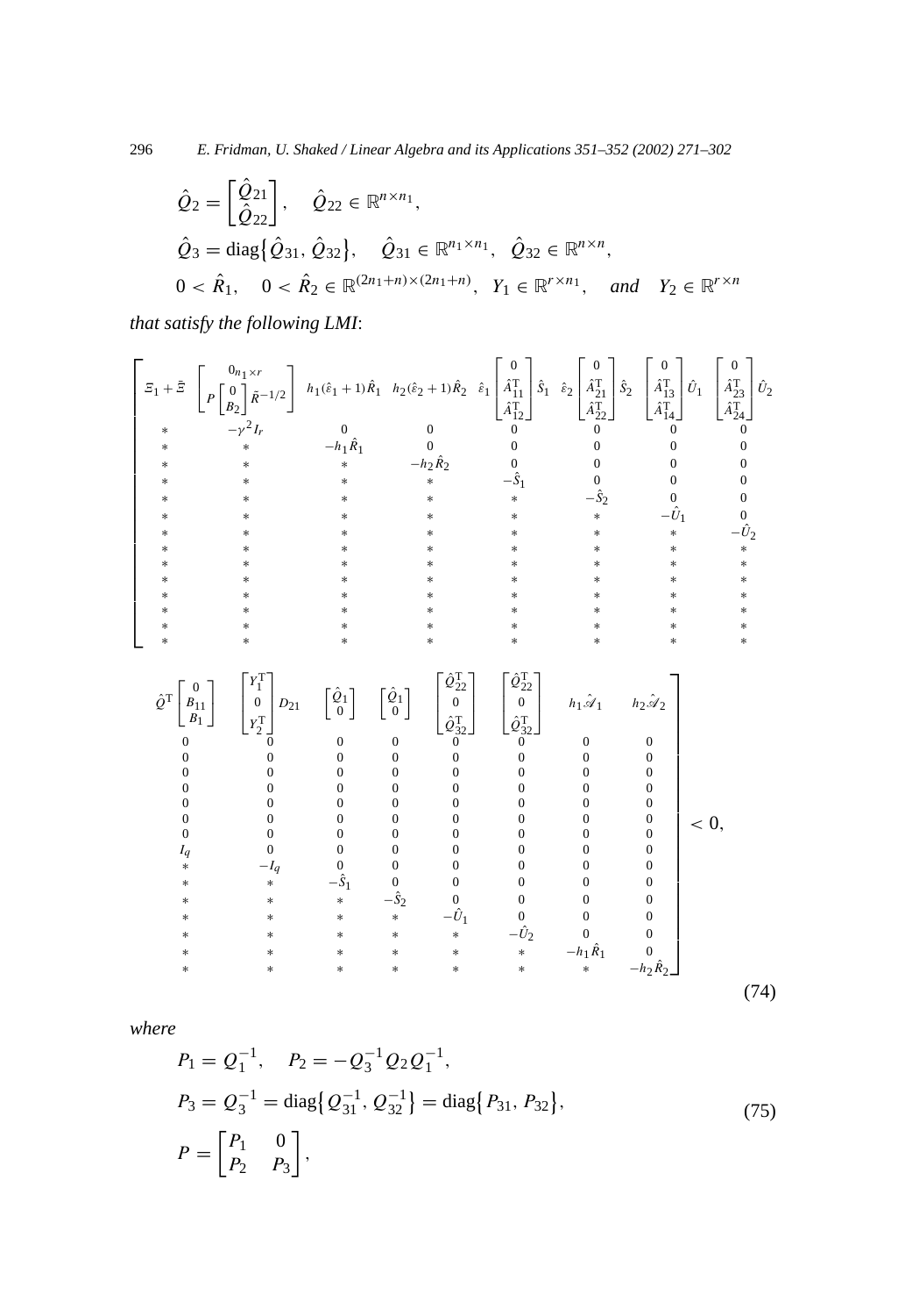$$\hat{Q}_2 = \begin{bmatrix} \hat{Q}_{21} \\ \hat{Q}_{22} \end{bmatrix}, \quad \hat{Q}_{22} \in \mathbb{R}^{n \times n_1},$$

$$\hat{Q}_3 = \operatorname{diag}\{\hat{Q}_{31}, \hat{Q}_{32}\}, \quad \hat{Q}_{31} \in \mathbb{R}^{n_1 \times n_1}, \ \hat{Q}_{32} \in \mathbb{R}^{n \times n},$$

$$0 < \hat{R}_1, \quad 0 < \hat{R}_2 \in \mathbb{R}^{(2n_1+n)\times(2n_1+n)}, \ Y_1 \in \mathbb{R}^{r \times n_1}, \quad \textit{and} \quad Y_2 \in \mathbb{R}^{r \times n}$$

*that satisfy the following LMI*:

$$\left[\begin{array}{cccccccccccccccc}
\Xi_1 + \bar{\Xi} & \begin{bmatrix} 0_{n_1 \times r} \\ P \begin{bmatrix} 0 \\ B_2 \end{bmatrix} \bar{R}^{-1/2} \end{bmatrix} & h_1(\hat{\varepsilon}_1+1)\hat{R}_1 & h_2(\hat{\varepsilon}_2+1)\hat{R}_2 & \hat{\varepsilon}_1 \begin{bmatrix} 0 \\ \hat{A}_{11}^{\mathrm{T}} \\ \hat{A}_{12}^{\mathrm{T}} \end{bmatrix} \hat{S}_1 & \hat{\varepsilon}_2 \begin{bmatrix} 0 \\ \hat{A}_{21}^{\mathrm{T}} \\ \hat{A}_{22}^{\mathrm{T}} \end{bmatrix} \hat{S}_2 & \begin{bmatrix} 0 \\ \hat{A}_{13}^{\mathrm{T}} \\ \hat{A}_{14}^{\mathrm{T}} \end{bmatrix} \hat{U}_1 & \begin{bmatrix} 0 \\ \hat{A}_{23}^{\mathrm{T}} \\ \hat{A}_{24}^{\mathrm{T}} \end{bmatrix} \hat{U}_2 & \hat{Q}^{\mathrm{T}} \begin{bmatrix} 0 \\ B_{11} \\ B_1 \end{bmatrix} & \begin{bmatrix} Y_1^{\mathrm{T}} \\ 0 \\ Y_2^{\mathrm{T}} \end{bmatrix} D_{21} & \begin{bmatrix} \hat{Q}_1 \\ 0 \end{bmatrix} & \begin{bmatrix} \hat{Q}_1 \\ 0 \end{bmatrix} & \begin{bmatrix} \hat{Q}_{22}^{\mathrm{T}} \\ 0 \\ \hat{Q}_{32}^{\mathrm{T}} \end{bmatrix} & \begin{bmatrix} \hat{Q}_{22}^{\mathrm{T}} \\ 0 \\ \hat{Q}_{32}^{\mathrm{T}} \end{bmatrix} & h_1 \hat{\mathscr{A}}_1 & h_2 \hat{\mathscr{A}}_2 \\
* & -\gamma^2 I_r & 0 & 0 & 0 & 0 & 0 & 0 & 0 & 0 & 0 & 0 & 0 & 0 & 0 & 0 \\
* & * & -h_1 \hat{R}_1 & 0 & 0 & 0 & 0 & 0 & 0 & 0 & 0 & 0 & 0 & 0 & 0 & 0 \\
* & * & * & -h_2 \hat{R}_2 & 0 & 0 & 0 & 0 & 0 & 0 & 0 & 0 & 0 & 0 & 0 & 0 \\
* & * & * & * & -\hat{S}_1 & 0 & 0 & 0 & 0 & 0 & 0 & 0 & 0 & 0 & 0 & 0 \\
* & * & * & * & * & -\hat{S}_2 & 0 & 0 & 0 & 0 & 0 & 0 & 0 & 0 & 0 & 0 \\
* & * & * & * & * & * & -\hat{U}_1 & 0 & 0 & 0 & 0 & 0 & 0 & 0 & 0 & 0 \\
* & * & * & * & * & * & * & -\hat{U}_2 & 0 & 0 & 0 & 0 & 0 & 0 & 0 & 0 \\
* & * & * & * & * & * & * & * & I_q & 0 & 0 & 0 & 0 & 0 & 0 & 0 \\
* & * & * & * & * & * & * & * & * & -I_q & 0 & 0 & 0 & 0 & 0 & 0 \\
* & * & * & * & * & * & * & * & * & * & -\hat{S}_1 & 0 & 0 & 0 & 0 & 0 \\
* & * & * & * & * & * & * & * & * & * & * & -\hat{S}_2 & 0 & 0 & 0 & 0 \\
* & * & * & * & * & * & * & * & * & * & * & * & -\hat{U}_1 & 0 & 0 & 0 \\
* & * & * & * & * & * & * & * & * & * & * & * & * & -\hat{U}_2 & 0 & 0 \\
* & * & * & * & * & * & * & * & * & * & * & * & * & * & -h_1 \hat{R}_1 & 0 \\
* & * & * & * & * & * & * & * & * & * & * & * & * & * & * & -h_2 \hat{R}_2
\end{array}\right] < 0, \tag{74}$$

*where*

$$\begin{aligned}
&P_1 = Q_1^{-1}, \quad P_2 = -Q_3^{-1} Q_2 Q_1^{-1}, \\
&P_3 = Q_3^{-1} = \operatorname{diag}\{Q_{31}^{-1}, Q_{32}^{-1}\} = \operatorname{diag}\{P_{31}, P_{32}\}, \\
&P = \begin{bmatrix} P_1 & 0 \\ P_2 & P_3 \end{bmatrix},
\end{aligned} \tag{75}$$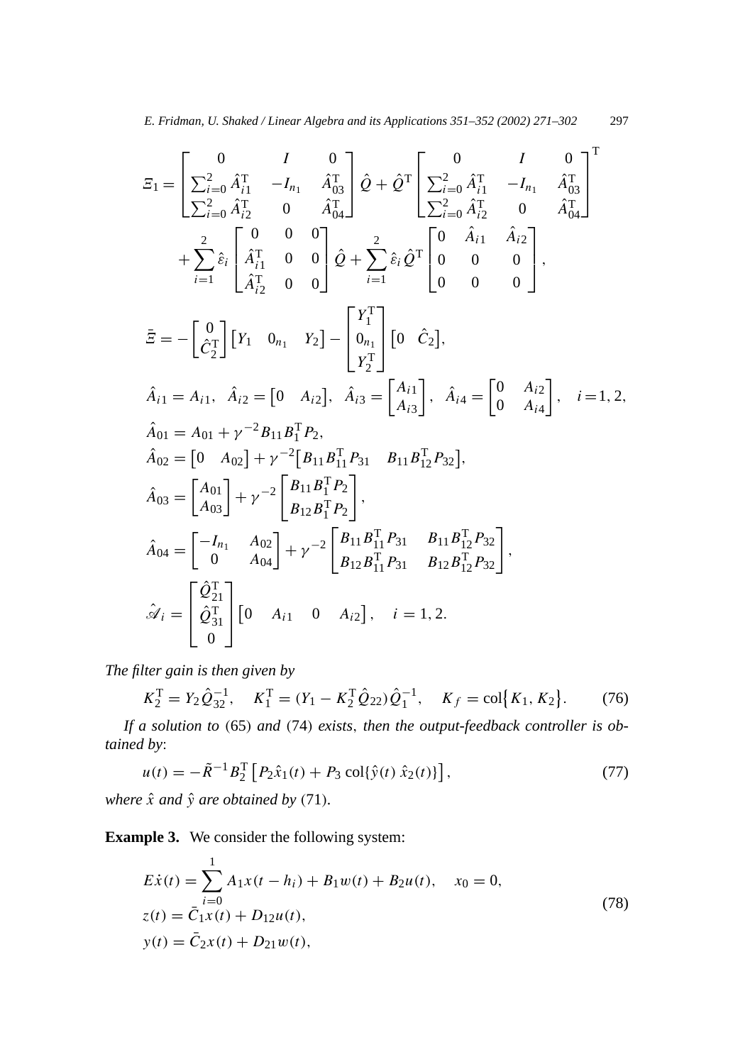$$
\Xi_1 = \begin{bmatrix} 0 & I & 0 \\ \sum_{i=0}^{2} \hat{A}_{i1}^{\mathrm{T}} & -I_{n_1} & \hat{A}_{03}^{\mathrm{T}} \\ \sum_{i=0}^{2} \hat{A}_{i2}^{\mathrm{T}} & 0 & \hat{A}_{04}^{\mathrm{T}} \end{bmatrix} \hat{Q} + \hat{Q}^{\mathrm{T}} \begin{bmatrix} 0 & I & 0 \\ \sum_{i=0}^{2} \hat{A}_{i1}^{\mathrm{T}} & -I_{n_1} & \hat{A}_{03}^{\mathrm{T}} \\ \sum_{i=0}^{2} \hat{A}_{i2}^{\mathrm{T}} & 0 & \hat{A}_{04}^{\mathrm{T}} \end{bmatrix}^{\mathrm{T}}
+ \sum_{i=1}^{2} \hat{\varepsilon}_i \begin{bmatrix} 0 & 0 & 0 \\ \hat{A}_{i1}^{\mathrm{T}} & 0 & 0 \\ \hat{A}_{i2}^{\mathrm{T}} & 0 & 0 \end{bmatrix} \hat{Q} + \sum_{i=1}^{2} \hat{\varepsilon}_i \hat{Q}^{\mathrm{T}} \begin{bmatrix} 0 & \hat{A}_{i1} & \hat{A}_{i2} \\ 0 & 0 & 0 \\ 0 & 0 & 0 \end{bmatrix},
$$

$$
\bar{\Xi} = -\begin{bmatrix} 0 \\ \hat{C}_2^{\mathrm{T}} \end{bmatrix} \begin{bmatrix} Y_1 & 0_{n_1} & Y_2 \end{bmatrix} - \begin{bmatrix} Y_1^{\mathrm{T}} \\ 0_{n_1} \\ Y_2^{\mathrm{T}} \end{bmatrix} \begin{bmatrix} 0 & \hat{C}_2 \end{bmatrix},
$$

$$
\hat{A}_{i1} = A_{i1}, \quad \hat{A}_{i2} = \begin{bmatrix} 0 & A_{i2} \end{bmatrix}, \quad \hat{A}_{i3} = \begin{bmatrix} A_{i1} \\ A_{i3} \end{bmatrix}, \quad \hat{A}_{i4} = \begin{bmatrix} 0 & A_{i2} \\ 0 & A_{i4} \end{bmatrix}, \quad i = 1, 2,
$$

$$
\hat{A}_{01} = A_{01} + \gamma^{-2} B_{11} B_1^{\mathrm{T}} P_2,
$$

$$
\hat{A}_{02} = \begin{bmatrix} 0 & A_{02} \end{bmatrix} + \gamma^{-2} \begin{bmatrix} B_{11} B_{11}^{\mathrm{T}} P_{31} & B_{11} B_{12}^{\mathrm{T}} P_{32} \end{bmatrix},
$$

$$
\hat{A}_{03} = \begin{bmatrix} A_{01} \\ A_{03} \end{bmatrix} + \gamma^{-2} \begin{bmatrix} B_{11} B_1^{\mathrm{T}} P_2 \\ B_{12} B_1^{\mathrm{T}} P_2 \end{bmatrix},
$$

$$
\hat{A}_{04} = \begin{bmatrix} -I_{n_1} & A_{02} \\ 0 & A_{04} \end{bmatrix} + \gamma^{-2} \begin{bmatrix} B_{11} B_{11}^{\mathrm{T}} P_{31} & B_{11} B_{12}^{\mathrm{T}} P_{32} \\ B_{12} B_{11}^{\mathrm{T}} P_{31} & B_{12} B_{12}^{\mathrm{T}} P_{32} \end{bmatrix},
$$

$$
\hat{\mathscr{A}}_i = \begin{bmatrix} \hat{Q}_{21}^{\mathrm{T}} \\ \hat{Q}_{31}^{\mathrm{T}} \\ 0 \end{bmatrix} \begin{bmatrix} 0 & A_{i1} & 0 & A_{i2} \end{bmatrix}, \quad i = 1, 2.
$$

*The filter gain is then given by*

$$
K_2^{\mathrm{T}} = Y_2 \hat{Q}_{32}^{-1}, \quad K_1^{\mathrm{T}} = (Y_1 - K_2^{\mathrm{T}} \hat{Q}_{22}) \hat{Q}_1^{-1}, \quad K_f = \mathrm{col}\{K_1, K_2\}. \tag{76}
$$

*If a solution to* (65) *and* (74) *exists, then the output-feedback controller is obtained by*:

$$
u(t) = -\tilde{R}^{-1} B_2^{\mathrm{T}} \left[ P_2 \hat{x}_1(t) + P_3 \,\mathrm{col}\{\hat{y}(t)\ \hat{x}_2(t)\} \right], \tag{77}
$$

*where* $\hat{x}$ *and* $\hat{y}$ *are obtained by* (71).

**Example 3.** We consider the following system:

$$
\begin{aligned}
E\dot{x}(t) &= \sum_{i=0}^{1} A_1 x(t - h_i) + B_1 w(t) + B_2 u(t), \quad x_0 = 0, \\
z(t) &= \bar{C}_1 x(t) + D_{12} u(t), \\
y(t) &= \bar{C}_2 x(t) + D_{21} w(t),
\end{aligned} \tag{78}
$$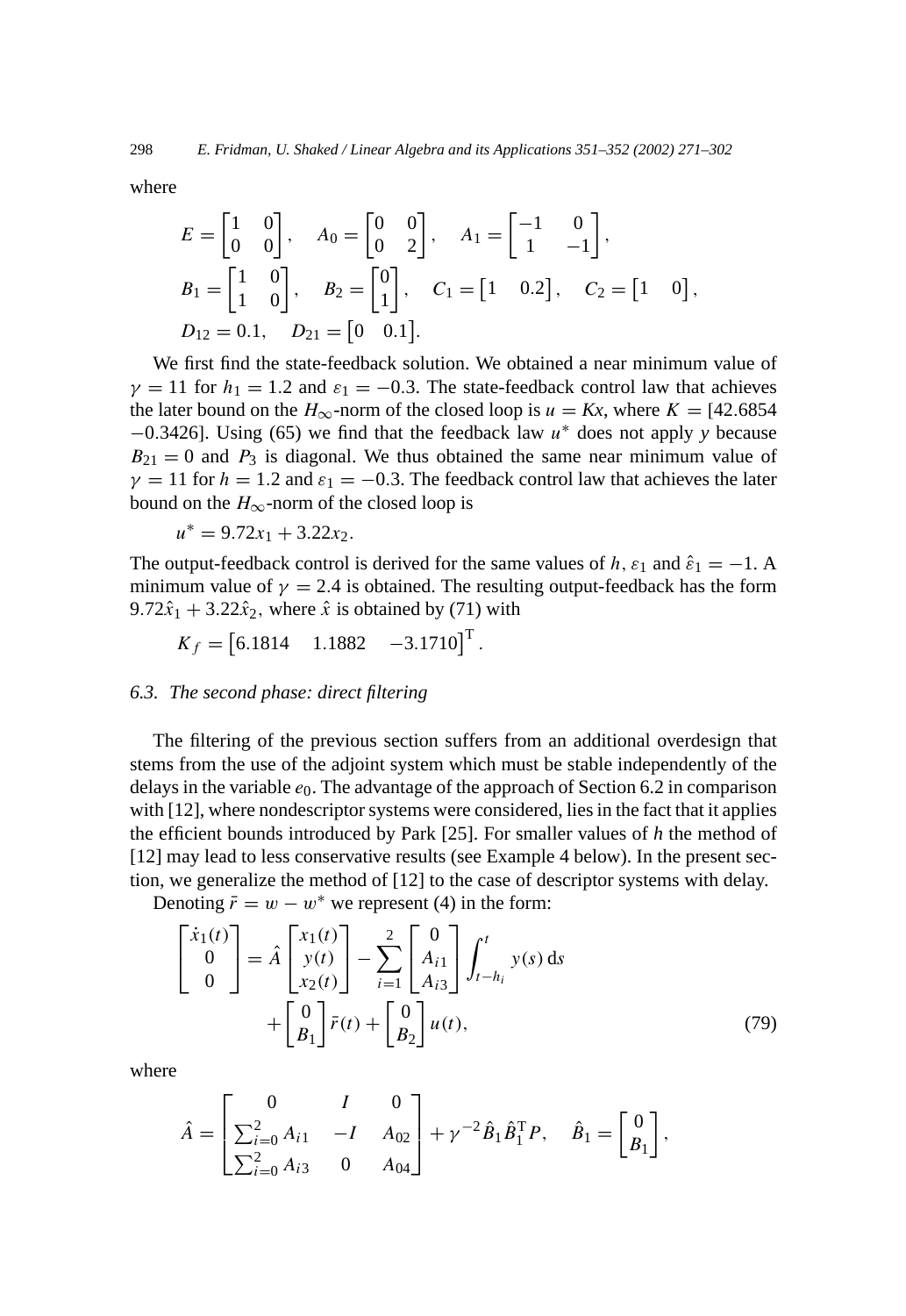where

$$
E = \begin{bmatrix} 1 & 0 \\ 0 & 0 \end{bmatrix}, \quad A_0 = \begin{bmatrix} 0 & 0 \\ 0 & 2 \end{bmatrix}, \quad A_1 = \begin{bmatrix} -1 & 0 \\ 1 & -1 \end{bmatrix},
$$

$$
B_1 = \begin{bmatrix} 1 & 0 \\ 1 & 0 \end{bmatrix}, \quad B_2 = \begin{bmatrix} 0 \\ 1 \end{bmatrix}, \quad C_1 = \begin{bmatrix} 1 & 0.2 \end{bmatrix}, \quad C_2 = \begin{bmatrix} 1 & 0 \end{bmatrix},
$$

$$
D_{12} = 0.1, \quad D_{21} = \begin{bmatrix} 0 & 0.1 \end{bmatrix}.
$$

We first find the state-feedback solution. We obtained a near minimum value of $\gamma = 11$ for $h_1 = 1.2$ and $\varepsilon_1 = -0.3$. The state-feedback control law that achieves the later bound on the $H_\infty$-norm of the closed loop is $u = Kx$, where $K = [42.6854 \; -0.3426]$. Using (65) we find that the feedback law $u^*$ does not apply $y$ because $B_{21} = 0$ and $P_3$ is diagonal. We thus obtained the same near minimum value of $\gamma = 11$ for $h = 1.2$ and $\varepsilon_1 = -0.3$. The feedback control law that achieves the later bound on the $H_\infty$-norm of the closed loop is

$$
u^* = 9.72x_1 + 3.22x_2.
$$

The output-feedback control is derived for the same values of $h$, $\varepsilon_1$ and $\hat{\varepsilon}_1 = -1$. A minimum value of $\gamma = 2.4$ is obtained. The resulting output-feedback has the form $9.72\hat{x}_1 + 3.22\hat{x}_2$, where $\hat{x}$ is obtained by (71) with

$$
K_f = \begin{bmatrix} 6.1814 & 1.1882 & -3.1710 \end{bmatrix}^{\mathrm{T}}.
$$

### *6.3. The second phase: direct filtering*

The filtering of the previous section suffers from an additional overdesign that stems from the use of the adjoint system which must be stable independently of the delays in the variable $e_0$. The advantage of the approach of Section 6.2 in comparison with [12], where nondescriptor systems were considered, lies in the fact that it applies the efficient bounds introduced by Park [25]. For smaller values of $h$ the method of [12] may lead to less conservative results (see Example 4 below). In the present section, we generalize the method of [12] to the case of descriptor systems with delay.

Denoting $\bar{r} = w - w^*$ we represent (4) in the form:

$$
\begin{bmatrix} \dot{x}_1(t) \\ 0 \\ 0 \end{bmatrix} = \hat{A} \begin{bmatrix} x_1(t) \\ y(t) \\ x_2(t) \end{bmatrix} - \sum_{i=1}^{2} \begin{bmatrix} 0 \\ A_{i1} \\ A_{i3} \end{bmatrix} \int_{t-h_i}^{t} y(s)\,\mathrm{d}s + \begin{bmatrix} 0 \\ B_1 \end{bmatrix} \bar{r}(t) + \begin{bmatrix} 0 \\ B_2 \end{bmatrix} u(t), \tag{79}
$$

where

$$
\hat{A} = \begin{bmatrix} 0 & I & 0 \\ \sum_{i=0}^{2} A_{i1} & -I & A_{02} \\ \sum_{i=0}^{2} A_{i3} & 0 & A_{04} \end{bmatrix} + \gamma^{-2} \hat{B}_1 \hat{B}_1^{\mathrm{T}} P, \quad \hat{B}_1 = \begin{bmatrix} 0 \\ B_1 \end{bmatrix},
$$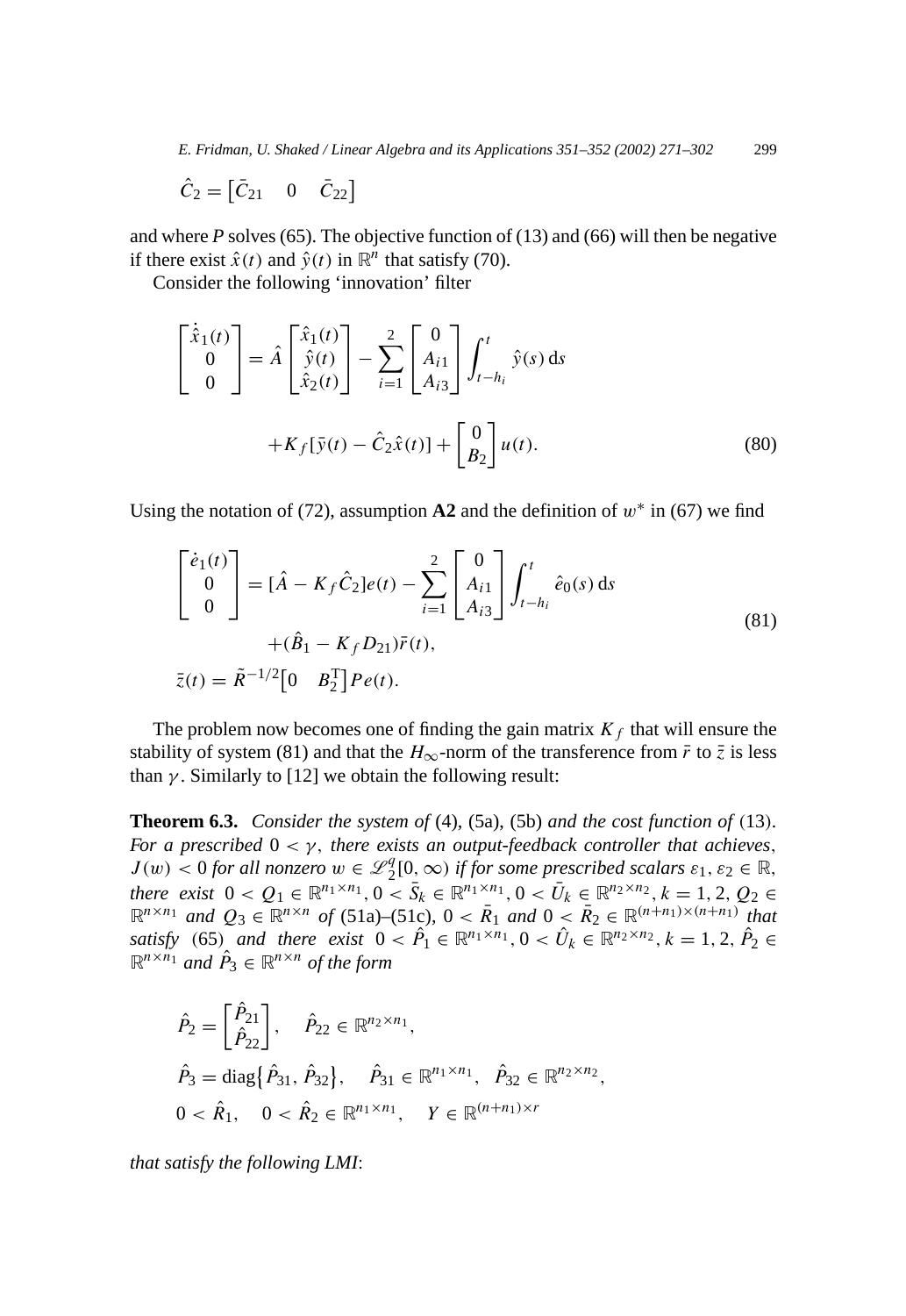$$\hat{C}_2 = \begin{bmatrix} \bar{C}_{21} & 0 & \bar{C}_{22} \end{bmatrix}$$

and where $P$ solves (65). The objective function of (13) and (66) will then be negative if there exist $\hat{x}(t)$ and $\hat{y}(t)$ in $\mathbb{R}^n$ that satisfy (70).

Consider the following 'innovation' filter

$$\begin{bmatrix} \dot{\hat{x}}_1(t) \\ 0 \\ 0 \end{bmatrix} = \hat{A} \begin{bmatrix} \hat{x}_1(t) \\ \hat{y}(t) \\ \hat{x}_2(t) \end{bmatrix} - \sum_{i=1}^{2} \begin{bmatrix} 0 \\ A_{i1} \\ A_{i3} \end{bmatrix} \int_{t-h_i}^{t} \hat{y}(s)\,\mathrm{d}s$$

$$+ K_f[\bar{y}(t) - \hat{C}_2\hat{x}(t)] + \begin{bmatrix} 0 \\ B_2 \end{bmatrix} u(t). \tag{80}$$

Using the notation of (72), assumption **A2** and the definition of $w^*$ in (67) we find

$$\begin{aligned} \begin{bmatrix} \dot{e}_1(t) \\ 0 \\ 0 \end{bmatrix} &= [\hat{A} - K_f\hat{C}_2]e(t) - \sum_{i=1}^{2} \begin{bmatrix} 0 \\ A_{i1} \\ A_{i3} \end{bmatrix} \int_{t-h_i}^{t} \hat{e}_0(s)\,\mathrm{d}s \\ &\quad + (\hat{B}_1 - K_f D_{21})\bar{r}(t), \\ \bar{z}(t) &= \tilde{R}^{-1/2}\begin{bmatrix} 0 & B_2^{\mathrm{T}} \end{bmatrix} Pe(t). \end{aligned} \tag{81}$$

The problem now becomes one of finding the gain matrix $K_f$ that will ensure the stability of system (81) and that the $H_\infty$-norm of the transference from $\bar{r}$ to $\bar{z}$ is less than $\gamma$. Similarly to [12] we obtain the following result:

**Theorem 6.3.** *Consider the system of* (4), (5a), (5b) *and the cost function of* (13)*. For a prescribed* $0 < \gamma$, *there exists an output-feedback controller that achieves*, $J(w) < 0$ *for all nonzero* $w \in \mathscr{L}_2^q[0, \infty)$ *if for some prescribed scalars* $\varepsilon_1, \varepsilon_2 \in \mathbb{R}$, *there exist* $0 < Q_1 \in \mathbb{R}^{n_1 \times n_1}$, $0 < \bar{S}_k \in \mathbb{R}^{n_1 \times n_1}$, $0 < \bar{U}_k \in \mathbb{R}^{n_2 \times n_2}$, $k = 1, 2$, $Q_2 \in \mathbb{R}^{n \times n_1}$ *and* $Q_3 \in \mathbb{R}^{n \times n}$ *of* (51a)–(51c), $0 < \bar{R}_1$ *and* $0 < \bar{R}_2 \in \mathbb{R}^{(n+n_1)\times(n+n_1)}$ *that satisfy* (65) *and there exist* $0 < \hat{P}_1 \in \mathbb{R}^{n_1 \times n_1}$, $0 < \hat{U}_k \in \mathbb{R}^{n_2 \times n_2}$, $k = 1, 2$, $\hat{P}_2 \in \mathbb{R}^{n \times n_1}$ *and* $\hat{P}_3 \in \mathbb{R}^{n \times n}$ *of the form*

$$\hat{P}_2 = \begin{bmatrix} \hat{P}_{21} \\ \hat{P}_{22} \end{bmatrix}, \quad \hat{P}_{22} \in \mathbb{R}^{n_2 \times n_1},$$

$$\hat{P}_3 = \mathrm{diag}\{\hat{P}_{31}, \hat{P}_{32}\}, \quad \hat{P}_{31} \in \mathbb{R}^{n_1 \times n_1}, \quad \hat{P}_{32} \in \mathbb{R}^{n_2 \times n_2},$$

$$0 < \hat{R}_1, \quad 0 < \hat{R}_2 \in \mathbb{R}^{n_1 \times n_1}, \quad Y \in \mathbb{R}^{(n+n_1)\times r}$$

*that satisfy the following LMI*: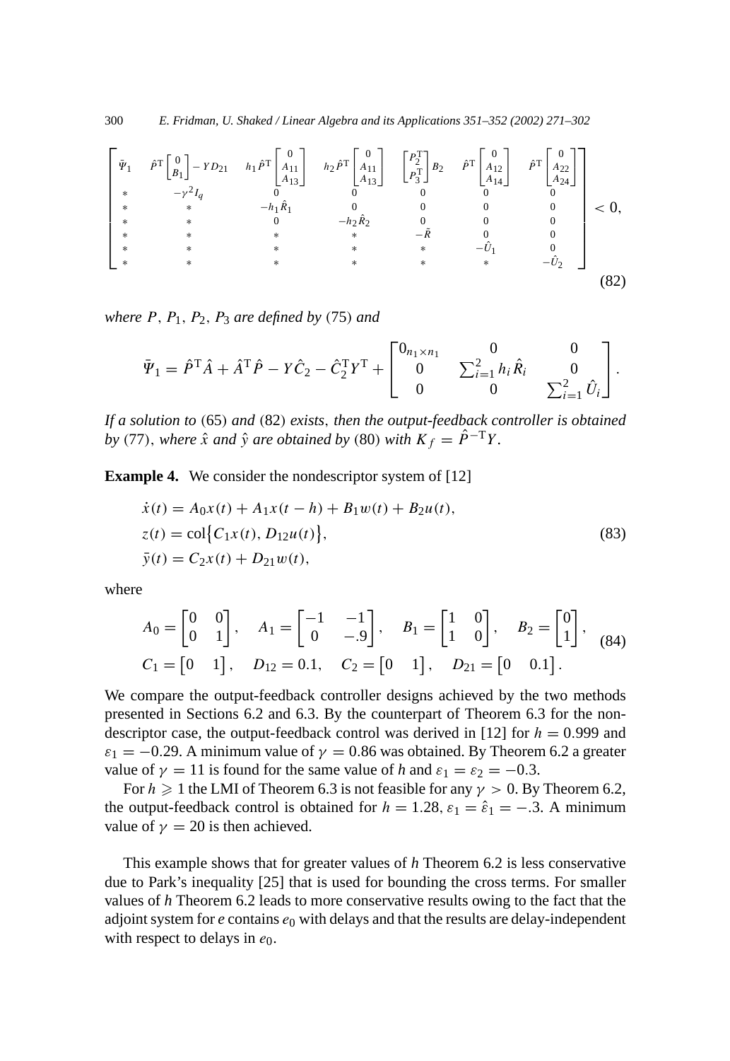$$
\begin{bmatrix}
\bar{\Psi}_1 & \hat{P}^{\mathrm{T}}\begin{bmatrix}0\\B_1\end{bmatrix} - YD_{21} & h_1\hat{P}^{\mathrm{T}}\begin{bmatrix}0\\A_{11}\\A_{13}\end{bmatrix} & h_2\hat{P}^{\mathrm{T}}\begin{bmatrix}0\\A_{11}\\A_{13}\end{bmatrix} & \begin{bmatrix}P_2^{\mathrm{T}}\\P_3^{\mathrm{T}}\end{bmatrix}B_2 & \hat{P}^{\mathrm{T}}\begin{bmatrix}0\\A_{12}\\A_{14}\end{bmatrix} & \hat{P}^{\mathrm{T}}\begin{bmatrix}0\\A_{22}\\A_{24}\end{bmatrix} \\
* & -\gamma^2 I_q & 0 & 0 & 0 & 0 & 0 \\
* & * & -h_1\hat{R}_1 & 0 & 0 & 0 & 0 \\
* & * & 0 & -h_2\hat{R}_2 & 0 & 0 & 0 \\
* & * & * & * & -\bar{R} & 0 & 0 \\
* & * & * & * & * & -\hat{U}_1 & 0 \\
* & * & * & * & * & * & -\hat{U}_2
\end{bmatrix} < 0, \tag{82}
$$

*where $P$, $P_1$, $P_2$, $P_3$ are defined by* (75) *and*

$$
\bar{\Psi}_1 = \hat{P}^{\mathrm{T}}\hat{A} + \hat{A}^{\mathrm{T}}\hat{P} - Y\hat{C}_2 - \hat{C}_2^{\mathrm{T}}Y^{\mathrm{T}} + \begin{bmatrix} 0_{n_1\times n_1} & 0 & 0 \\ 0 & \sum_{i=1}^{2} h_i\hat{R}_i & 0 \\ 0 & 0 & \sum_{i=1}^{2}\hat{U}_i \end{bmatrix}.
$$

*If a solution to* (65) *and* (82) *exists, then the output-feedback controller is obtained by* (77), *where $\hat{x}$ and $\hat{y}$ are obtained by* (80) *with $K_f = \hat{P}^{-\mathrm{T}}Y$.*

**Example 4.** We consider the nondescriptor system of [12]

$$
\begin{aligned}
\dot{x}(t) &= A_0x(t) + A_1x(t-h) + B_1w(t) + B_2u(t), \\
z(t) &= \mathrm{col}\{C_1x(t), D_{12}u(t)\}, \\
\bar{y}(t) &= C_2x(t) + D_{21}w(t),
\end{aligned} \tag{83}
$$

where

$$
\begin{aligned}
&A_0 = \begin{bmatrix}0 & 0\\0 & 1\end{bmatrix}, \quad A_1 = \begin{bmatrix}-1 & -1\\0 & -.9\end{bmatrix}, \quad B_1 = \begin{bmatrix}1 & 0\\1 & 0\end{bmatrix}, \quad B_2 = \begin{bmatrix}0\\1\end{bmatrix}, \\
&C_1 = \begin{bmatrix}0 & 1\end{bmatrix}, \quad D_{12} = 0.1, \quad C_2 = \begin{bmatrix}0 & 1\end{bmatrix}, \quad D_{21} = \begin{bmatrix}0 & 0.1\end{bmatrix}.
\end{aligned} \tag{84}
$$

We compare the output-feedback controller designs achieved by the two methods presented in Sections 6.2 and 6.3. By the counterpart of Theorem 6.3 for the nondescriptor case, the output-feedback control was derived in [12] for $h = 0.999$ and $\varepsilon_1 = -0.29$. A minimum value of $\gamma = 0.86$ was obtained. By Theorem 6.2 a greater value of $\gamma = 11$ is found for the same value of $h$ and $\varepsilon_1 = \varepsilon_2 = -0.3$.

For $h \geqslant 1$ the LMI of Theorem 6.3 is not feasible for any $\gamma > 0$. By Theorem 6.2, the output-feedback control is obtained for $h = 1.28$, $\varepsilon_1 = \hat{\varepsilon}_1 = -.3$. A minimum value of $\gamma = 20$ is then achieved.

This example shows that for greater values of $h$ Theorem 6.2 is less conservative due to Park's inequality [25] that is used for bounding the cross terms. For smaller values of $h$ Theorem 6.2 leads to more conservative results owing to the fact that the adjoint system for $e$ contains $e_0$ with delays and that the results are delay-independent with respect to delays in $e_0$.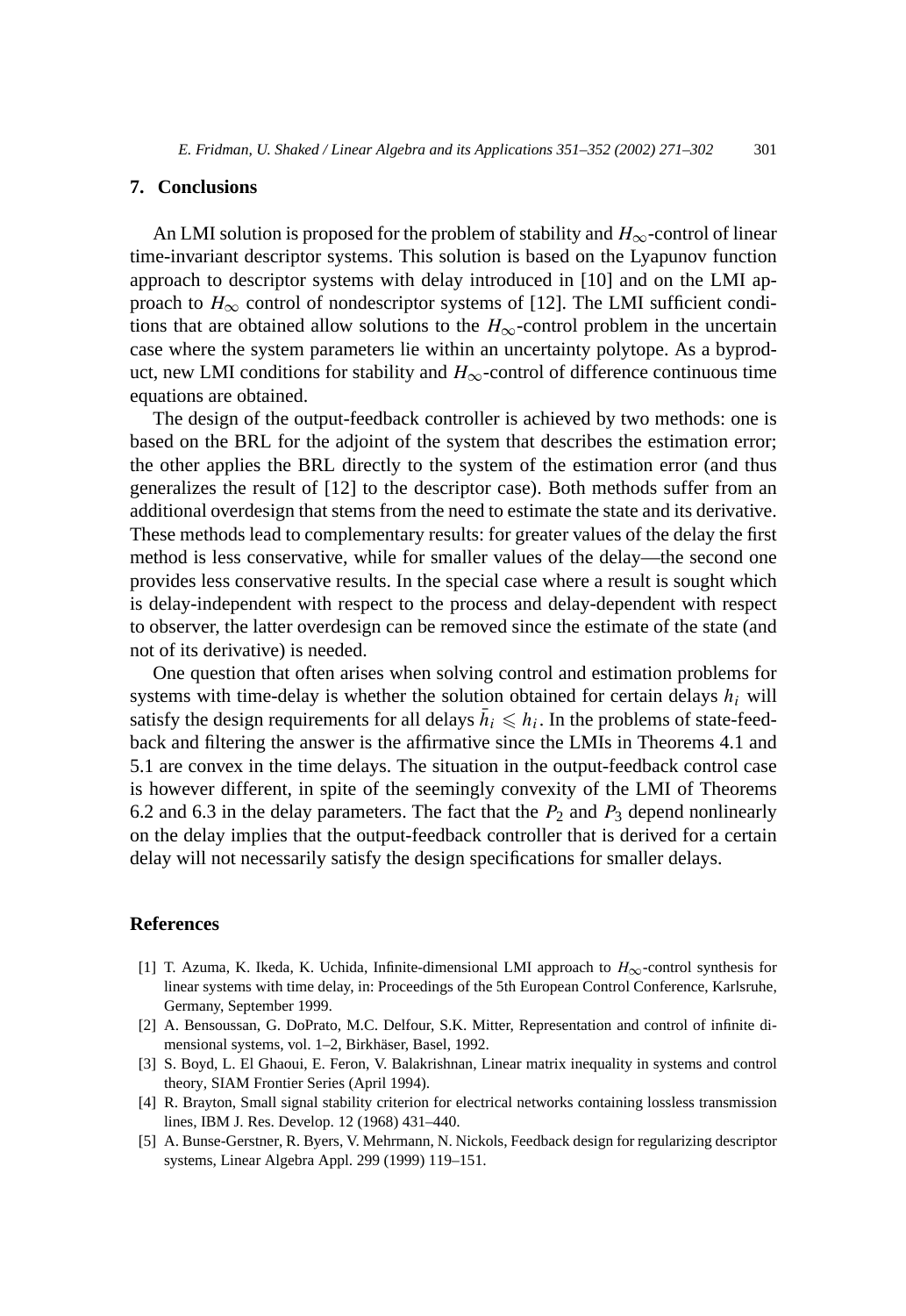## 7. Conclusions

An LMI solution is proposed for the problem of stability and $H_\infty$-control of linear time-invariant descriptor systems. This solution is based on the Lyapunov function approach to descriptor systems with delay introduced in [10] and on the LMI approach to $H_\infty$ control of nondescriptor systems of [12]. The LMI sufficient conditions that are obtained allow solutions to the $H_\infty$-control problem in the uncertain case where the system parameters lie within an uncertainty polytope. As a byproduct, new LMI conditions for stability and $H_\infty$-control of difference continuous time equations are obtained.

The design of the output-feedback controller is achieved by two methods: one is based on the BRL for the adjoint of the system that describes the estimation error; the other applies the BRL directly to the system of the estimation error (and thus generalizes the result of [12] to the descriptor case). Both methods suffer from an additional overdesign that stems from the need to estimate the state and its derivative. These methods lead to complementary results: for greater values of the delay the first method is less conservative, while for smaller values of the delay—the second one provides less conservative results. In the special case where a result is sought which is delay-independent with respect to the process and delay-dependent with respect to observer, the latter overdesign can be removed since the estimate of the state (and not of its derivative) is needed.

One question that often arises when solving control and estimation problems for systems with time-delay is whether the solution obtained for certain delays $h_i$ will satisfy the design requirements for all delays $\bar{h}_i \leqslant h_i$. In the problems of state-feedback and filtering the answer is the affirmative since the LMIs in Theorems 4.1 and 5.1 are convex in the time delays. The situation in the output-feedback control case is however different, in spite of the seemingly convexity of the LMI of Theorems 6.2 and 6.3 in the delay parameters. The fact that the $P_2$ and $P_3$ depend nonlinearly on the delay implies that the output-feedback controller that is derived for a certain delay will not necessarily satisfy the design specifications for smaller delays.

## References

[1] T. Azuma, K. Ikeda, K. Uchida, Infinite-dimensional LMI approach to $H_\infty$-control synthesis for linear systems with time delay, in: Proceedings of the 5th European Control Conference, Karlsruhe, Germany, September 1999.

[2] A. Bensoussan, G. DoPrato, M.C. Delfour, S.K. Mitter, Representation and control of infinite dimensional systems, vol. 1–2, Birkhäser, Basel, 1992.

[3] S. Boyd, L. El Ghaoui, E. Feron, V. Balakrishnan, Linear matrix inequality in systems and control theory, SIAM Frontier Series (April 1994).

[4] R. Brayton, Small signal stability criterion for electrical networks containing lossless transmission lines, IBM J. Res. Develop. 12 (1968) 431–440.

[5] A. Bunse-Gerstner, R. Byers, V. Mehrmann, N. Nickols, Feedback design for regularizing descriptor systems, Linear Algebra Appl. 299 (1999) 119–151.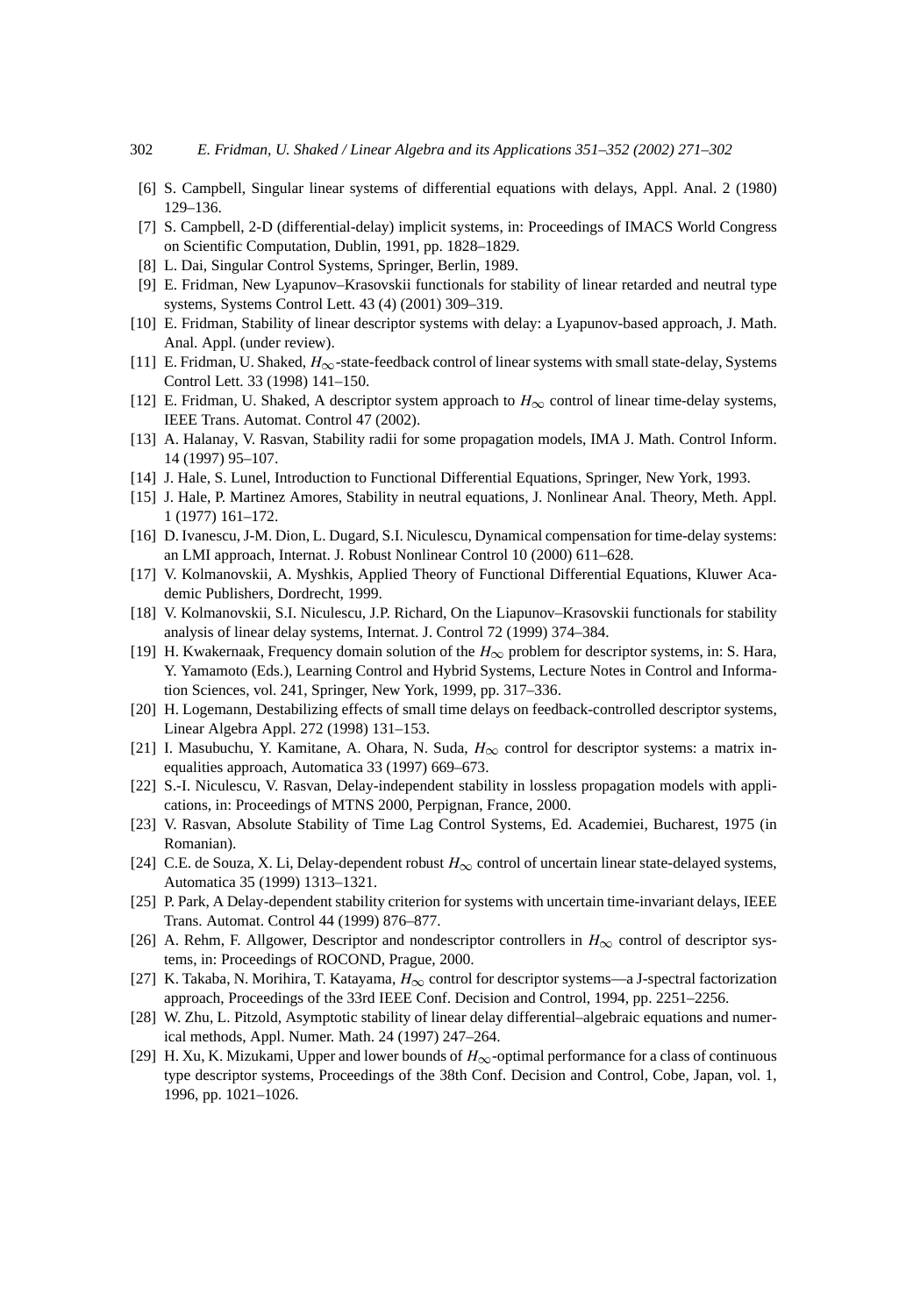[6] S. Campbell, Singular linear systems of differential equations with delays, Appl. Anal. 2 (1980) 129–136.

[7] S. Campbell, 2-D (differential-delay) implicit systems, in: Proceedings of IMACS World Congress on Scientific Computation, Dublin, 1991, pp. 1828–1829.

[8] L. Dai, Singular Control Systems, Springer, Berlin, 1989.

[9] E. Fridman, New Lyapunov–Krasovskii functionals for stability of linear retarded and neutral type systems, Systems Control Lett. 43 (4) (2001) 309–319.

[10] E. Fridman, Stability of linear descriptor systems with delay: a Lyapunov-based approach, J. Math. Anal. Appl. (under review).

[11] E. Fridman, U. Shaked, $H_\infty$-state-feedback control of linear systems with small state-delay, Systems Control Lett. 33 (1998) 141–150.

[12] E. Fridman, U. Shaked, A descriptor system approach to $H_\infty$ control of linear time-delay systems, IEEE Trans. Automat. Control 47 (2002).

[13] A. Halanay, V. Rasvan, Stability radii for some propagation models, IMA J. Math. Control Inform. 14 (1997) 95–107.

[14] J. Hale, S. Lunel, Introduction to Functional Differential Equations, Springer, New York, 1993.

[15] J. Hale, P. Martinez Amores, Stability in neutral equations, J. Nonlinear Anal. Theory, Meth. Appl. 1 (1977) 161–172.

[16] D. Ivanescu, J-M. Dion, L. Dugard, S.I. Niculescu, Dynamical compensation for time-delay systems: an LMI approach, Internat. J. Robust Nonlinear Control 10 (2000) 611–628.

[17] V. Kolmanovskii, A. Myshkis, Applied Theory of Functional Differential Equations, Kluwer Academic Publishers, Dordrecht, 1999.

[18] V. Kolmanovskii, S.I. Niculescu, J.P. Richard, On the Liapunov–Krasovskii functionals for stability analysis of linear delay systems, Internat. J. Control 72 (1999) 374–384.

[19] H. Kwakernaak, Frequency domain solution of the $H_\infty$ problem for descriptor systems, in: S. Hara, Y. Yamamoto (Eds.), Learning Control and Hybrid Systems, Lecture Notes in Control and Information Sciences, vol. 241, Springer, New York, 1999, pp. 317–336.

[20] H. Logemann, Destabilizing effects of small time delays on feedback-controlled descriptor systems, Linear Algebra Appl. 272 (1998) 131–153.

[21] I. Masubuchu, Y. Kamitane, A. Ohara, N. Suda, $H_\infty$ control for descriptor systems: a matrix inequalities approach, Automatica 33 (1997) 669–673.

[22] S.-I. Niculescu, V. Rasvan, Delay-independent stability in lossless propagation models with applications, in: Proceedings of MTNS 2000, Perpignan, France, 2000.

[23] V. Rasvan, Absolute Stability of Time Lag Control Systems, Ed. Academiei, Bucharest, 1975 (in Romanian).

[24] C.E. de Souza, X. Li, Delay-dependent robust $H_\infty$ control of uncertain linear state-delayed systems, Automatica 35 (1999) 1313–1321.

[25] P. Park, A Delay-dependent stability criterion for systems with uncertain time-invariant delays, IEEE Trans. Automat. Control 44 (1999) 876–877.

[26] A. Rehm, F. Allgower, Descriptor and nondescriptor controllers in $H_\infty$ control of descriptor systems, in: Proceedings of ROCOND, Prague, 2000.

[27] K. Takaba, N. Morihira, T. Katayama, $H_\infty$ control for descriptor systems—a J-spectral factorization approach, Proceedings of the 33rd IEEE Conf. Decision and Control, 1994, pp. 2251–2256.

[28] W. Zhu, L. Pitzold, Asymptotic stability of linear delay differential–algebraic equations and numerical methods, Appl. Numer. Math. 24 (1997) 247–264.

[29] H. Xu, K. Mizukami, Upper and lower bounds of $H_\infty$-optimal performance for a class of continuous type descriptor systems, Proceedings of the 38th Conf. Decision and Control, Cobe, Japan, vol. 1, 1996, pp. 1021–1026.